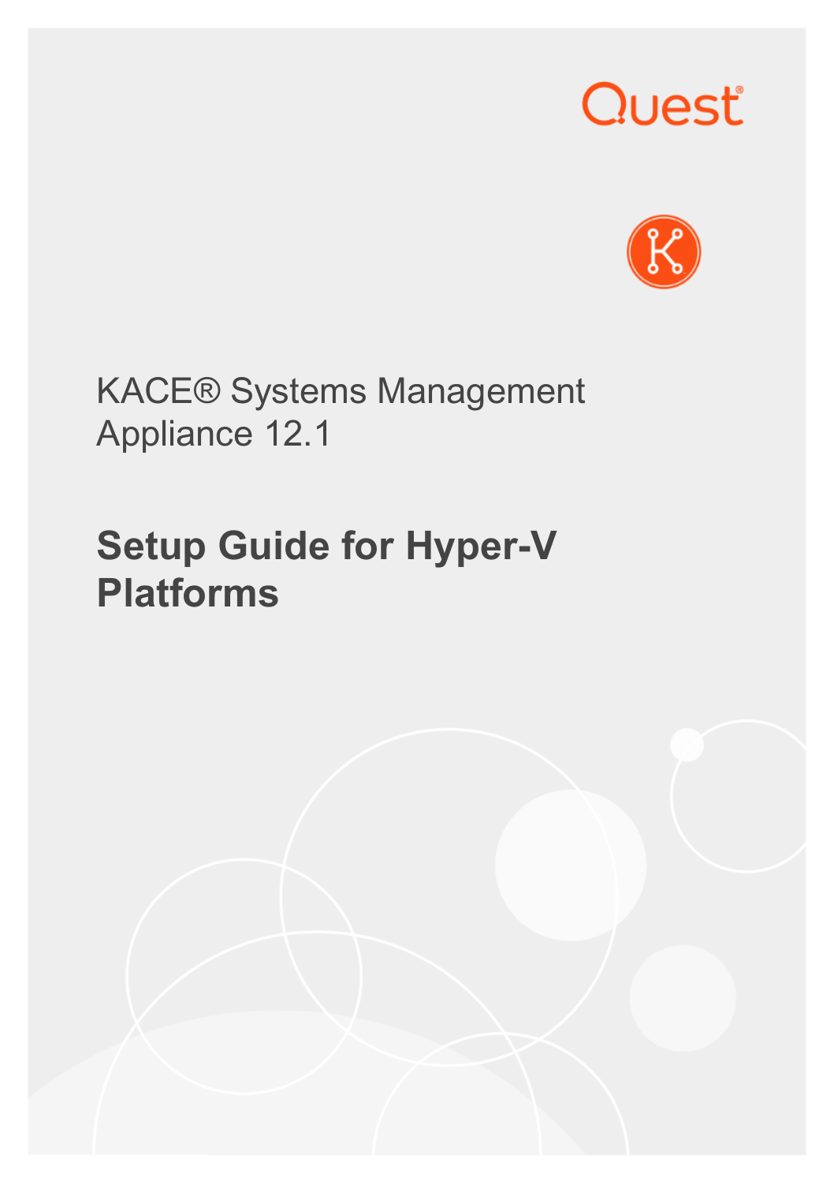Quest

KACE® Systems Management Appliance 12.1

# Setup Guide for Hyper-V Platforms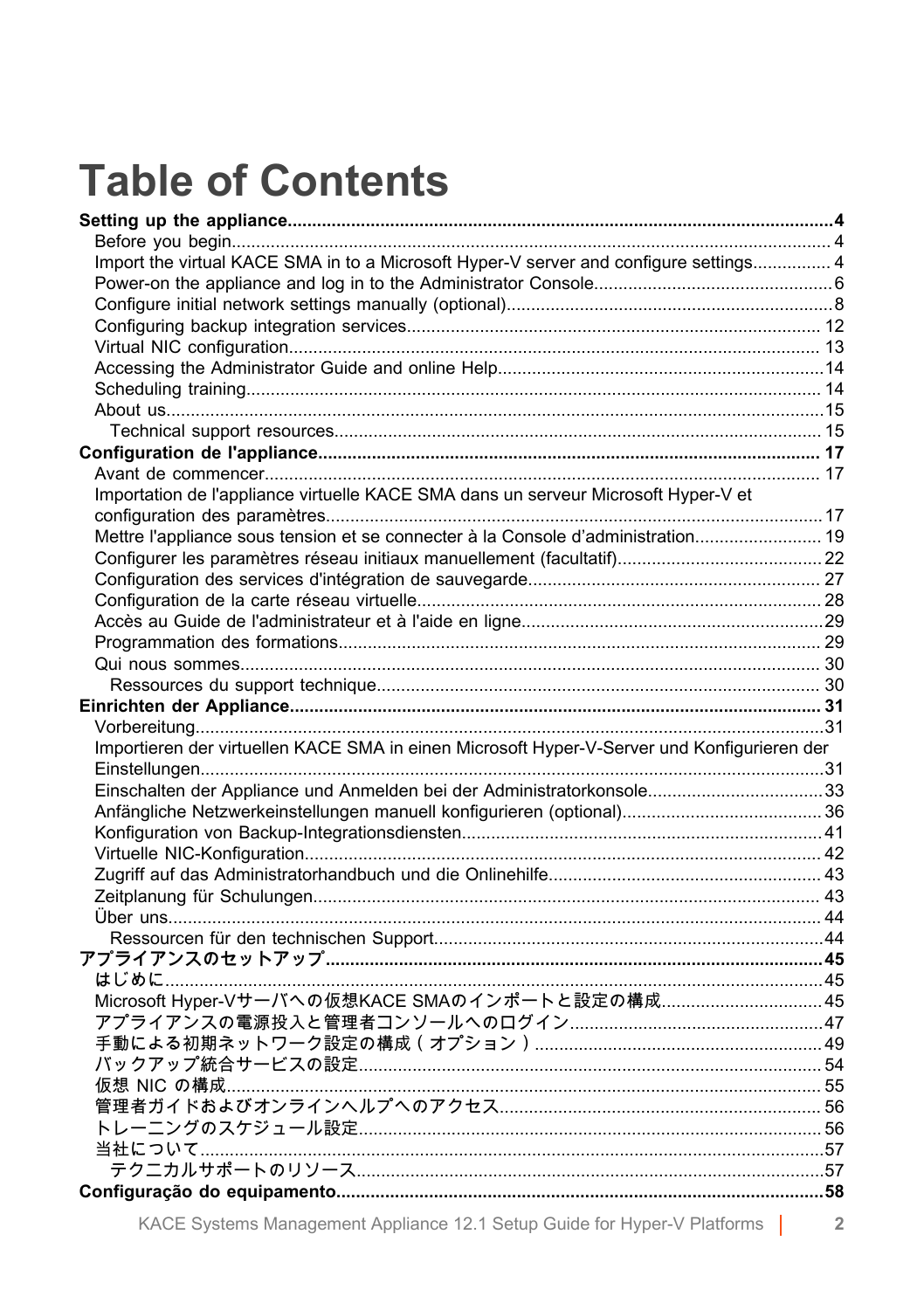# Table of Contents

**Setting up the appliance....4**

- Before you begin....4
- Import the virtual KACE SMA in to a Microsoft Hyper-V server and configure settings....4
- Power-on the appliance and log in to the Administrator Console....6
- Configure initial network settings manually (optional)....8
- Configuring backup integration services....12
- Virtual NIC configuration....13
- Accessing the Administrator Guide and online Help....14
- Scheduling training....14
- About us....15
  - Technical support resources....15

**Configuration de l'appliance....17**

- Avant de commencer....17
- Importation de l'appliance virtuelle KACE SMA dans un serveur Microsoft Hyper-V et configuration des paramètres....17
- Mettre l'appliance sous tension et se connecter à la Console d'administration....19
- Configurer les paramètres réseau initiaux manuellement (facultatif)....22
- Configuration des services d'intégration de sauvegarde....27
- Configuration de la carte réseau virtuelle....28
- Accès au Guide de l'administrateur et à l'aide en ligne....29
- Programmation des formations....29
- Qui nous sommes....30
  - Ressources du support technique....30

**Einrichten der Appliance....31**

- Vorbereitung....31
- Importieren der virtuellen KACE SMA in einen Microsoft Hyper-V-Server und Konfigurieren der Einstellungen....31
- Einschalten der Appliance und Anmelden bei der Administratorkonsole....33
- Anfängliche Netzwerkeinstellungen manuell konfigurieren (optional)....36
- Konfiguration von Backup-Integrationsdiensten....41
- Virtuelle NIC-Konfiguration....42
- Zugriff auf das Administratorhandbuch und die Onlinehilfe....43
- Zeitplanung für Schulungen....43
- Über uns....44
  - Ressourcen für den technischen Support....44

**アプライアンスのセットアップ....45**

- はじめに....45
- Microsoft Hyper-Vサーバへの仮想KACE SMAのインポートと設定の構成....45
- アプライアンスの電源投入と管理者コンソールへのログイン....47
- 手動による初期ネットワーク設定の構成（オプション）....49
- バックアップ統合サービスの設定....54
- 仮想 NIC の構成....55
- 管理者ガイドおよびオンラインヘルプへのアクセス....56
- トレーニングのスケジュール設定....56
- 当社について....57
  - テクニカルサポートのリソース....57

**Configuração do equipamento....58**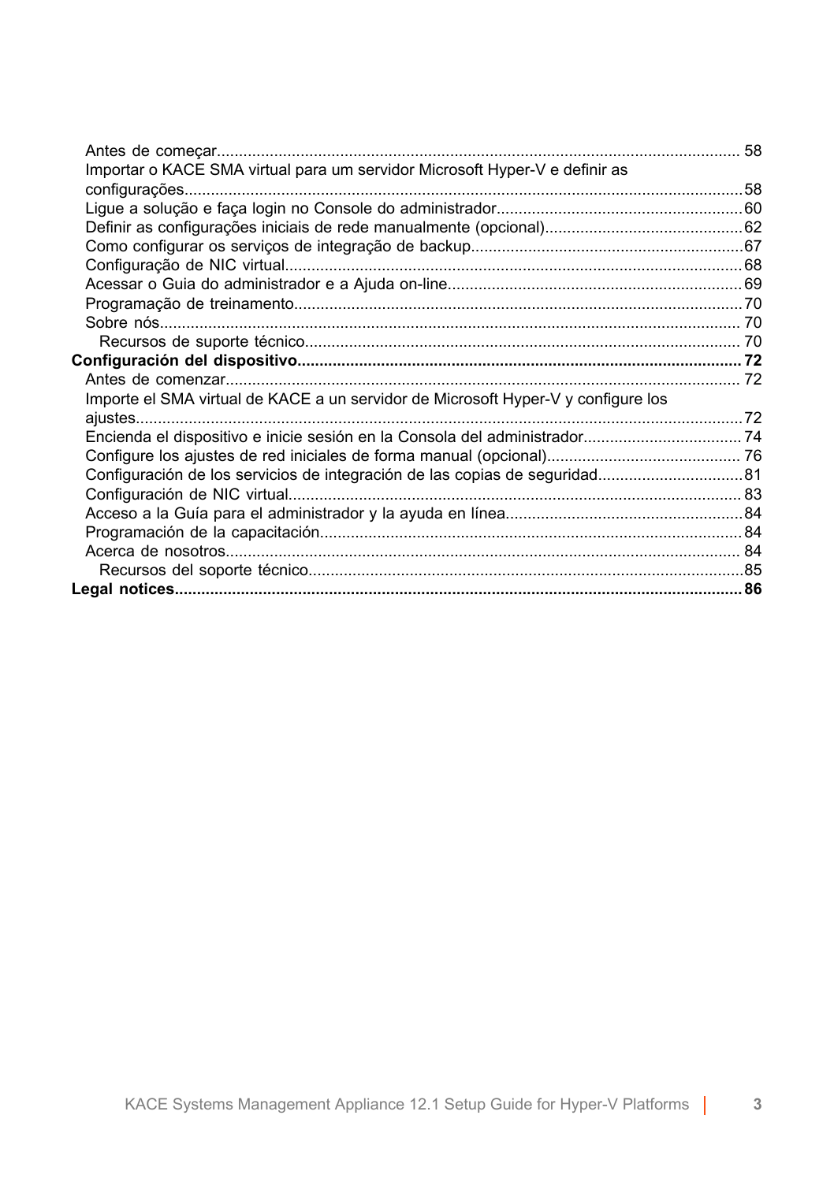Antes de começar ... 58
Importar o KACE SMA virtual para um servidor Microsoft Hyper-V e definir as configurações ... 58
Ligue a solução e faça login no Console do administrador ... 60
Definir as configurações iniciais de rede manualmente (opcional) ... 62
Como configurar os serviços de integração de backup ... 67
Configuração de NIC virtual ... 68
Acessar o Guia do administrador e a Ajuda on-line ... 69
Programação de treinamento ... 70
Sobre nós ... 70
Recursos de suporte técnico ... 70

**Configuración del dispositivo ... 72**

Antes de comenzar ... 72
Importe el SMA virtual de KACE a un servidor de Microsoft Hyper-V y configure los ajustes ... 72
Encienda el dispositivo e inicie sesión en la Consola del administrador ... 74
Configure los ajustes de red iniciales de forma manual (opcional) ... 76
Configuración de los servicios de integración de las copias de seguridad ... 81
Configuración de NIC virtual ... 83
Acceso a la Guía para el administrador y la ayuda en línea ... 84
Programación de la capacitación ... 84
Acerca de nosotros ... 84
Recursos del soporte técnico ... 85

**Legal notices ... 86**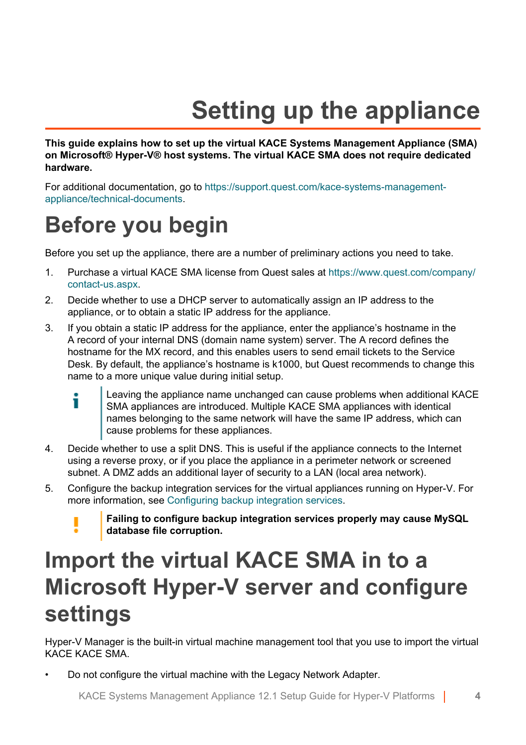# Setting up the appliance

**This guide explains how to set up the virtual KACE Systems Management Appliance (SMA) on Microsoft® Hyper-V® host systems. The virtual KACE SMA does not require dedicated hardware.**

For additional documentation, go to https://support.quest.com/kace-systems-management-appliance/technical-documents.

## Before you begin

Before you set up the appliance, there are a number of preliminary actions you need to take.

1. Purchase a virtual KACE SMA license from Quest sales at https://www.quest.com/company/contact-us.aspx.
2. Decide whether to use a DHCP server to automatically assign an IP address to the appliance, or to obtain a static IP address for the appliance.
3. If you obtain a static IP address for the appliance, enter the appliance's hostname in the A record of your internal DNS (domain name system) server. The A record defines the hostname for the MX record, and this enables users to send email tickets to the Service Desk. By default, the appliance's hostname is k1000, but Quest recommends to change this name to a more unique value during initial setup.

   > Leaving the appliance name unchanged can cause problems when additional KACE SMA appliances are introduced. Multiple KACE SMA appliances with identical names belonging to the same network will have the same IP address, which can cause problems for these appliances.

4. Decide whether to use a split DNS. This is useful if the appliance connects to the Internet using a reverse proxy, or if you place the appliance in a perimeter network or screened subnet. A DMZ adds an additional layer of security to a LAN (local area network).
5. Configure the backup integration services for the virtual appliances running on Hyper-V. For more information, see Configuring backup integration services.

   > **Failing to configure backup integration services properly may cause MySQL database file corruption.**

## Import the virtual KACE SMA in to a Microsoft Hyper-V server and configure settings

Hyper-V Manager is the built-in virtual machine management tool that you use to import the virtual KACE KACE SMA.

- Do not configure the virtual machine with the Legacy Network Adapter.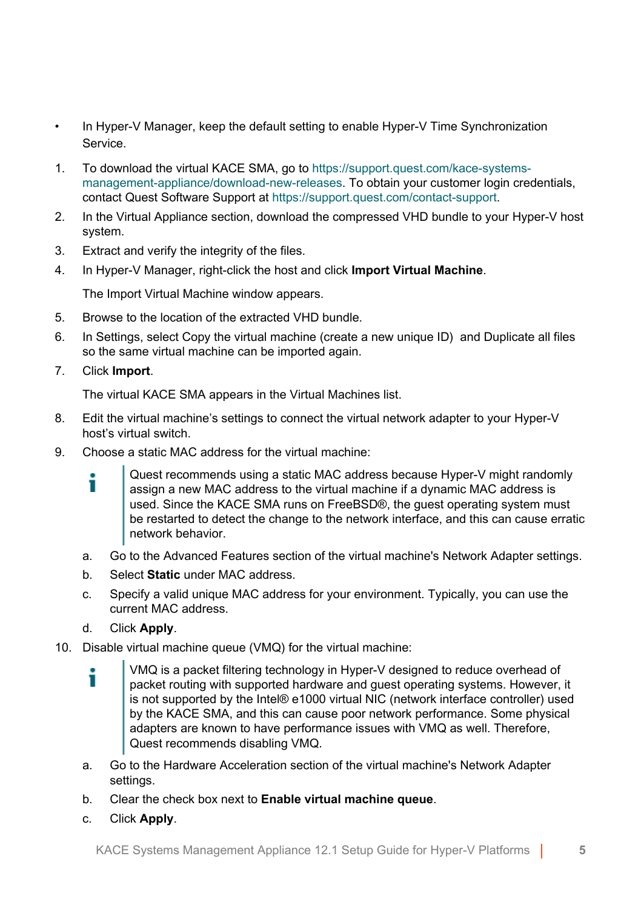- In Hyper-V Manager, keep the default setting to enable Hyper-V Time Synchronization Service.

1. To download the virtual KACE SMA, go to https://support.quest.com/kace-systems-management-appliance/download-new-releases. To obtain your customer login credentials, contact Quest Software Support at https://support.quest.com/contact-support.
2. In the Virtual Appliance section, download the compressed VHD bundle to your Hyper-V host system.
3. Extract and verify the integrity of the files.
4. In Hyper-V Manager, right-click the host and click **Import Virtual Machine**.

   The Import Virtual Machine window appears.
5. Browse to the location of the extracted VHD bundle.
6. In Settings, select Copy the virtual machine (create a new unique ID) and Duplicate all files so the same virtual machine can be imported again.
7. Click **Import**.

   The virtual KACE SMA appears in the Virtual Machines list.
8. Edit the virtual machine's settings to connect the virtual network adapter to your Hyper-V host's virtual switch.
9. Choose a static MAC address for the virtual machine:

   > Quest recommends using a static MAC address because Hyper-V might randomly assign a new MAC address to the virtual machine if a dynamic MAC address is used. Since the KACE SMA runs on FreeBSD®, the guest operating system must be restarted to detect the change to the network interface, and this can cause erratic network behavior.

   a. Go to the Advanced Features section of the virtual machine's Network Adapter settings.
   b. Select **Static** under MAC address.
   c. Specify a valid unique MAC address for your environment. Typically, you can use the current MAC address.
   d. Click **Apply**.
10. Disable virtual machine queue (VMQ) for the virtual machine:

    > VMQ is a packet filtering technology in Hyper-V designed to reduce overhead of packet routing with supported hardware and guest operating systems. However, it is not supported by the Intel® e1000 virtual NIC (network interface controller) used by the KACE SMA, and this can cause poor network performance. Some physical adapters are known to have performance issues with VMQ as well. Therefore, Quest recommends disabling VMQ.

    a. Go to the Hardware Acceleration section of the virtual machine's Network Adapter settings.
    b. Clear the check box next to **Enable virtual machine queue**.
    c. Click **Apply**.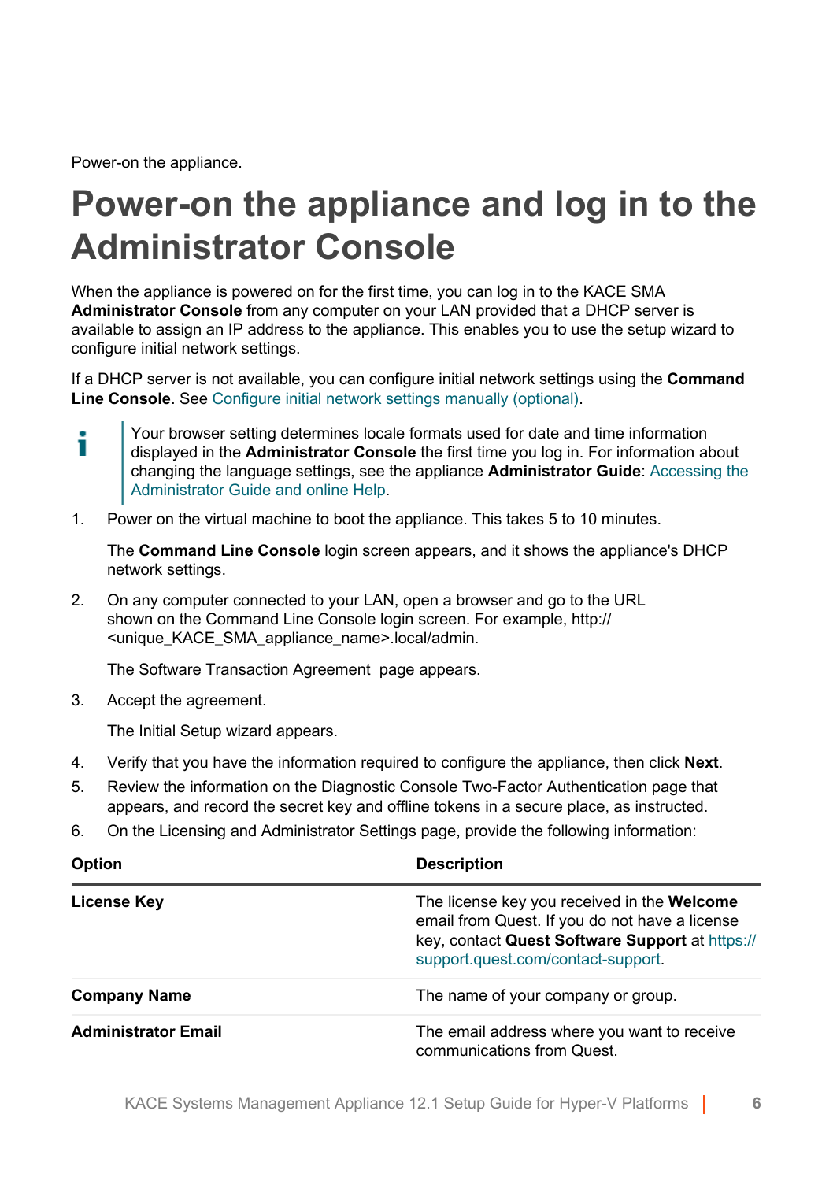Power-on the appliance.

# Power-on the appliance and log in to the Administrator Console

When the appliance is powered on for the first time, you can log in to the KACE SMA **Administrator Console** from any computer on your LAN provided that a DHCP server is available to assign an IP address to the appliance. This enables you to use the setup wizard to configure initial network settings.

If a DHCP server is not available, you can configure initial network settings using the **Command Line Console**. See Configure initial network settings manually (optional).

> Your browser setting determines locale formats used for date and time information displayed in the **Administrator Console** the first time you log in. For information about changing the language settings, see the appliance **Administrator Guide**: Accessing the Administrator Guide and online Help.

1. Power on the virtual machine to boot the appliance. This takes 5 to 10 minutes.

   The **Command Line Console** login screen appears, and it shows the appliance's DHCP network settings.

2. On any computer connected to your LAN, open a browser and go to the URL shown on the Command Line Console login screen. For example, http://<unique_KACE_SMA_appliance_name>.local/admin.

   The Software Transaction Agreement page appears.

3. Accept the agreement.

   The Initial Setup wizard appears.

4. Verify that you have the information required to configure the appliance, then click **Next**.
5. Review the information on the Diagnostic Console Two-Factor Authentication page that appears, and record the secret key and offline tokens in a secure place, as instructed.
6. On the Licensing and Administrator Settings page, provide the following information:

| Option | Description |
|---|---|
| **License Key** | The license key you received in the **Welcome** email from Quest. If you do not have a license key, contact **Quest Software Support** at https://support.quest.com/contact-support. |
| **Company Name** | The name of your company or group. |
| **Administrator Email** | The email address where you want to receive communications from Quest. |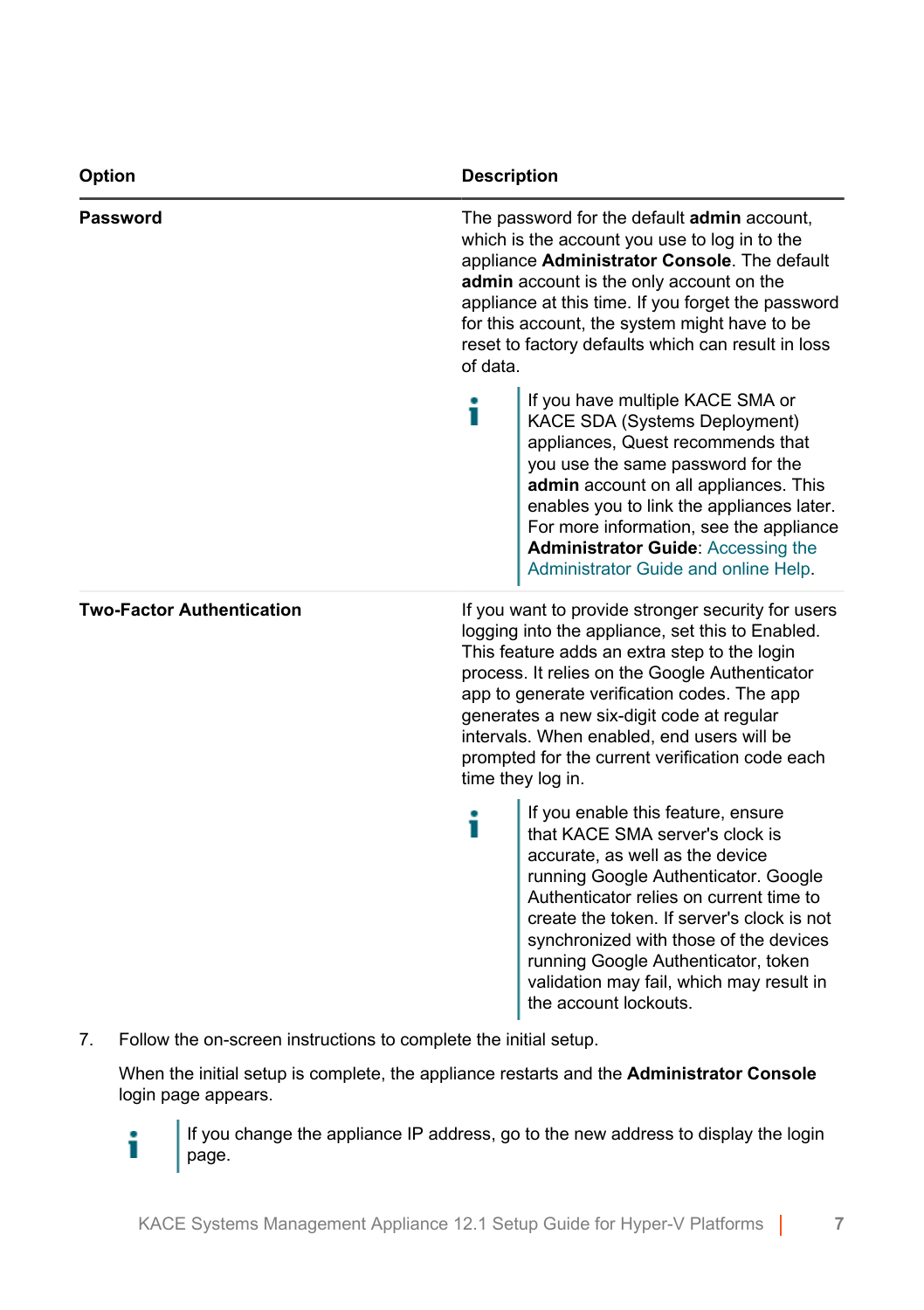| Option | Description |
| --- | --- |
| **Password** | The password for the default **admin** account, which is the account you use to log in to the appliance **Administrator Console**. The default **admin** account is the only account on the appliance at this time. If you forget the password for this account, the system might have to be reset to factory defaults which can result in loss of data.<br><br>If you have multiple KACE SMA or KACE SDA (Systems Deployment) appliances, Quest recommends that you use the same password for the **admin** account on all appliances. This enables you to link the appliances later. For more information, see the appliance **Administrator Guide**: Accessing the Administrator Guide and online Help. |
| **Two-Factor Authentication** | If you want to provide stronger security for users logging into the appliance, set this to Enabled. This feature adds an extra step to the login process. It relies on the Google Authenticator app to generate verification codes. The app generates a new six-digit code at regular intervals. When enabled, end users will be prompted for the current verification code each time they log in.<br><br>If you enable this feature, ensure that KACE SMA server's clock is accurate, as well as the device running Google Authenticator. Google Authenticator relies on current time to create the token. If server's clock is not synchronized with those of the devices running Google Authenticator, token validation may fail, which may result in the account lockouts. |

7. Follow the on-screen instructions to complete the initial setup.

   When the initial setup is complete, the appliance restarts and the **Administrator Console** login page appears.

   If you change the appliance IP address, go to the new address to display the login page.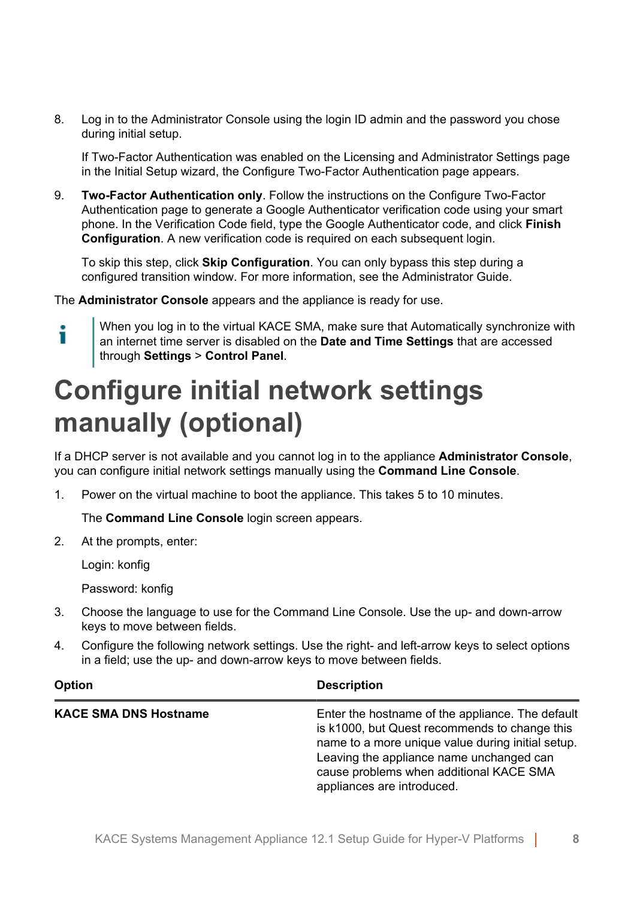8. Log in to the Administrator Console using the login ID admin and the password you chose during initial setup.

   If Two-Factor Authentication was enabled on the Licensing and Administrator Settings page in the Initial Setup wizard, the Configure Two-Factor Authentication page appears.

9. **Two-Factor Authentication only**. Follow the instructions on the Configure Two-Factor Authentication page to generate a Google Authenticator verification code using your smart phone. In the Verification Code field, type the Google Authenticator code, and click **Finish Configuration**. A new verification code is required on each subsequent login.

   To skip this step, click **Skip Configuration**. You can only bypass this step during a configured transition window. For more information, see the Administrator Guide.

The **Administrator Console** appears and the appliance is ready for use.

> When you log in to the virtual KACE SMA, make sure that Automatically synchronize with an internet time server is disabled on the **Date and Time Settings** that are accessed through **Settings** > **Control Panel**.

# Configure initial network settings manually (optional)

If a DHCP server is not available and you cannot log in to the appliance **Administrator Console**, you can configure initial network settings manually using the **Command Line Console**.

1. Power on the virtual machine to boot the appliance. This takes 5 to 10 minutes.

   The **Command Line Console** login screen appears.

2. At the prompts, enter:

   Login: konfig

   Password: konfig

3. Choose the language to use for the Command Line Console. Use the up- and down-arrow keys to move between fields.

4. Configure the following network settings. Use the right- and left-arrow keys to select options in a field; use the up- and down-arrow keys to move between fields.

| Option | Description |
|---|---|
| **KACE SMA DNS Hostname** | Enter the hostname of the appliance. The default is k1000, but Quest recommends to change this name to a more unique value during initial setup. Leaving the appliance name unchanged can cause problems when additional KACE SMA appliances are introduced. |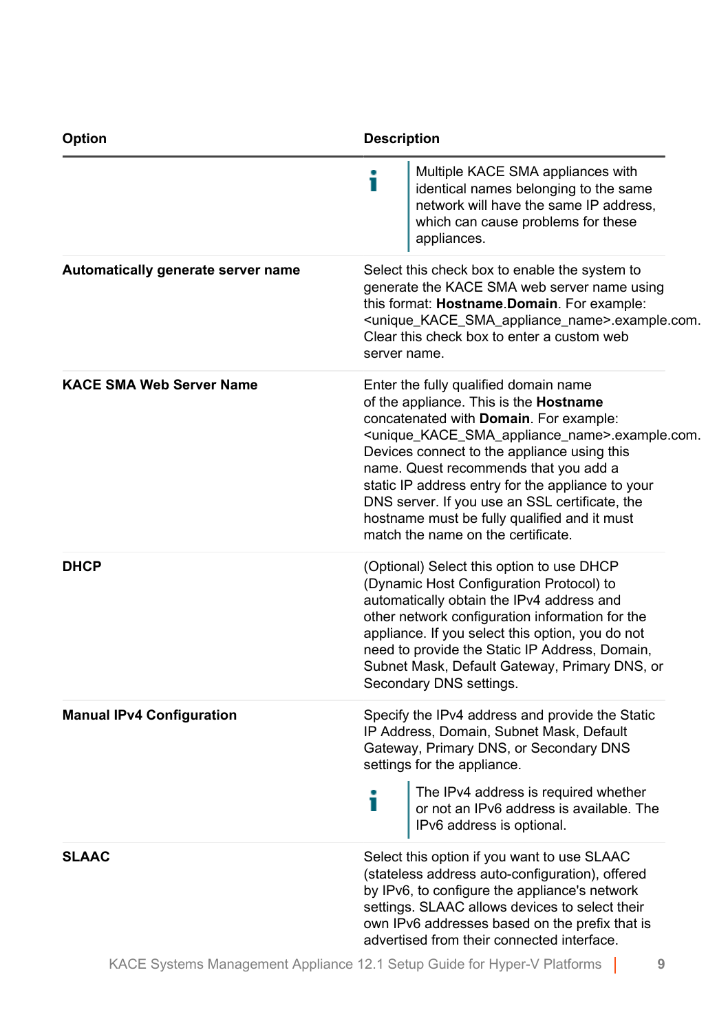| Option | Description |
| --- | --- |
| | Multiple KACE SMA appliances with identical names belonging to the same network will have the same IP address, which can cause problems for these appliances. |
| **Automatically generate server name** | Select this check box to enable the system to generate the KACE SMA web server name using this format: **Hostname**.**Domain**. For example: <unique_KACE_SMA_appliance_name>.example.com. Clear this check box to enter a custom web server name. |
| **KACE SMA Web Server Name** | Enter the fully qualified domain name of the appliance. This is the **Hostname** concatenated with **Domain**. For example: <unique_KACE_SMA_appliance_name>.example.com. Devices connect to the appliance using this name. Quest recommends that you add a static IP address entry for the appliance to your DNS server. If you use an SSL certificate, the hostname must be fully qualified and it must match the name on the certificate. |
| **DHCP** | (Optional) Select this option to use DHCP (Dynamic Host Configuration Protocol) to automatically obtain the IPv4 address and other network configuration information for the appliance. If you select this option, you do not need to provide the Static IP Address, Domain, Subnet Mask, Default Gateway, Primary DNS, or Secondary DNS settings. |
| **Manual IPv4 Configuration** | Specify the IPv4 address and provide the Static IP Address, Domain, Subnet Mask, Default Gateway, Primary DNS, or Secondary DNS settings for the appliance. <br><br> The IPv4 address is required whether or not an IPv6 address is available. The IPv6 address is optional. |
| **SLAAC** | Select this option if you want to use SLAAC (stateless address auto-configuration), offered by IPv6, to configure the appliance's network settings. SLAAC allows devices to select their own IPv6 addresses based on the prefix that is advertised from their connected interface. |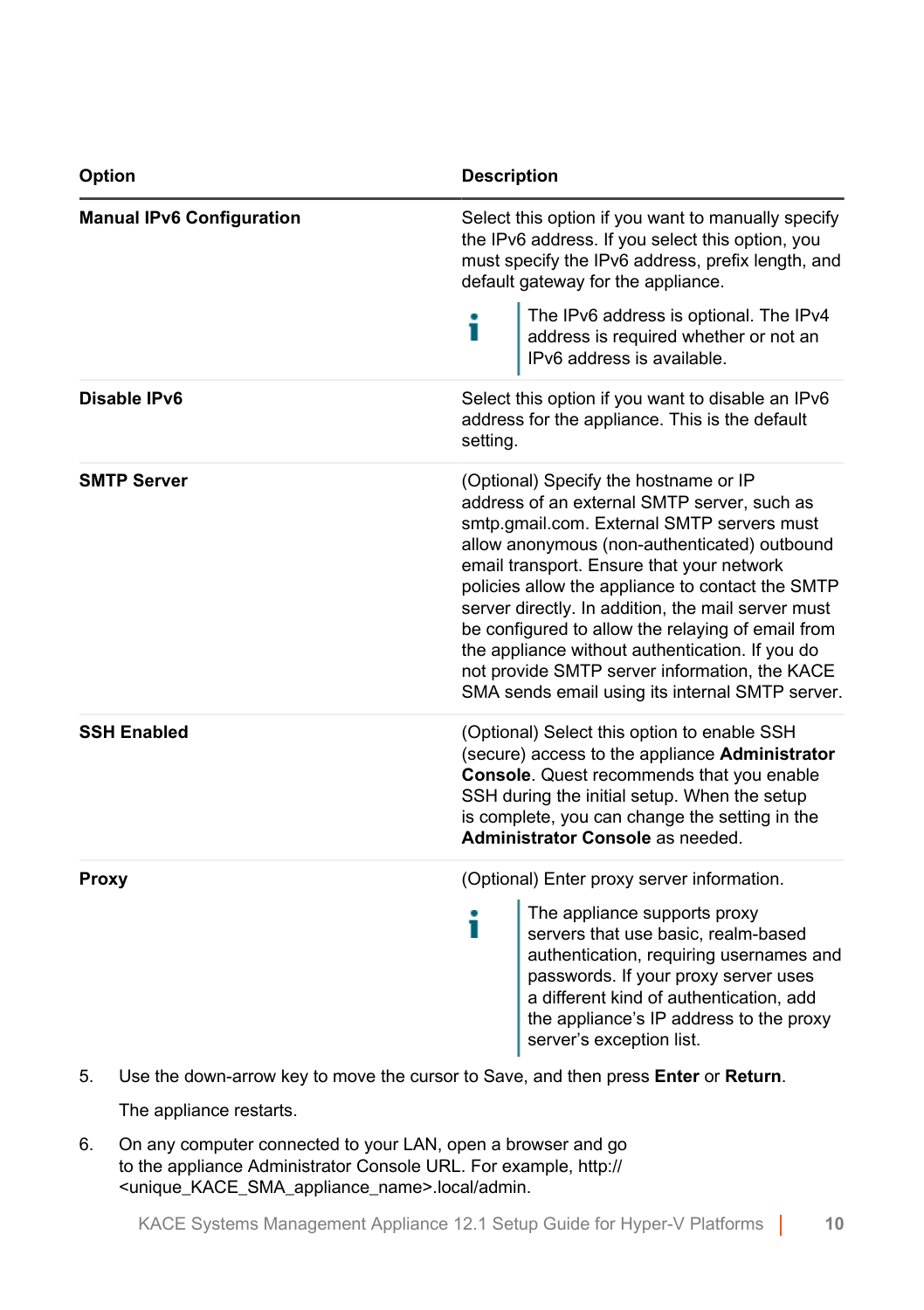| Option | Description |
| --- | --- |
| **Manual IPv6 Configuration** | Select this option if you want to manually specify the IPv6 address. If you select this option, you must specify the IPv6 address, prefix length, and default gateway for the appliance.<br><br>The IPv6 address is optional. The IPv4 address is required whether or not an IPv6 address is available. |
| **Disable IPv6** | Select this option if you want to disable an IPv6 address for the appliance. This is the default setting. |
| **SMTP Server** | (Optional) Specify the hostname or IP address of an external SMTP server, such as smtp.gmail.com. External SMTP servers must allow anonymous (non-authenticated) outbound email transport. Ensure that your network policies allow the appliance to contact the SMTP server directly. In addition, the mail server must be configured to allow the relaying of email from the appliance without authentication. If you do not provide SMTP server information, the KACE SMA sends email using its internal SMTP server. |
| **SSH Enabled** | (Optional) Select this option to enable SSH (secure) access to the appliance **Administrator Console**. Quest recommends that you enable SSH during the initial setup. When the setup is complete, you can change the setting in the **Administrator Console** as needed. |
| **Proxy** | (Optional) Enter proxy server information.<br><br>The appliance supports proxy servers that use basic, realm-based authentication, requiring usernames and passwords. If your proxy server uses a different kind of authentication, add the appliance's IP address to the proxy server's exception list. |

5. Use the down-arrow key to move the cursor to Save, and then press **Enter** or **Return**.

   The appliance restarts.

6. On any computer connected to your LAN, open a browser and go to the appliance Administrator Console URL. For example, http://<unique_KACE_SMA_appliance_name>.local/admin.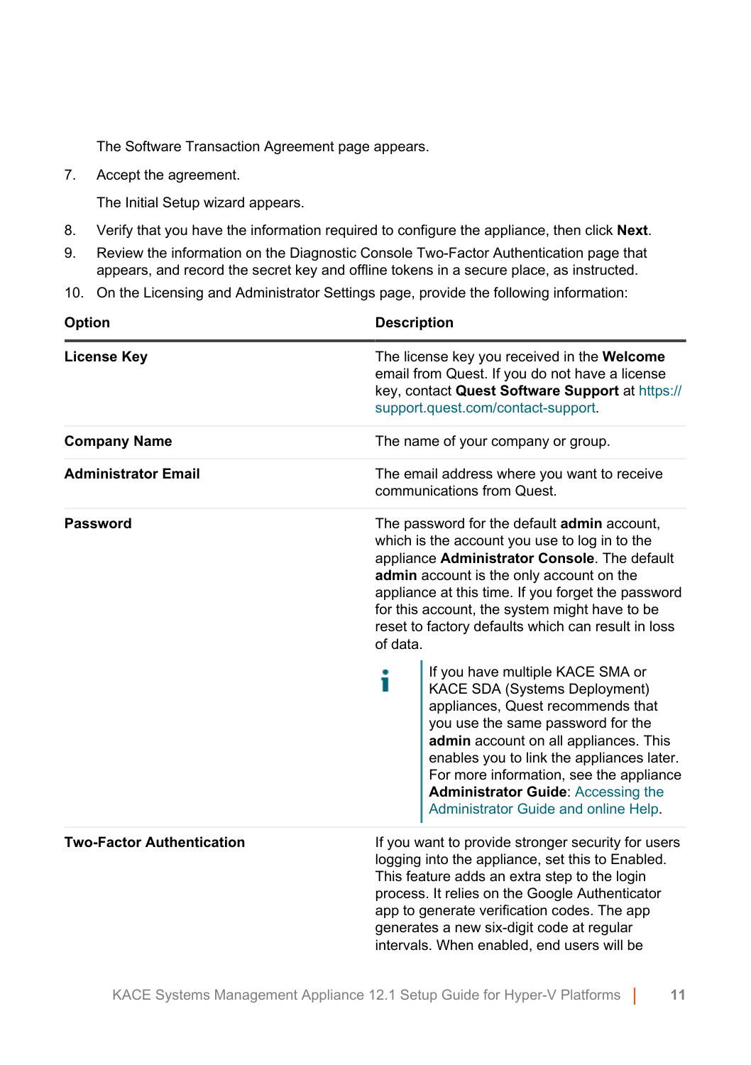The Software Transaction Agreement page appears.

7. Accept the agreement.

   The Initial Setup wizard appears.

8. Verify that you have the information required to configure the appliance, then click **Next**.
9. Review the information on the Diagnostic Console Two-Factor Authentication page that appears, and record the secret key and offline tokens in a secure place, as instructed.
10. On the Licensing and Administrator Settings page, provide the following information:

| Option | Description |
|---|---|
| **License Key** | The license key you received in the **Welcome** email from Quest. If you do not have a license key, contact **Quest Software Support** at https://support.quest.com/contact-support. |
| **Company Name** | The name of your company or group. |
| **Administrator Email** | The email address where you want to receive communications from Quest. |
| **Password** | The password for the default **admin** account, which is the account you use to log in to the appliance **Administrator Console**. The default **admin** account is the only account on the appliance at this time. If you forget the password for this account, the system might have to be reset to factory defaults which can result in loss of data. <br><br> If you have multiple KACE SMA or KACE SDA (Systems Deployment) appliances, Quest recommends that you use the same password for the **admin** account on all appliances. This enables you to link the appliances later. For more information, see the appliance **Administrator Guide**: Accessing the Administrator Guide and online Help. |
| **Two-Factor Authentication** | If you want to provide stronger security for users logging into the appliance, set this to Enabled. This feature adds an extra step to the login process. It relies on the Google Authenticator app to generate verification codes. The app generates a new six-digit code at regular intervals. When enabled, end users will be |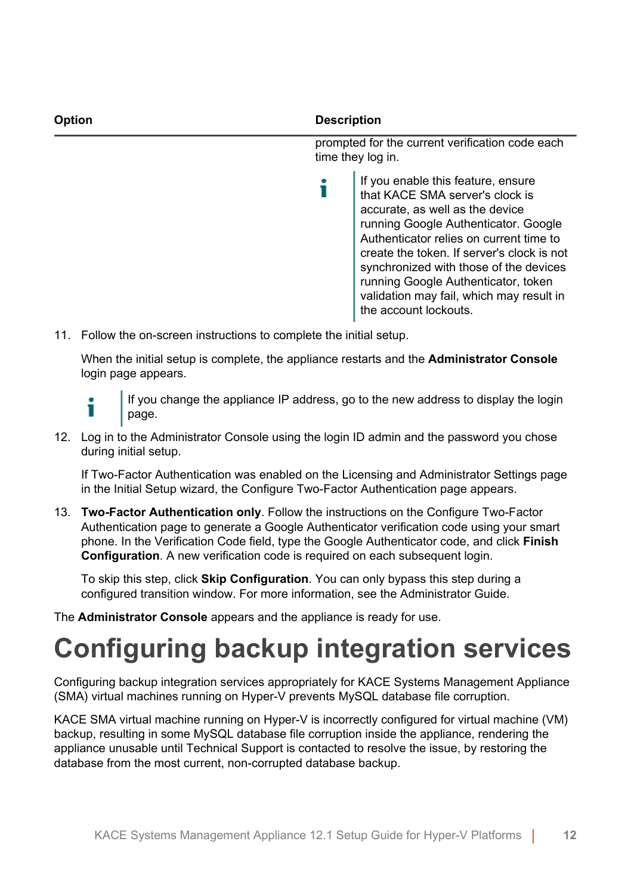| Option | Description |
| --- | --- |
| | prompted for the current verification code each time they log in.<br><br>If you enable this feature, ensure that KACE SMA server's clock is accurate, as well as the device running Google Authenticator. Google Authenticator relies on current time to create the token. If server's clock is not synchronized with those of the devices running Google Authenticator, token validation may fail, which may result in the account lockouts. |

11. Follow the on-screen instructions to complete the initial setup.

    When the initial setup is complete, the appliance restarts and the **Administrator Console** login page appears.

    If you change the appliance IP address, go to the new address to display the login page.

12. Log in to the Administrator Console using the login ID admin and the password you chose during initial setup.

    If Two-Factor Authentication was enabled on the Licensing and Administrator Settings page in the Initial Setup wizard, the Configure Two-Factor Authentication page appears.

13. **Two-Factor Authentication only**. Follow the instructions on the Configure Two-Factor Authentication page to generate a Google Authenticator verification code using your smart phone. In the Verification Code field, type the Google Authenticator code, and click **Finish Configuration**. A new verification code is required on each subsequent login.

    To skip this step, click **Skip Configuration**. You can only bypass this step during a configured transition window. For more information, see the Administrator Guide.

The **Administrator Console** appears and the appliance is ready for use.

# Configuring backup integration services

Configuring backup integration services appropriately for KACE Systems Management Appliance (SMA) virtual machines running on Hyper-V prevents MySQL database file corruption.

KACE SMA virtual machine running on Hyper-V is incorrectly configured for virtual machine (VM) backup, resulting in some MySQL database file corruption inside the appliance, rendering the appliance unusable until Technical Support is contacted to resolve the issue, by restoring the database from the most current, non-corrupted database backup.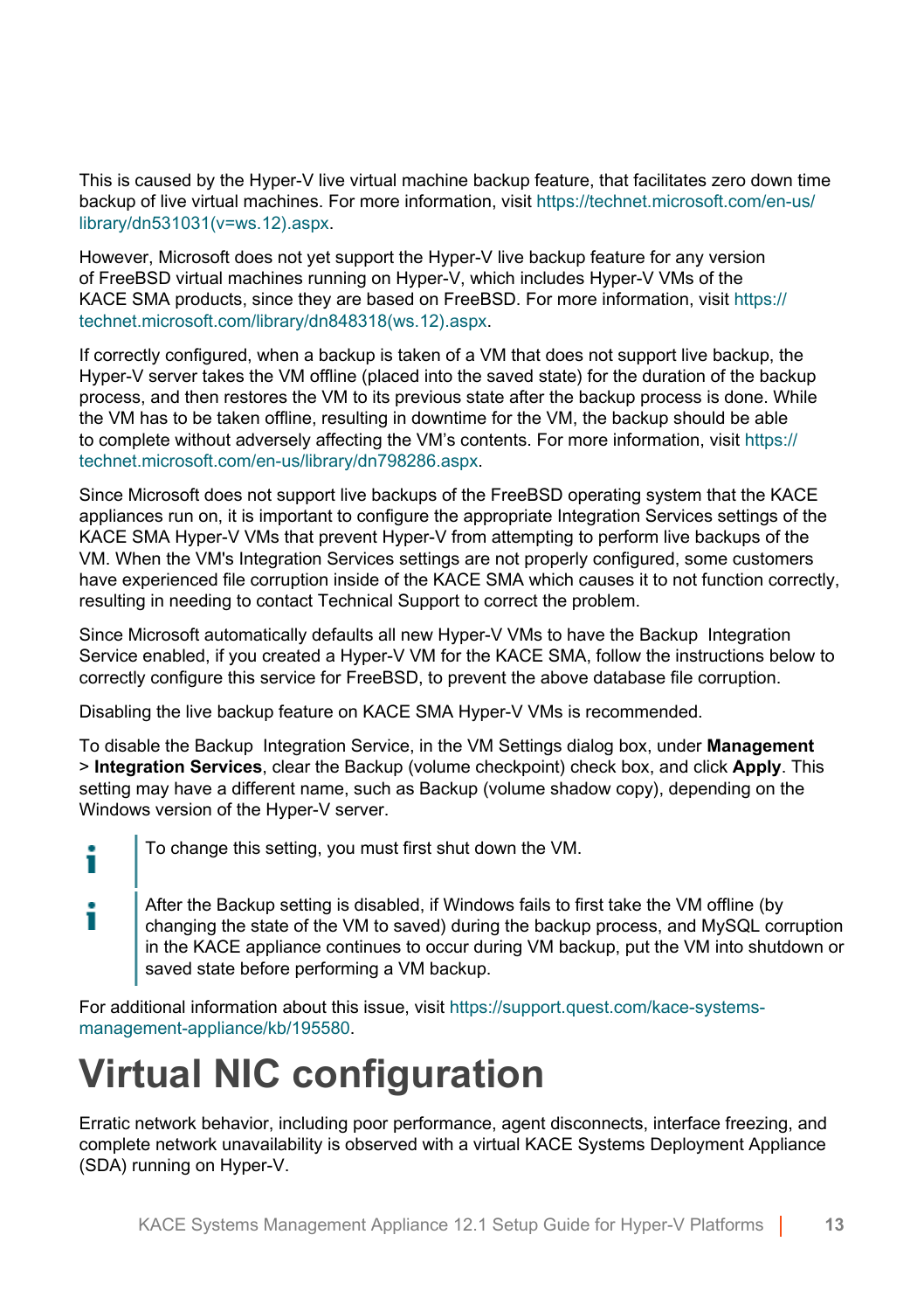This is caused by the Hyper-V live virtual machine backup feature, that facilitates zero down time backup of live virtual machines. For more information, visit https://technet.microsoft.com/en-us/library/dn531031(v=ws.12).aspx.

However, Microsoft does not yet support the Hyper-V live backup feature for any version of FreeBSD virtual machines running on Hyper-V, which includes Hyper-V VMs of the KACE SMA products, since they are based on FreeBSD. For more information, visit https://technet.microsoft.com/library/dn848318(ws.12).aspx.

If correctly configured, when a backup is taken of a VM that does not support live backup, the Hyper-V server takes the VM offline (placed into the saved state) for the duration of the backup process, and then restores the VM to its previous state after the backup process is done. While the VM has to be taken offline, resulting in downtime for the VM, the backup should be able to complete without adversely affecting the VM's contents. For more information, visit https://technet.microsoft.com/en-us/library/dn798286.aspx.

Since Microsoft does not support live backups of the FreeBSD operating system that the KACE appliances run on, it is important to configure the appropriate Integration Services settings of the KACE SMA Hyper-V VMs that prevent Hyper-V from attempting to perform live backups of the VM. When the VM's Integration Services settings are not properly configured, some customers have experienced file corruption inside of the KACE SMA which causes it to not function correctly, resulting in needing to contact Technical Support to correct the problem.

Since Microsoft automatically defaults all new Hyper-V VMs to have the Backup Integration Service enabled, if you created a Hyper-V VM for the KACE SMA, follow the instructions below to correctly configure this service for FreeBSD, to prevent the above database file corruption.

Disabling the live backup feature on KACE SMA Hyper-V VMs is recommended.

To disable the Backup Integration Service, in the VM Settings dialog box, under **Management** > **Integration Services**, clear the Backup (volume checkpoint) check box, and click **Apply**. This setting may have a different name, such as Backup (volume shadow copy), depending on the Windows version of the Hyper-V server.

> To change this setting, you must first shut down the VM.

> After the Backup setting is disabled, if Windows fails to first take the VM offline (by changing the state of the VM to saved) during the backup process, and MySQL corruption in the KACE appliance continues to occur during VM backup, put the VM into shutdown or saved state before performing a VM backup.

For additional information about this issue, visit https://support.quest.com/kace-systems-management-appliance/kb/195580.

# Virtual NIC configuration

Erratic network behavior, including poor performance, agent disconnects, interface freezing, and complete network unavailability is observed with a virtual KACE Systems Deployment Appliance (SDA) running on Hyper-V.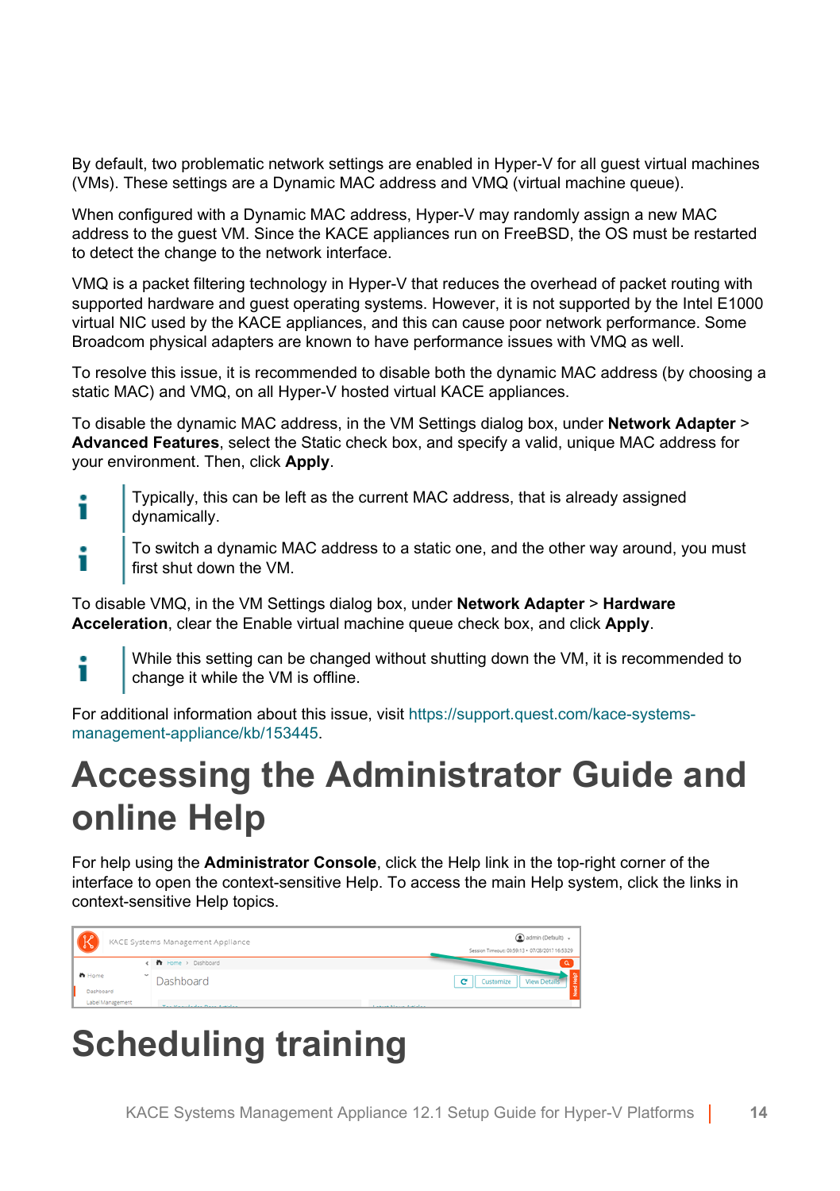By default, two problematic network settings are enabled in Hyper-V for all guest virtual machines (VMs). These settings are a Dynamic MAC address and VMQ (virtual machine queue).

When configured with a Dynamic MAC address, Hyper-V may randomly assign a new MAC address to the guest VM. Since the KACE appliances run on FreeBSD, the OS must be restarted to detect the change to the network interface.

VMQ is a packet filtering technology in Hyper-V that reduces the overhead of packet routing with supported hardware and guest operating systems. However, it is not supported by the Intel E1000 virtual NIC used by the KACE appliances, and this can cause poor network performance. Some Broadcom physical adapters are known to have performance issues with VMQ as well.

To resolve this issue, it is recommended to disable both the dynamic MAC address (by choosing a static MAC) and VMQ, on all Hyper-V hosted virtual KACE appliances.

To disable the dynamic MAC address, in the VM Settings dialog box, under **Network Adapter** > **Advanced Features**, select the Static check box, and specify a valid, unique MAC address for your environment. Then, click **Apply**.

> Typically, this can be left as the current MAC address, that is already assigned dynamically.

> To switch a dynamic MAC address to a static one, and the other way around, you must first shut down the VM.

To disable VMQ, in the VM Settings dialog box, under **Network Adapter** > **Hardware Acceleration**, clear the Enable virtual machine queue check box, and click **Apply**.

> While this setting can be changed without shutting down the VM, it is recommended to change it while the VM is offline.

For additional information about this issue, visit https://support.quest.com/kace-systems-management-appliance/kb/153445.

# Accessing the Administrator Guide and online Help

For help using the **Administrator Console**, click the Help link in the top-right corner of the interface to open the context-sensitive Help. To access the main Help system, click the links in context-sensitive Help topics.

# Scheduling training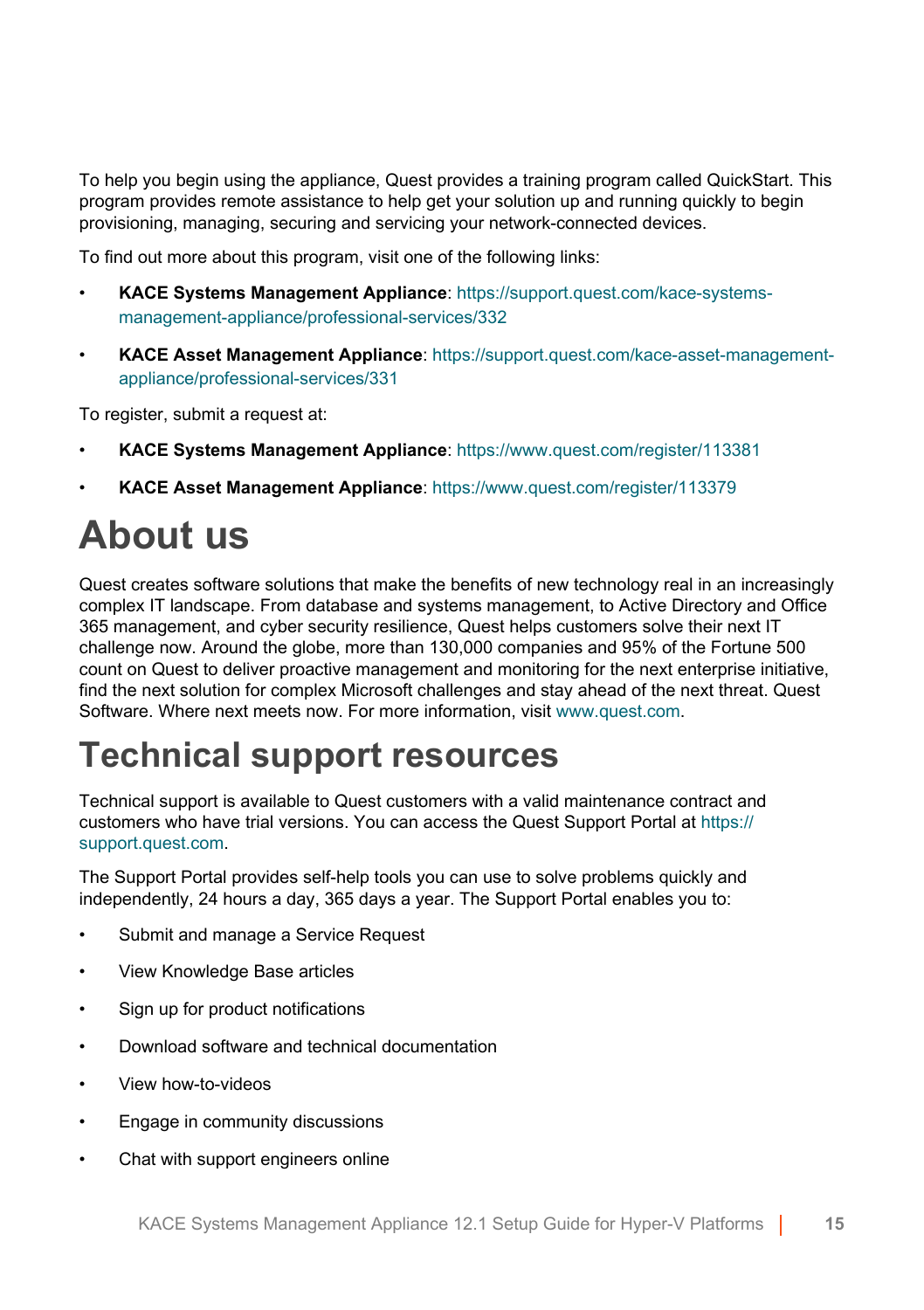To help you begin using the appliance, Quest provides a training program called QuickStart. This program provides remote assistance to help get your solution up and running quickly to begin provisioning, managing, securing and servicing your network-connected devices.

To find out more about this program, visit one of the following links:

- **KACE Systems Management Appliance**: https://support.quest.com/kace-systems-management-appliance/professional-services/332
- **KACE Asset Management Appliance**: https://support.quest.com/kace-asset-management-appliance/professional-services/331

To register, submit a request at:

- **KACE Systems Management Appliance**: https://www.quest.com/register/113381
- **KACE Asset Management Appliance**: https://www.quest.com/register/113379

# About us

Quest creates software solutions that make the benefits of new technology real in an increasingly complex IT landscape. From database and systems management, to Active Directory and Office 365 management, and cyber security resilience, Quest helps customers solve their next IT challenge now. Around the globe, more than 130,000 companies and 95% of the Fortune 500 count on Quest to deliver proactive management and monitoring for the next enterprise initiative, find the next solution for complex Microsoft challenges and stay ahead of the next threat. Quest Software. Where next meets now. For more information, visit www.quest.com.

# Technical support resources

Technical support is available to Quest customers with a valid maintenance contract and customers who have trial versions. You can access the Quest Support Portal at https://support.quest.com.

The Support Portal provides self-help tools you can use to solve problems quickly and independently, 24 hours a day, 365 days a year. The Support Portal enables you to:

- Submit and manage a Service Request
- View Knowledge Base articles
- Sign up for product notifications
- Download software and technical documentation
- View how-to-videos
- Engage in community discussions
- Chat with support engineers online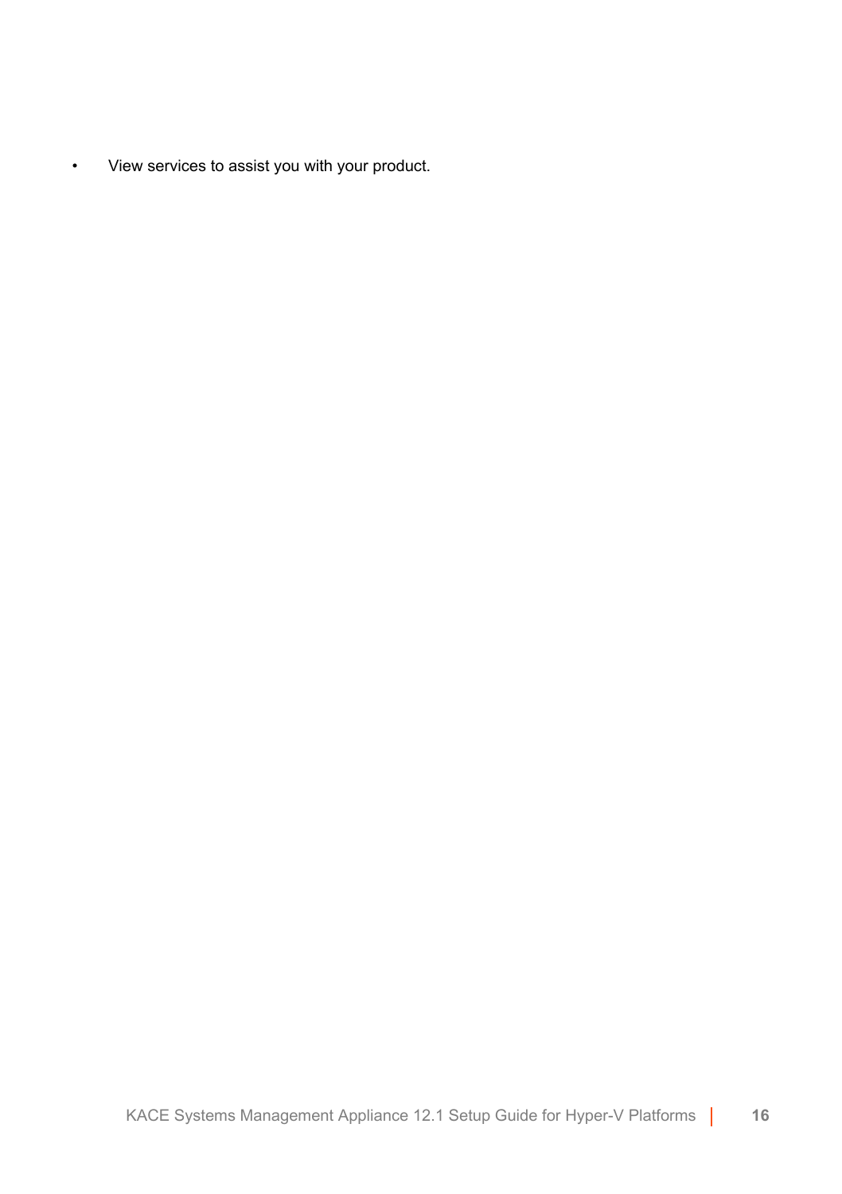- View services to assist you with your product.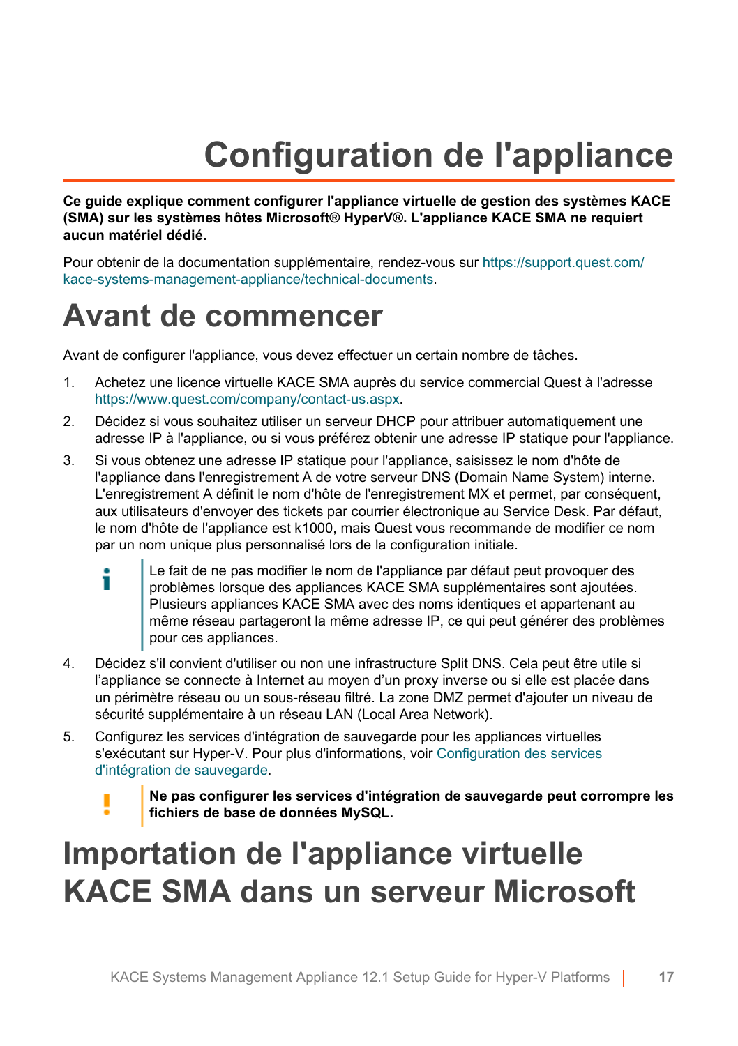# Configuration de l'appliance

**Ce guide explique comment configurer l'appliance virtuelle de gestion des systèmes KACE (SMA) sur les systèmes hôtes Microsoft® HyperV®. L'appliance KACE SMA ne requiert aucun matériel dédié.**

Pour obtenir de la documentation supplémentaire, rendez-vous sur https://support.quest.com/kace-systems-management-appliance/technical-documents.

## Avant de commencer

Avant de configurer l'appliance, vous devez effectuer un certain nombre de tâches.

1. Achetez une licence virtuelle KACE SMA auprès du service commercial Quest à l'adresse https://www.quest.com/company/contact-us.aspx.
2. Décidez si vous souhaitez utiliser un serveur DHCP pour attribuer automatiquement une adresse IP à l'appliance, ou si vous préférez obtenir une adresse IP statique pour l'appliance.
3. Si vous obtenez une adresse IP statique pour l'appliance, saisissez le nom d'hôte de l'appliance dans l'enregistrement A de votre serveur DNS (Domain Name System) interne. L'enregistrement A définit le nom d'hôte de l'enregistrement MX et permet, par conséquent, aux utilisateurs d'envoyer des tickets par courrier électronique au Service Desk. Par défaut, le nom d'hôte de l'appliance est k1000, mais Quest vous recommande de modifier ce nom par un nom unique plus personnalisé lors de la configuration initiale.

   > Le fait de ne pas modifier le nom de l'appliance par défaut peut provoquer des problèmes lorsque des appliances KACE SMA supplémentaires sont ajoutées. Plusieurs appliances KACE SMA avec des noms identiques et appartenant au même réseau partageront la même adresse IP, ce qui peut générer des problèmes pour ces appliances.

4. Décidez s'il convient d'utiliser ou non une infrastructure Split DNS. Cela peut être utile si l’appliance se connecte à Internet au moyen d’un proxy inverse ou si elle est placée dans un périmètre réseau ou un sous-réseau filtré. La zone DMZ permet d'ajouter un niveau de sécurité supplémentaire à un réseau LAN (Local Area Network).
5. Configurez les services d'intégration de sauvegarde pour les appliances virtuelles s'exécutant sur Hyper-V. Pour plus d'informations, voir Configuration des services d'intégration de sauvegarde.

   > **Ne pas configurer les services d'intégration de sauvegarde peut corrompre les fichiers de base de données MySQL.**

## Importation de l'appliance virtuelle KACE SMA dans un serveur Microsoft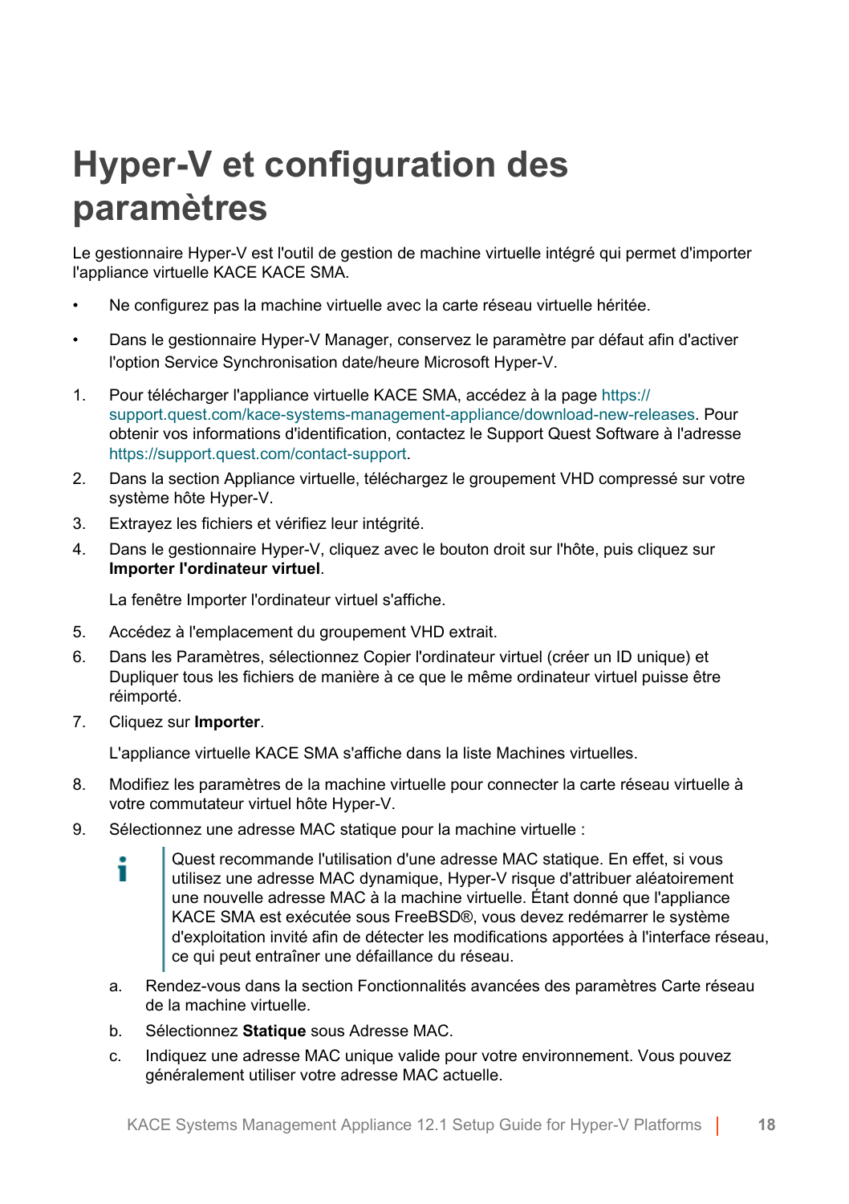# Hyper-V et configuration des paramètres

Le gestionnaire Hyper-V est l'outil de gestion de machine virtuelle intégré qui permet d'importer l'appliance virtuelle KACE KACE SMA.

- Ne configurez pas la machine virtuelle avec la carte réseau virtuelle héritée.
- Dans le gestionnaire Hyper-V Manager, conservez le paramètre par défaut afin d'activer l'option Service Synchronisation date/heure Microsoft Hyper-V.

1. Pour télécharger l'appliance virtuelle KACE SMA, accédez à la page https://support.quest.com/kace-systems-management-appliance/download-new-releases. Pour obtenir vos informations d'identification, contactez le Support Quest Software à l'adresse https://support.quest.com/contact-support.
2. Dans la section Appliance virtuelle, téléchargez le groupement VHD compressé sur votre système hôte Hyper-V.
3. Extrayez les fichiers et vérifiez leur intégrité.
4. Dans le gestionnaire Hyper-V, cliquez avec le bouton droit sur l'hôte, puis cliquez sur **Importer l'ordinateur virtuel**.

   La fenêtre Importer l'ordinateur virtuel s'affiche.
5. Accédez à l'emplacement du groupement VHD extrait.
6. Dans les Paramètres, sélectionnez Copier l'ordinateur virtuel (créer un ID unique) et Dupliquer tous les fichiers de manière à ce que le même ordinateur virtuel puisse être réimporté.
7. Cliquez sur **Importer**.

   L'appliance virtuelle KACE SMA s'affiche dans la liste Machines virtuelles.
8. Modifiez les paramètres de la machine virtuelle pour connecter la carte réseau virtuelle à votre commutateur virtuel hôte Hyper-V.
9. Sélectionnez une adresse MAC statique pour la machine virtuelle :

   > Quest recommande l'utilisation d'une adresse MAC statique. En effet, si vous utilisez une adresse MAC dynamique, Hyper-V risque d'attribuer aléatoirement une nouvelle adresse MAC à la machine virtuelle. Étant donné que l'appliance KACE SMA est exécutée sous FreeBSD®, vous devez redémarrer le système d'exploitation invité afin de détecter les modifications apportées à l'interface réseau, ce qui peut entraîner une défaillance du réseau.

   a. Rendez-vous dans la section Fonctionnalités avancées des paramètres Carte réseau de la machine virtuelle.

   b. Sélectionnez **Statique** sous Adresse MAC.

   c. Indiquez une adresse MAC unique valide pour votre environnement. Vous pouvez généralement utiliser votre adresse MAC actuelle.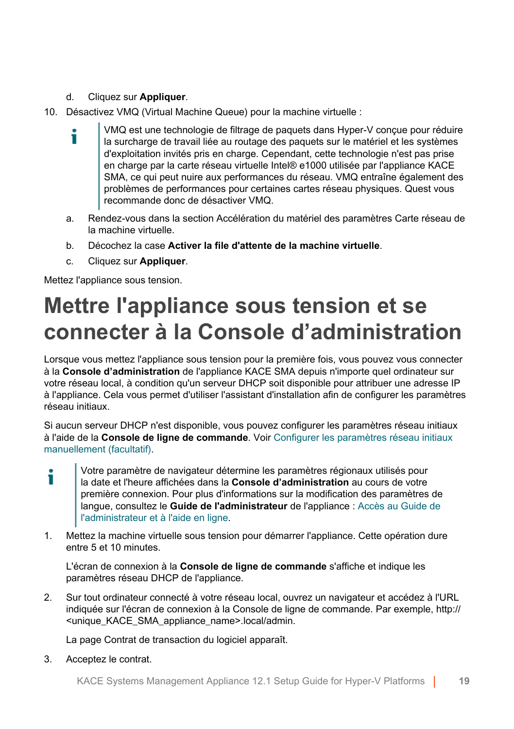d. Cliquez sur **Appliquer**.

10. Désactivez VMQ (Virtual Machine Queue) pour la machine virtuelle :

> VMQ est une technologie de filtrage de paquets dans Hyper-V conçue pour réduire la surcharge de travail liée au routage des paquets sur le matériel et les systèmes d'exploitation invités pris en charge. Cependant, cette technologie n'est pas prise en charge par la carte réseau virtuelle Intel® e1000 utilisée par l'appliance KACE SMA, ce qui peut nuire aux performances du réseau. VMQ entraîne également des problèmes de performances pour certaines cartes réseau physiques. Quest vous recommande donc de désactiver VMQ.

   a. Rendez-vous dans la section Accélération du matériel des paramètres Carte réseau de la machine virtuelle.

   b. Décochez la case **Activer la file d'attente de la machine virtuelle**.

   c. Cliquez sur **Appliquer**.

Mettez l'appliance sous tension.

# Mettre l'appliance sous tension et se connecter à la Console d'administration

Lorsque vous mettez l'appliance sous tension pour la première fois, vous pouvez vous connecter à la **Console d'administration** de l'appliance KACE SMA depuis n'importe quel ordinateur sur votre réseau local, à condition qu'un serveur DHCP soit disponible pour attribuer une adresse IP à l'appliance. Cela vous permet d'utiliser l'assistant d'installation afin de configurer les paramètres réseau initiaux.

Si aucun serveur DHCP n'est disponible, vous pouvez configurer les paramètres réseau initiaux à l'aide de la **Console de ligne de commande**. Voir Configurer les paramètres réseau initiaux manuellement (facultatif).

> Votre paramètre de navigateur détermine les paramètres régionaux utilisés pour la date et l'heure affichées dans la **Console d'administration** au cours de votre première connexion. Pour plus d'informations sur la modification des paramètres de langue, consultez le **Guide de l'administrateur** de l'appliance : Accès au Guide de l'administrateur et à l'aide en ligne.

1. Mettez la machine virtuelle sous tension pour démarrer l'appliance. Cette opération dure entre 5 et 10 minutes.

   L'écran de connexion à la **Console de ligne de commande** s'affiche et indique les paramètres réseau DHCP de l'appliance.

2. Sur tout ordinateur connecté à votre réseau local, ouvrez un navigateur et accédez à l'URL indiquée sur l'écran de connexion à la Console de ligne de commande. Par exemple, http://<unique_KACE_SMA_appliance_name>.local/admin.

   La page Contrat de transaction du logiciel apparaît.

3. Acceptez le contrat.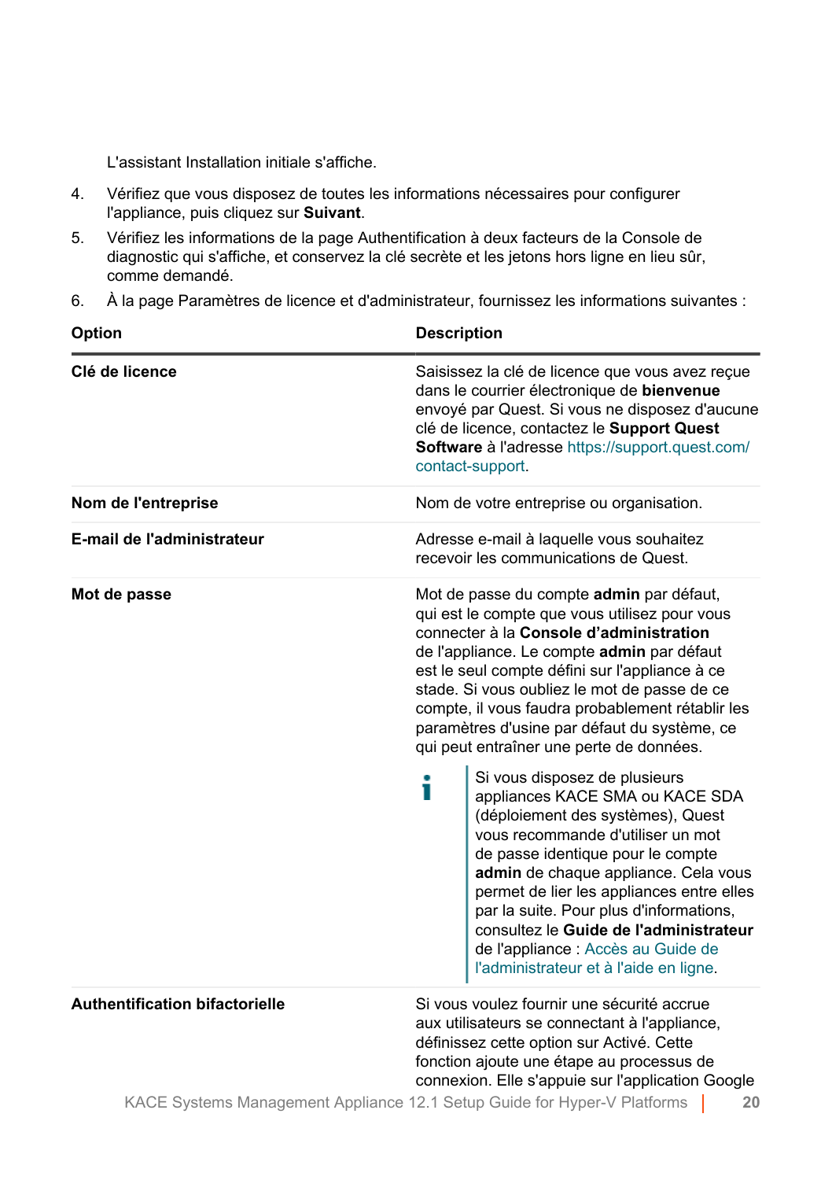L'assistant Installation initiale s'affiche.

4. Vérifiez que vous disposez de toutes les informations nécessaires pour configurer l'appliance, puis cliquez sur **Suivant**.
5. Vérifiez les informations de la page Authentification à deux facteurs de la Console de diagnostic qui s'affiche, et conservez la clé secrète et les jetons hors ligne en lieu sûr, comme demandé.
6. À la page Paramètres de licence et d'administrateur, fournissez les informations suivantes :

| Option | Description |
| --- | --- |
| **Clé de licence** | Saisissez la clé de licence que vous avez reçue dans le courrier électronique de **bienvenue** envoyé par Quest. Si vous ne disposez d'aucune clé de licence, contactez le **Support Quest Software** à l'adresse https://support.quest.com/contact-support. |
| **Nom de l'entreprise** | Nom de votre entreprise ou organisation. |
| **E-mail de l'administrateur** | Adresse e-mail à laquelle vous souhaitez recevoir les communications de Quest. |
| **Mot de passe** | Mot de passe du compte **admin** par défaut, qui est le compte que vous utilisez pour vous connecter à la **Console d'administration** de l'appliance. Le compte **admin** par défaut est le seul compte défini sur l'appliance à ce stade. Si vous oubliez le mot de passe de ce compte, il vous faudra probablement rétablir les paramètres d'usine par défaut du système, ce qui peut entraîner une perte de données. <br><br> **i** Si vous disposez de plusieurs appliances KACE SMA ou KACE SDA (déploiement des systèmes), Quest vous recommande d'utiliser un mot de passe identique pour le compte **admin** de chaque appliance. Cela vous permet de lier les appliances entre elles par la suite. Pour plus d'informations, consultez le **Guide de l'administrateur** de l'appliance : Accès au Guide de l'administrateur et à l'aide en ligne. |
| **Authentification bifactorielle** | Si vous voulez fournir une sécurité accrue aux utilisateurs se connectant à l'appliance, définissez cette option sur Activé. Cette fonction ajoute une étape au processus de connexion. Elle s'appuie sur l'application Google |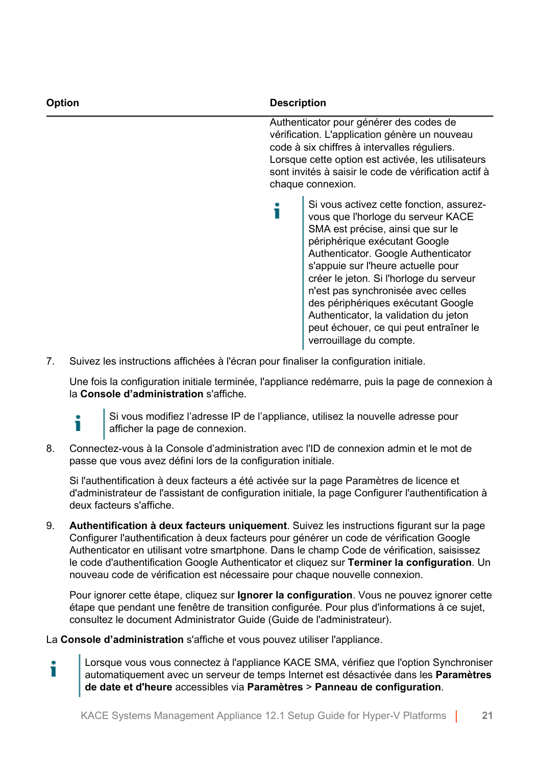| Option | Description |
| --- | --- |
| | Authenticator pour générer des codes de vérification. L'application génère un nouveau code à six chiffres à intervalles réguliers. Lorsque cette option est activée, les utilisateurs sont invités à saisir le code de vérification actif à chaque connexion.<br><br>Si vous activez cette fonction, assurez-vous que l'horloge du serveur KACE SMA est précise, ainsi que sur le périphérique exécutant Google Authenticator. Google Authenticator s'appuie sur l'heure actuelle pour créer le jeton. Si l'horloge du serveur n'est pas synchronisée avec celles des périphériques exécutant Google Authenticator, la validation du jeton peut échouer, ce qui peut entraîner le verrouillage du compte. |

7. Suivez les instructions affichées à l'écran pour finaliser la configuration initiale.

   Une fois la configuration initiale terminée, l'appliance redémarre, puis la page de connexion à la **Console d'administration** s'affiche.

   > Si vous modifiez l'adresse IP de l'appliance, utilisez la nouvelle adresse pour afficher la page de connexion.

8. Connectez-vous à la Console d'administration avec l'ID de connexion admin et le mot de passe que vous avez défini lors de la configuration initiale.

   Si l'authentification à deux facteurs a été activée sur la page Paramètres de licence et d'administrateur de l'assistant de configuration initiale, la page Configurer l'authentification à deux facteurs s'affiche.

9. **Authentification à deux facteurs uniquement**. Suivez les instructions figurant sur la page Configurer l'authentification à deux facteurs pour générer un code de vérification Google Authenticator en utilisant votre smartphone. Dans le champ Code de vérification, saisissez le code d'authentification Google Authenticator et cliquez sur **Terminer la configuration**. Un nouveau code de vérification est nécessaire pour chaque nouvelle connexion.

   Pour ignorer cette étape, cliquez sur **Ignorer la configuration**. Vous ne pouvez ignorer cette étape que pendant une fenêtre de transition configurée. Pour plus d'informations à ce sujet, consultez le document Administrator Guide (Guide de l'administrateur).

La **Console d'administration** s'affiche et vous pouvez utiliser l'appliance.

> Lorsque vous vous connectez à l'appliance KACE SMA, vérifiez que l'option Synchroniser automatiquement avec un serveur de temps Internet est désactivée dans les **Paramètres de date et d'heure** accessibles via **Paramètres** > **Panneau de configuration**.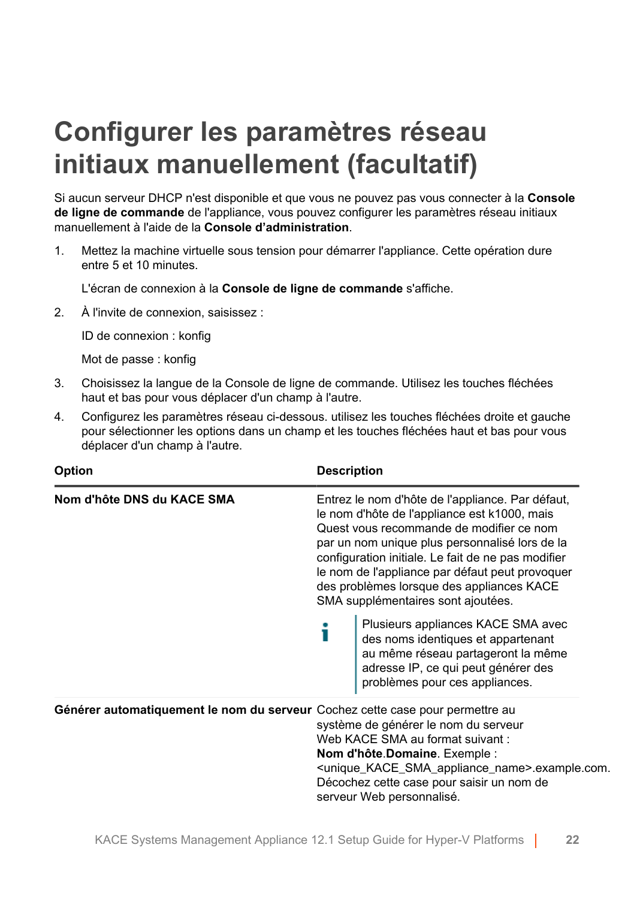# Configurer les paramètres réseau initiaux manuellement (facultatif)

Si aucun serveur DHCP n'est disponible et que vous ne pouvez pas vous connecter à la **Console de ligne de commande** de l'appliance, vous pouvez configurer les paramètres réseau initiaux manuellement à l'aide de la **Console d'administration**.

1. Mettez la machine virtuelle sous tension pour démarrer l'appliance. Cette opération dure entre 5 et 10 minutes.

   L'écran de connexion à la **Console de ligne de commande** s'affiche.

2. À l'invite de connexion, saisissez :

   ID de connexion : konfig

   Mot de passe : konfig

3. Choisissez la langue de la Console de ligne de commande. Utilisez les touches fléchées haut et bas pour vous déplacer d'un champ à l'autre.
4. Configurez les paramètres réseau ci-dessous. utilisez les touches fléchées droite et gauche pour sélectionner les options dans un champ et les touches fléchées haut et bas pour vous déplacer d'un champ à l'autre.

| Option | Description |
| --- | --- |
| **Nom d'hôte DNS du KACE SMA** | Entrez le nom d'hôte de l'appliance. Par défaut, le nom d'hôte de l'appliance est k1000, mais Quest vous recommande de modifier ce nom par un nom unique plus personnalisé lors de la configuration initiale. Le fait de ne pas modifier le nom de l'appliance par défaut peut provoquer des problèmes lorsque des appliances KACE SMA supplémentaires sont ajoutées. Plusieurs appliances KACE SMA avec des noms identiques et appartenant au même réseau partageront la même adresse IP, ce qui peut générer des problèmes pour ces appliances. |
| **Générer automatiquement le nom du serveur** | Cochez cette case pour permettre au système de générer le nom du serveur Web KACE SMA au format suivant : **Nom d'hôte**.**Domaine**. Exemple : <unique_KACE_SMA_appliance_name>.example.com. Décochez cette case pour saisir un nom de serveur Web personnalisé. |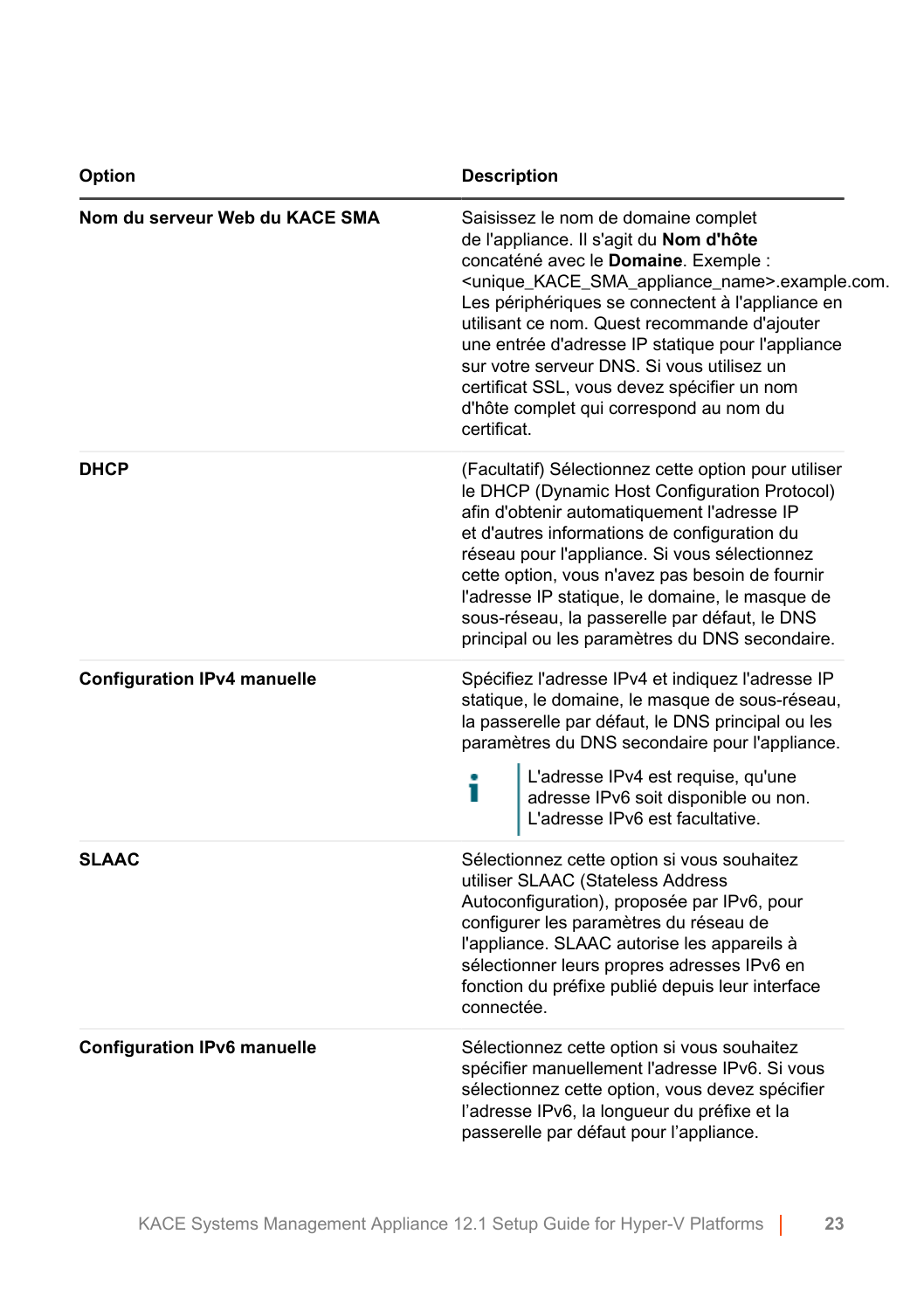| Option | Description |
| --- | --- |
| **Nom du serveur Web du KACE SMA** | Saisissez le nom de domaine complet de l'appliance. Il s'agit du **Nom d'hôte** concaténé avec le **Domaine**. Exemple : <unique_KACE_SMA_appliance_name>.example.com. Les périphériques se connectent à l'appliance en utilisant ce nom. Quest recommande d'ajouter une entrée d'adresse IP statique pour l'appliance sur votre serveur DNS. Si vous utilisez un certificat SSL, vous devez spécifier un nom d'hôte complet qui correspond au nom du certificat. |
| **DHCP** | (Facultatif) Sélectionnez cette option pour utiliser le DHCP (Dynamic Host Configuration Protocol) afin d'obtenir automatiquement l'adresse IP et d'autres informations de configuration du réseau pour l'appliance. Si vous sélectionnez cette option, vous n'avez pas besoin de fournir l'adresse IP statique, le domaine, le masque de sous-réseau, la passerelle par défaut, le DNS principal ou les paramètres du DNS secondaire. |
| **Configuration IPv4 manuelle** | Spécifiez l'adresse IPv4 et indiquez l'adresse IP statique, le domaine, le masque de sous-réseau, la passerelle par défaut, le DNS principal ou les paramètres du DNS secondaire pour l'appliance.<br><br>L'adresse IPv4 est requise, qu'une adresse IPv6 soit disponible ou non. L'adresse IPv6 est facultative. |
| **SLAAC** | Sélectionnez cette option si vous souhaitez utiliser SLAAC (Stateless Address Autoconfiguration), proposée par IPv6, pour configurer les paramètres du réseau de l'appliance. SLAAC autorise les appareils à sélectionner leurs propres adresses IPv6 en fonction du préfixe publié depuis leur interface connectée. |
| **Configuration IPv6 manuelle** | Sélectionnez cette option si vous souhaitez spécifier manuellement l'adresse IPv6. Si vous sélectionnez cette option, vous devez spécifier l'adresse IPv6, la longueur du préfixe et la passerelle par défaut pour l'appliance. |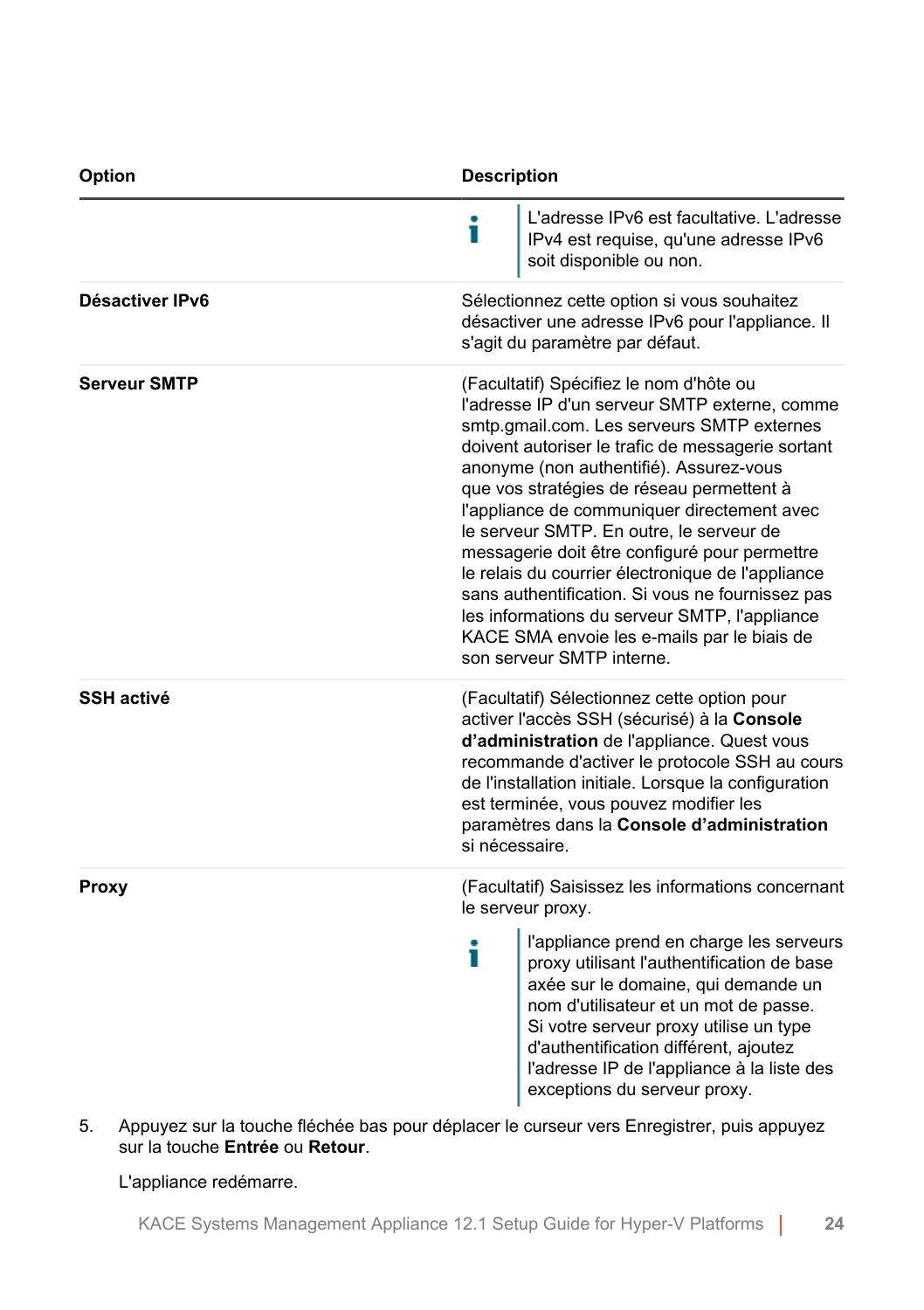| Option | Description |
| --- | --- |
| | L'adresse IPv6 est facultative. L'adresse IPv4 est requise, qu'une adresse IPv6 soit disponible ou non. |
| **Désactiver IPv6** | Sélectionnez cette option si vous souhaitez désactiver une adresse IPv6 pour l'appliance. Il s'agit du paramètre par défaut. |
| **Serveur SMTP** | (Facultatif) Spécifiez le nom d'hôte ou l'adresse IP d'un serveur SMTP externe, comme smtp.gmail.com. Les serveurs SMTP externes doivent autoriser le trafic de messagerie sortant anonyme (non authentifié). Assurez-vous que vos stratégies de réseau permettent à l'appliance de communiquer directement avec le serveur SMTP. En outre, le serveur de messagerie doit être configuré pour permettre le relais du courrier électronique de l'appliance sans authentification. Si vous ne fournissez pas les informations du serveur SMTP, l'appliance KACE SMA envoie les e-mails par le biais de son serveur SMTP interne. |
| **SSH activé** | (Facultatif) Sélectionnez cette option pour activer l'accès SSH (sécurisé) à la **Console d'administration** de l'appliance. Quest vous recommande d'activer le protocole SSH au cours de l'installation initiale. Lorsque la configuration est terminée, vous pouvez modifier les paramètres dans la **Console d'administration** si nécessaire. |
| **Proxy** | (Facultatif) Saisissez les informations concernant le serveur proxy. <br><br> l'appliance prend en charge les serveurs proxy utilisant l'authentification de base axée sur le domaine, qui demande un nom d'utilisateur et un mot de passe. Si votre serveur proxy utilise un type d'authentification différent, ajoutez l'adresse IP de l'appliance à la liste des exceptions du serveur proxy. |

5. Appuyez sur la touche fléchée bas pour déplacer le curseur vers Enregistrer, puis appuyez sur la touche **Entrée** ou **Retour**.

   L'appliance redémarre.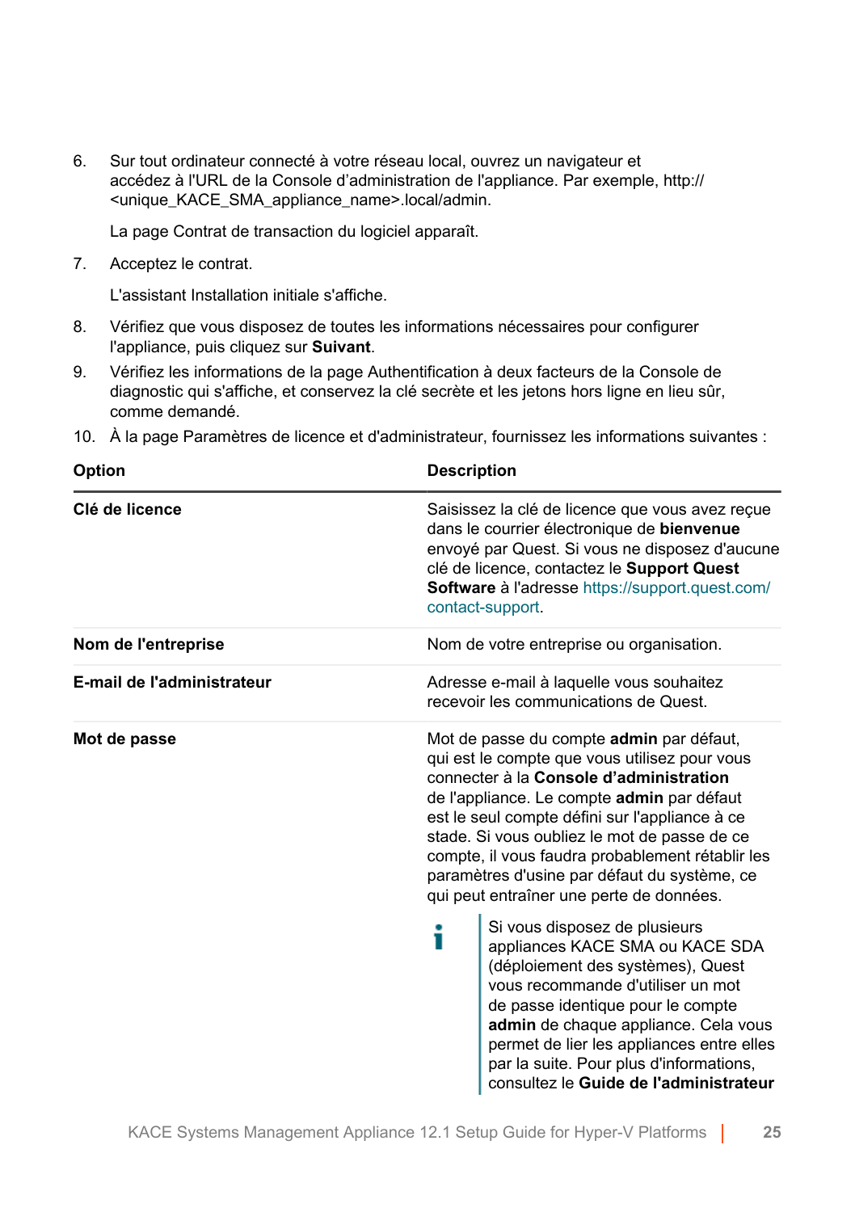6. Sur tout ordinateur connecté à votre réseau local, ouvrez un navigateur et accédez à l'URL de la Console d'administration de l'appliance. Par exemple, http://<unique_KACE_SMA_appliance_name>.local/admin.

   La page Contrat de transaction du logiciel apparaît.

7. Acceptez le contrat.

   L'assistant Installation initiale s'affiche.

8. Vérifiez que vous disposez de toutes les informations nécessaires pour configurer l'appliance, puis cliquez sur **Suivant**.
9. Vérifiez les informations de la page Authentification à deux facteurs de la Console de diagnostic qui s'affiche, et conservez la clé secrète et les jetons hors ligne en lieu sûr, comme demandé.
10. À la page Paramètres de licence et d'administrateur, fournissez les informations suivantes :

| Option | Description |
|---|---|
| **Clé de licence** | Saisissez la clé de licence que vous avez reçue dans le courrier électronique de **bienvenue** envoyé par Quest. Si vous ne disposez d'aucune clé de licence, contactez le **Support Quest Software** à l'adresse https://support.quest.com/contact-support. |
| **Nom de l'entreprise** | Nom de votre entreprise ou organisation. |
| **E-mail de l'administrateur** | Adresse e-mail à laquelle vous souhaitez recevoir les communications de Quest. |
| **Mot de passe** | Mot de passe du compte **admin** par défaut, qui est le compte que vous utilisez pour vous connecter à la **Console d'administration** de l'appliance. Le compte **admin** par défaut est le seul compte défini sur l'appliance à ce stade. Si vous oubliez le mot de passe de ce compte, il vous faudra probablement rétablir les paramètres d'usine par défaut du système, ce qui peut entraîner une perte de données. <br><br> **i** Si vous disposez de plusieurs appliances KACE SMA ou KACE SDA (déploiement des systèmes), Quest vous recommande d'utiliser un mot de passe identique pour le compte **admin** de chaque appliance. Cela vous permet de lier les appliances entre elles par la suite. Pour plus d'informations, consultez le **Guide de l'administrateur** |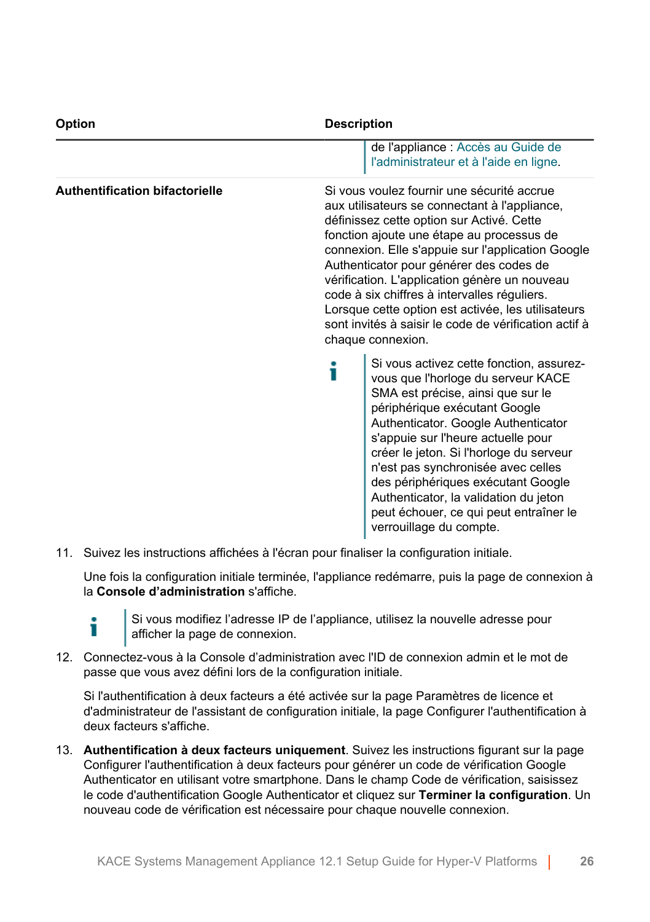| Option | Description |
| --- | --- |
| | de l'appliance : Accès au Guide de l'administrateur et à l'aide en ligne. |
| **Authentification bifactorielle** | Si vous voulez fournir une sécurité accrue aux utilisateurs se connectant à l'appliance, définissez cette option sur Activé. Cette fonction ajoute une étape au processus de connexion. Elle s'appuie sur l'application Google Authenticator pour générer des codes de vérification. L'application génère un nouveau code à six chiffres à intervalles réguliers. Lorsque cette option est activée, les utilisateurs sont invités à saisir le code de vérification actif à chaque connexion.<br><br>Si vous activez cette fonction, assurez-vous que l'horloge du serveur KACE SMA est précise, ainsi que sur le périphérique exécutant Google Authenticator. Google Authenticator s'appuie sur l'heure actuelle pour créer le jeton. Si l'horloge du serveur n'est pas synchronisée avec celles des périphériques exécutant Google Authenticator, la validation du jeton peut échouer, ce qui peut entraîner le verrouillage du compte. |

11. Suivez les instructions affichées à l'écran pour finaliser la configuration initiale.

    Une fois la configuration initiale terminée, l'appliance redémarre, puis la page de connexion à la **Console d'administration** s'affiche.

    Si vous modifiez l'adresse IP de l'appliance, utilisez la nouvelle adresse pour afficher la page de connexion.

12. Connectez-vous à la Console d'administration avec l'ID de connexion admin et le mot de passe que vous avez défini lors de la configuration initiale.

    Si l'authentification à deux facteurs a été activée sur la page Paramètres de licence et d'administrateur de l'assistant de configuration initiale, la page Configurer l'authentification à deux facteurs s'affiche.

13. **Authentification à deux facteurs uniquement**. Suivez les instructions figurant sur la page Configurer l'authentification à deux facteurs pour générer un code de vérification Google Authenticator en utilisant votre smartphone. Dans le champ Code de vérification, saisissez le code d'authentification Google Authenticator et cliquez sur **Terminer la configuration**. Un nouveau code de vérification est nécessaire pour chaque nouvelle connexion.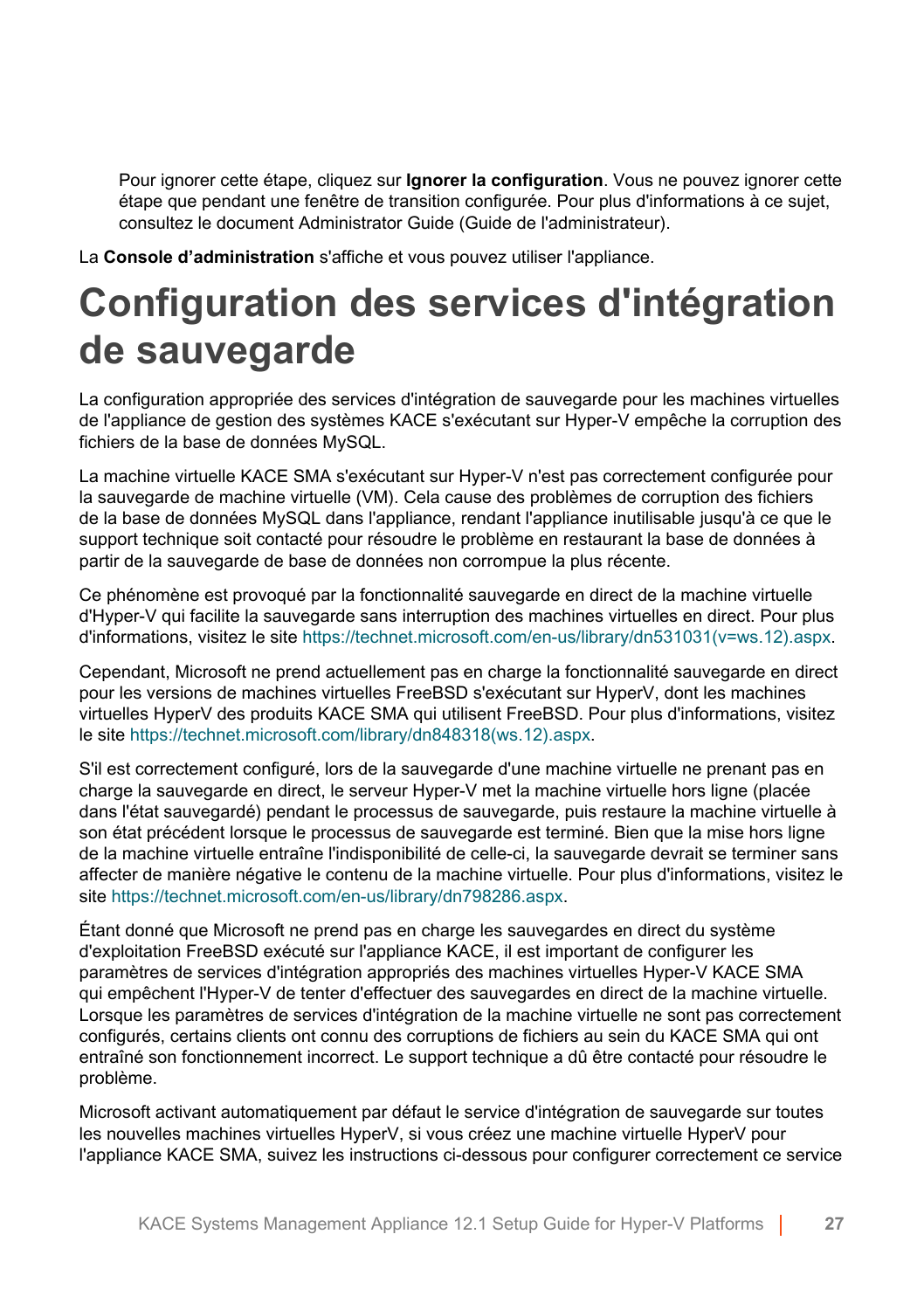Pour ignorer cette étape, cliquez sur **Ignorer la configuration**. Vous ne pouvez ignorer cette étape que pendant une fenêtre de transition configurée. Pour plus d'informations à ce sujet, consultez le document Administrator Guide (Guide de l'administrateur).

La **Console d’administration** s'affiche et vous pouvez utiliser l'appliance.

# Configuration des services d'intégration de sauvegarde

La configuration appropriée des services d'intégration de sauvegarde pour les machines virtuelles de l'appliance de gestion des systèmes KACE s'exécutant sur Hyper-V empêche la corruption des fichiers de la base de données MySQL.

La machine virtuelle KACE SMA s'exécutant sur Hyper-V n'est pas correctement configurée pour la sauvegarde de machine virtuelle (VM). Cela cause des problèmes de corruption des fichiers de la base de données MySQL dans l'appliance, rendant l'appliance inutilisable jusqu'à ce que le support technique soit contacté pour résoudre le problème en restaurant la base de données à partir de la sauvegarde de base de données non corrompue la plus récente.

Ce phénomène est provoqué par la fonctionnalité sauvegarde en direct de la machine virtuelle d'Hyper-V qui facilite la sauvegarde sans interruption des machines virtuelles en direct. Pour plus d'informations, visitez le site https://technet.microsoft.com/en-us/library/dn531031(v=ws.12).aspx.

Cependant, Microsoft ne prend actuellement pas en charge la fonctionnalité sauvegarde en direct pour les versions de machines virtuelles FreeBSD s'exécutant sur HyperV, dont les machines virtuelles HyperV des produits KACE SMA qui utilisent FreeBSD. Pour plus d'informations, visitez le site https://technet.microsoft.com/library/dn848318(ws.12).aspx.

S'il est correctement configuré, lors de la sauvegarde d'une machine virtuelle ne prenant pas en charge la sauvegarde en direct, le serveur Hyper-V met la machine virtuelle hors ligne (placée dans l'état sauvegardé) pendant le processus de sauvegarde, puis restaure la machine virtuelle à son état précédent lorsque le processus de sauvegarde est terminé. Bien que la mise hors ligne de la machine virtuelle entraîne l'indisponibilité de celle-ci, la sauvegarde devrait se terminer sans affecter de manière négative le contenu de la machine virtuelle. Pour plus d'informations, visitez le site https://technet.microsoft.com/en-us/library/dn798286.aspx.

Étant donné que Microsoft ne prend pas en charge les sauvegardes en direct du système d'exploitation FreeBSD exécuté sur l'appliance KACE, il est important de configurer les paramètres de services d'intégration appropriés des machines virtuelles Hyper-V KACE SMA qui empêchent l'Hyper-V de tenter d'effectuer des sauvegardes en direct de la machine virtuelle. Lorsque les paramètres de services d'intégration de la machine virtuelle ne sont pas correctement configurés, certains clients ont connu des corruptions de fichiers au sein du KACE SMA qui ont entraîné son fonctionnement incorrect. Le support technique a dû être contacté pour résoudre le problème.

Microsoft activant automatiquement par défaut le service d'intégration de sauvegarde sur toutes les nouvelles machines virtuelles HyperV, si vous créez une machine virtuelle HyperV pour l'appliance KACE SMA, suivez les instructions ci-dessous pour configurer correctement ce service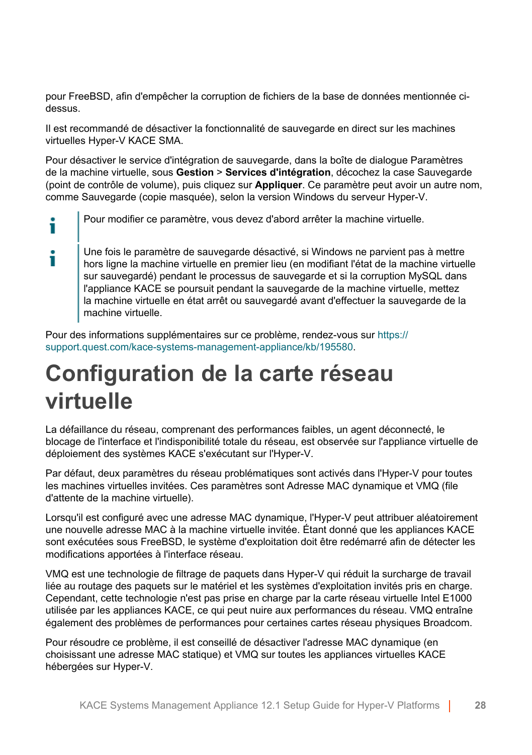pour FreeBSD, afin d'empêcher la corruption de fichiers de la base de données mentionnée ci-dessus.

Il est recommandé de désactiver la fonctionnalité de sauvegarde en direct sur les machines virtuelles Hyper-V KACE SMA.

Pour désactiver le service d'intégration de sauvegarde, dans la boîte de dialogue Paramètres de la machine virtuelle, sous **Gestion** > **Services d'intégration**, décochez la case Sauvegarde (point de contrôle de volume), puis cliquez sur **Appliquer**. Ce paramètre peut avoir un autre nom, comme Sauvegarde (copie masquée), selon la version Windows du serveur Hyper-V.

> Pour modifier ce paramètre, vous devez d'abord arrêter la machine virtuelle.

> Une fois le paramètre de sauvegarde désactivé, si Windows ne parvient pas à mettre hors ligne la machine virtuelle en premier lieu (en modifiant l'état de la machine virtuelle sur sauvegardé) pendant le processus de sauvegarde et si la corruption MySQL dans l'appliance KACE se poursuit pendant la sauvegarde de la machine virtuelle, mettez la machine virtuelle en état arrêt ou sauvegardé avant d'effectuer la sauvegarde de la machine virtuelle.

Pour des informations supplémentaires sur ce problème, rendez-vous sur https://support.quest.com/kace-systems-management-appliance/kb/195580.

# Configuration de la carte réseau virtuelle

La défaillance du réseau, comprenant des performances faibles, un agent déconnecté, le blocage de l'interface et l'indisponibilité totale du réseau, est observée sur l'appliance virtuelle de déploiement des systèmes KACE s'exécutant sur l'Hyper-V.

Par défaut, deux paramètres du réseau problématiques sont activés dans l'Hyper-V pour toutes les machines virtuelles invitées. Ces paramètres sont Adresse MAC dynamique et VMQ (file d'attente de la machine virtuelle).

Lorsqu'il est configuré avec une adresse MAC dynamique, l'Hyper-V peut attribuer aléatoirement une nouvelle adresse MAC à la machine virtuelle invitée. Étant donné que les appliances KACE sont exécutées sous FreeBSD, le système d'exploitation doit être redémarré afin de détecter les modifications apportées à l'interface réseau.

VMQ est une technologie de filtrage de paquets dans Hyper-V qui réduit la surcharge de travail liée au routage des paquets sur le matériel et les systèmes d'exploitation invités pris en charge. Cependant, cette technologie n'est pas prise en charge par la carte réseau virtuelle Intel E1000 utilisée par les appliances KACE, ce qui peut nuire aux performances du réseau. VMQ entraîne également des problèmes de performances pour certaines cartes réseau physiques Broadcom.

Pour résoudre ce problème, il est conseillé de désactiver l'adresse MAC dynamique (en choisissant une adresse MAC statique) et VMQ sur toutes les appliances virtuelles KACE hébergées sur Hyper-V.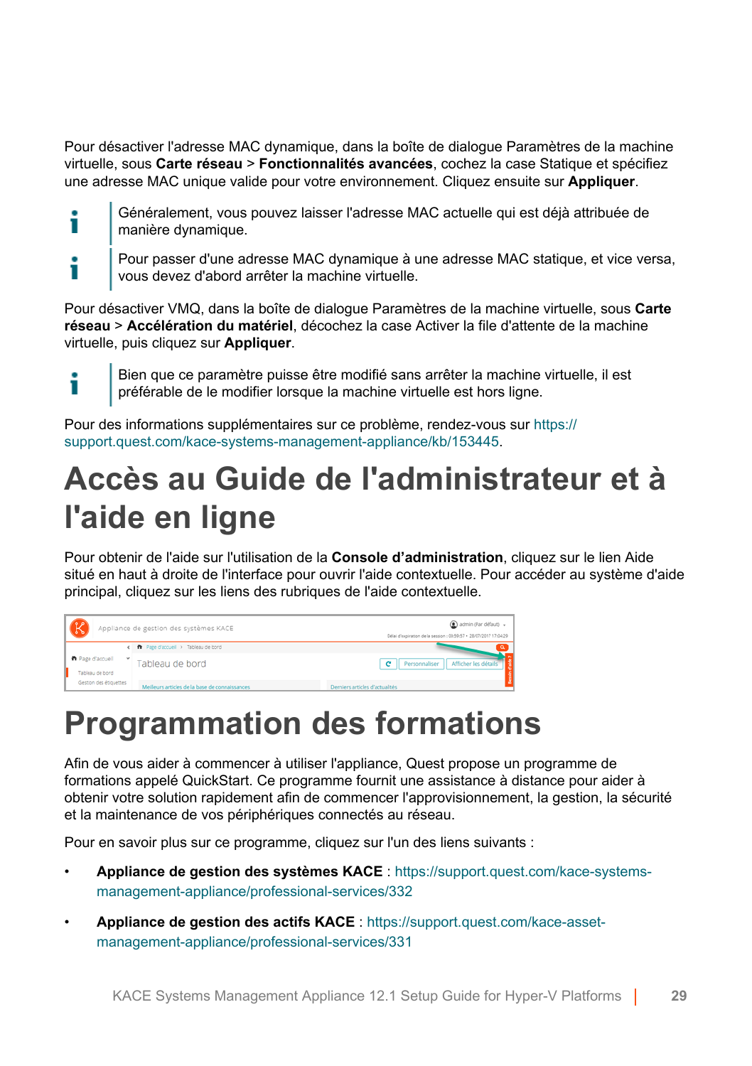Pour désactiver l'adresse MAC dynamique, dans la boîte de dialogue Paramètres de la machine virtuelle, sous **Carte réseau** > **Fonctionnalités avancées**, cochez la case Statique et spécifiez une adresse MAC unique valide pour votre environnement. Cliquez ensuite sur **Appliquer**.

> Généralement, vous pouvez laisser l'adresse MAC actuelle qui est déjà attribuée de manière dynamique.

> Pour passer d'une adresse MAC dynamique à une adresse MAC statique, et vice versa, vous devez d'abord arrêter la machine virtuelle.

Pour désactiver VMQ, dans la boîte de dialogue Paramètres de la machine virtuelle, sous **Carte réseau** > **Accélération du matériel**, décochez la case Activer la file d'attente de la machine virtuelle, puis cliquez sur **Appliquer**.

> Bien que ce paramètre puisse être modifié sans arrêter la machine virtuelle, il est préférable de le modifier lorsque la machine virtuelle est hors ligne.

Pour des informations supplémentaires sur ce problème, rendez-vous sur https://support.quest.com/kace-systems-management-appliance/kb/153445.

# Accès au Guide de l'administrateur et à l'aide en ligne

Pour obtenir de l'aide sur l'utilisation de la **Console d'administration**, cliquez sur le lien Aide situé en haut à droite de l'interface pour ouvrir l'aide contextuelle. Pour accéder au système d'aide principal, cliquez sur les liens des rubriques de l'aide contextuelle.

# Programmation des formations

Afin de vous aider à commencer à utiliser l'appliance, Quest propose un programme de formations appelé QuickStart. Ce programme fournit une assistance à distance pour aider à obtenir votre solution rapidement afin de commencer l'approvisionnement, la gestion, la sécurité et la maintenance de vos périphériques connectés au réseau.

Pour en savoir plus sur ce programme, cliquez sur l'un des liens suivants :

- **Appliance de gestion des systèmes KACE** : https://support.quest.com/kace-systems-management-appliance/professional-services/332
- **Appliance de gestion des actifs KACE** : https://support.quest.com/kace-asset-management-appliance/professional-services/331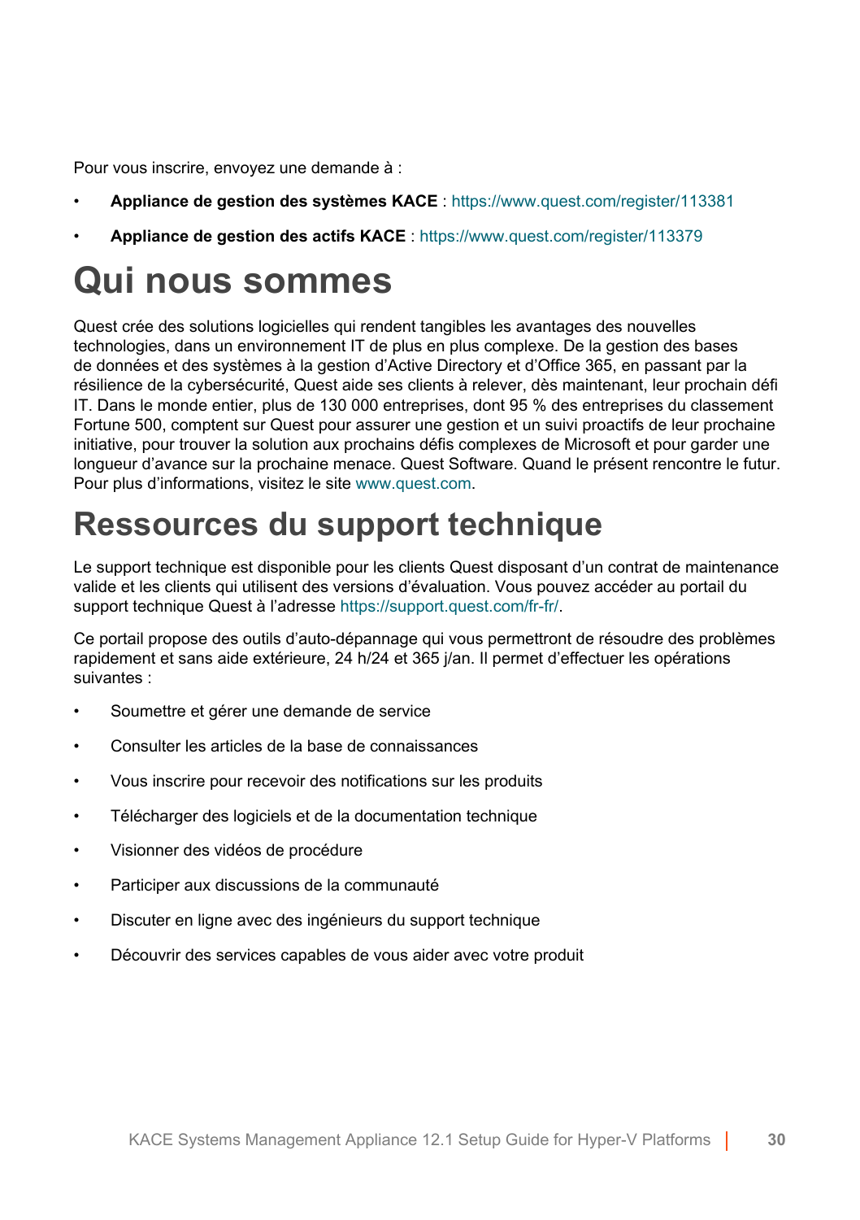Pour vous inscrire, envoyez une demande à :

- **Appliance de gestion des systèmes KACE** : https://www.quest.com/register/113381
- **Appliance de gestion des actifs KACE** : https://www.quest.com/register/113379

# Qui nous sommes

Quest crée des solutions logicielles qui rendent tangibles les avantages des nouvelles technologies, dans un environnement IT de plus en plus complexe. De la gestion des bases de données et des systèmes à la gestion d'Active Directory et d'Office 365, en passant par la résilience de la cybersécurité, Quest aide ses clients à relever, dès maintenant, leur prochain défi IT. Dans le monde entier, plus de 130 000 entreprises, dont 95 % des entreprises du classement Fortune 500, comptent sur Quest pour assurer une gestion et un suivi proactifs de leur prochaine initiative, pour trouver la solution aux prochains défis complexes de Microsoft et pour garder une longueur d'avance sur la prochaine menace. Quest Software. Quand le présent rencontre le futur. Pour plus d'informations, visitez le site www.quest.com.

# Ressources du support technique

Le support technique est disponible pour les clients Quest disposant d'un contrat de maintenance valide et les clients qui utilisent des versions d'évaluation. Vous pouvez accéder au portail du support technique Quest à l'adresse https://support.quest.com/fr-fr/.

Ce portail propose des outils d'auto-dépannage qui vous permettront de résoudre des problèmes rapidement et sans aide extérieure, 24 h/24 et 365 j/an. Il permet d'effectuer les opérations suivantes :

- Soumettre et gérer une demande de service
- Consulter les articles de la base de connaissances
- Vous inscrire pour recevoir des notifications sur les produits
- Télécharger des logiciels et de la documentation technique
- Visionner des vidéos de procédure
- Participer aux discussions de la communauté
- Discuter en ligne avec des ingénieurs du support technique
- Découvrir des services capables de vous aider avec votre produit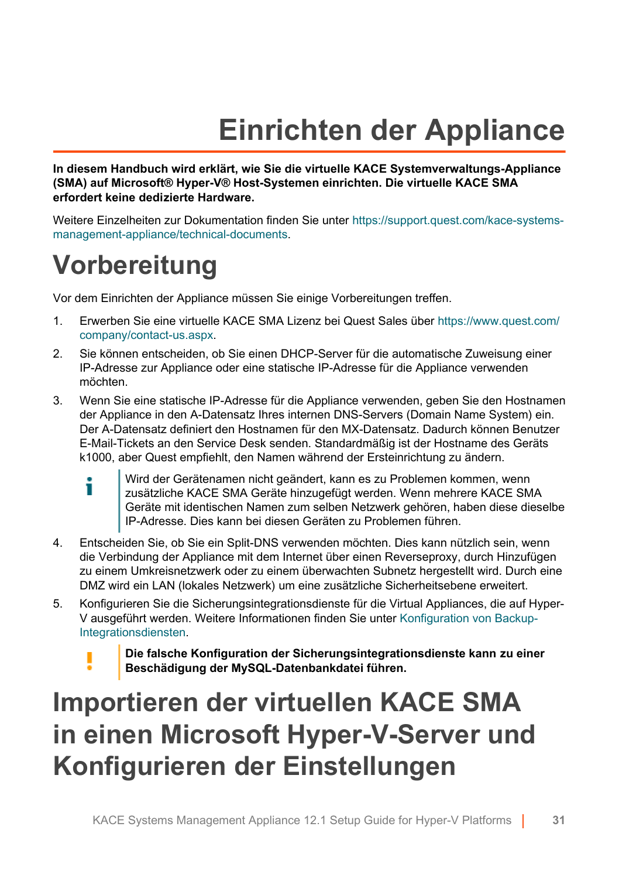# Einrichten der Appliance

**In diesem Handbuch wird erklärt, wie Sie die virtuelle KACE Systemverwaltungs-Appliance (SMA) auf Microsoft® Hyper-V® Host-Systemen einrichten. Die virtuelle KACE SMA erfordert keine dedizierte Hardware.**

Weitere Einzelheiten zur Dokumentation finden Sie unter https://support.quest.com/kace-systems-management-appliance/technical-documents.

## Vorbereitung

Vor dem Einrichten der Appliance müssen Sie einige Vorbereitungen treffen.

1. Erwerben Sie eine virtuelle KACE SMA Lizenz bei Quest Sales über https://www.quest.com/company/contact-us.aspx.
2. Sie können entscheiden, ob Sie einen DHCP-Server für die automatische Zuweisung einer IP-Adresse zur Appliance oder eine statische IP-Adresse für die Appliance verwenden möchten.
3. Wenn Sie eine statische IP-Adresse für die Appliance verwenden, geben Sie den Hostnamen der Appliance in den A-Datensatz Ihres internen DNS-Servers (Domain Name System) ein. Der A-Datensatz definiert den Hostnamen für den MX-Datensatz. Dadurch können Benutzer E-Mail-Tickets an den Service Desk senden. Standardmäßig ist der Hostname des Geräts k1000, aber Quest empfiehlt, den Namen während der Ersteinrichtung zu ändern.

   > Wird der Gerätenamen nicht geändert, kann es zu Problemen kommen, wenn zusätzliche KACE SMA Geräte hinzugefügt werden. Wenn mehrere KACE SMA Geräte mit identischen Namen zum selben Netzwerk gehören, haben diese dieselbe IP-Adresse. Dies kann bei diesen Geräten zu Problemen führen.

4. Entscheiden Sie, ob Sie ein Split-DNS verwenden möchten. Dies kann nützlich sein, wenn die Verbindung der Appliance mit dem Internet über einen Reverseproxy, durch Hinzufügen zu einem Umkreisnetzwerk oder zu einem überwachten Subnetz hergestellt wird. Durch eine DMZ wird ein LAN (lokales Netzwerk) um eine zusätzliche Sicherheitsebene erweitert.
5. Konfigurieren Sie die Sicherungsintegrationsdienste für die Virtual Appliances, die auf Hyper-V ausgeführt werden. Weitere Informationen finden Sie unter Konfiguration von Backup-Integrationsdiensten.

   > **Die falsche Konfiguration der Sicherungsintegrationsdienste kann zu einer Beschädigung der MySQL-Datenbankdatei führen.**

## Importieren der virtuellen KACE SMA in einen Microsoft Hyper-V-Server und Konfigurieren der Einstellungen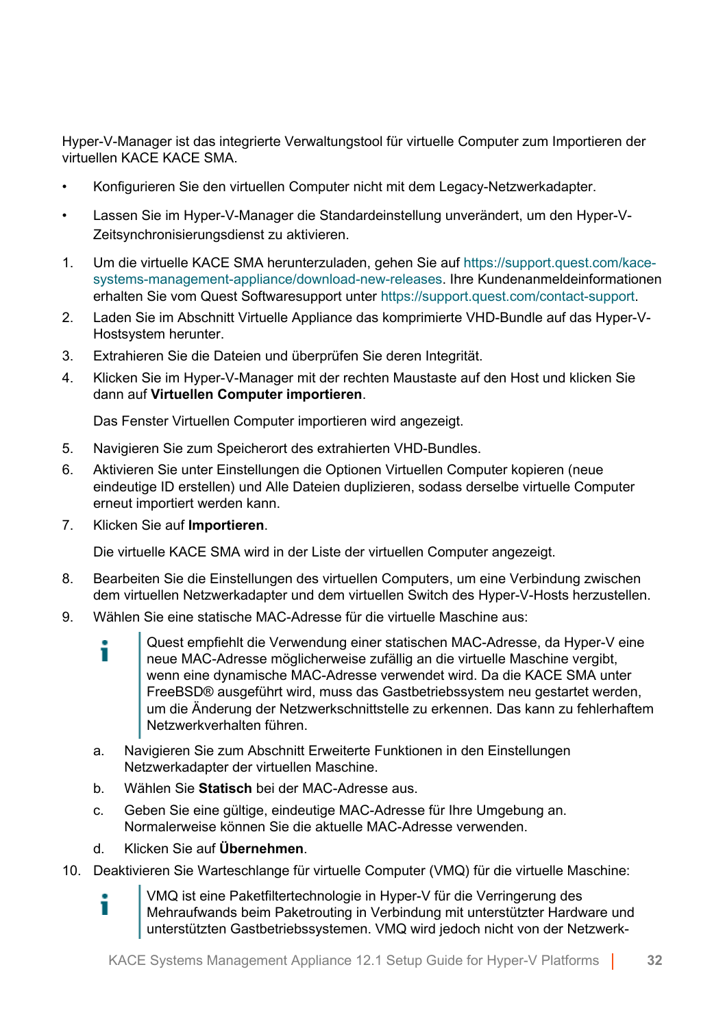Hyper-V-Manager ist das integrierte Verwaltungstool für virtuelle Computer zum Importieren der virtuellen KACE KACE SMA.

- Konfigurieren Sie den virtuellen Computer nicht mit dem Legacy-Netzwerkadapter.
- Lassen Sie im Hyper-V-Manager die Standardeinstellung unverändert, um den Hyper-V-Zeitsynchronisierungsdienst zu aktivieren.

1. Um die virtuelle KACE SMA herunterzuladen, gehen Sie auf https://support.quest.com/kace-systems-management-appliance/download-new-releases. Ihre Kundenanmeldeinformationen erhalten Sie vom Quest Softwaresupport unter https://support.quest.com/contact-support.
2. Laden Sie im Abschnitt Virtuelle Appliance das komprimierte VHD-Bundle auf das Hyper-V-Hostsystem herunter.
3. Extrahieren Sie die Dateien und überprüfen Sie deren Integrität.
4. Klicken Sie im Hyper-V-Manager mit der rechten Maustaste auf den Host und klicken Sie dann auf **Virtuellen Computer importieren**.

   Das Fenster Virtuellen Computer importieren wird angezeigt.
5. Navigieren Sie zum Speicherort des extrahierten VHD-Bundles.
6. Aktivieren Sie unter Einstellungen die Optionen Virtuellen Computer kopieren (neue eindeutige ID erstellen) und Alle Dateien duplizieren, sodass derselbe virtuelle Computer erneut importiert werden kann.
7. Klicken Sie auf **Importieren**.

   Die virtuelle KACE SMA wird in der Liste der virtuellen Computer angezeigt.
8. Bearbeiten Sie die Einstellungen des virtuellen Computers, um eine Verbindung zwischen dem virtuellen Netzwerkadapter und dem virtuellen Switch des Hyper-V-Hosts herzustellen.
9. Wählen Sie eine statische MAC-Adresse für die virtuelle Maschine aus:

   > Quest empfiehlt die Verwendung einer statischen MAC-Adresse, da Hyper-V eine neue MAC-Adresse möglicherweise zufällig an die virtuelle Maschine vergibt, wenn eine dynamische MAC-Adresse verwendet wird. Da die KACE SMA unter FreeBSD® ausgeführt wird, muss das Gastbetriebssystem neu gestartet werden, um die Änderung der Netzwerkschnittstelle zu erkennen. Das kann zu fehlerhaftem Netzwerkverhalten führen.

   a. Navigieren Sie zum Abschnitt Erweiterte Funktionen in den Einstellungen Netzwerkadapter der virtuellen Maschine.
   b. Wählen Sie **Statisch** bei der MAC-Adresse aus.
   c. Geben Sie eine gültige, eindeutige MAC-Adresse für Ihre Umgebung an. Normalerweise können Sie die aktuelle MAC-Adresse verwenden.
   d. Klicken Sie auf **Übernehmen**.
10. Deaktivieren Sie Warteschlange für virtuelle Computer (VMQ) für die virtuelle Maschine:

    > VMQ ist eine Paketfiltertechnologie in Hyper-V für die Verringerung des Mehraufwands beim Paketrouting in Verbindung mit unterstützter Hardware und unterstützten Gastbetriebssystemen. VMQ wird jedoch nicht von der Netzwerk-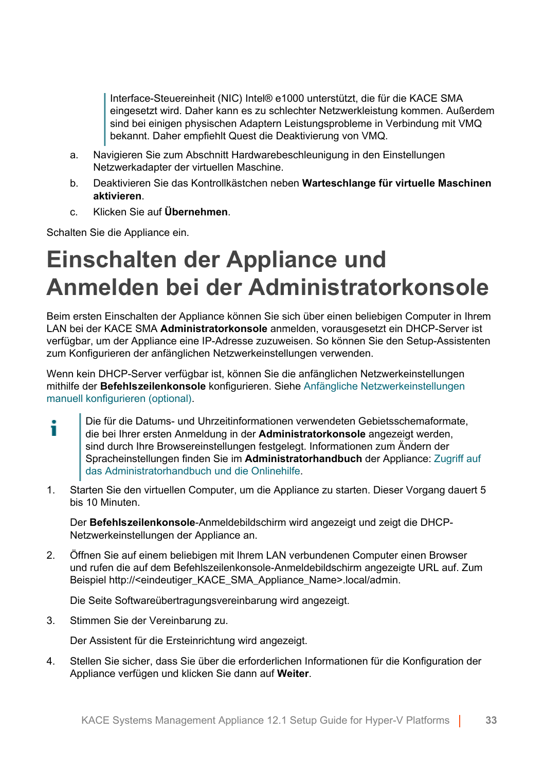> Interface-Steuereinheit (NIC) Intel® e1000 unterstützt, die für die KACE SMA eingesetzt wird. Daher kann es zu schlechter Netzwerkleistung kommen. Außerdem sind bei einigen physischen Adaptern Leistungsprobleme in Verbindung mit VMQ bekannt. Daher empfiehlt Quest die Deaktivierung von VMQ.

a. Navigieren Sie zum Abschnitt Hardwarebeschleunigung in den Einstellungen Netzwerkadapter der virtuellen Maschine.

b. Deaktivieren Sie das Kontrollkästchen neben **Warteschlange für virtuelle Maschinen aktivieren**.

c. Klicken Sie auf **Übernehmen**.

Schalten Sie die Appliance ein.

# Einschalten der Appliance und Anmelden bei der Administratorkonsole

Beim ersten Einschalten der Appliance können Sie sich über einen beliebigen Computer in Ihrem LAN bei der KACE SMA **Administratorkonsole** anmelden, vorausgesetzt ein DHCP-Server ist verfügbar, um der Appliance eine IP-Adresse zuzuweisen. So können Sie den Setup-Assistenten zum Konfigurieren der anfänglichen Netzwerkeinstellungen verwenden.

Wenn kein DHCP-Server verfügbar ist, können Sie die anfänglichen Netzwerkeinstellungen mithilfe der **Befehlszeilenkonsole** konfigurieren. Siehe Anfängliche Netzwerkeinstellungen manuell konfigurieren (optional).

> Die für die Datums- und Uhrzeitinformationen verwendeten Gebietsschemaformate, die bei Ihrer ersten Anmeldung in der **Administratorkonsole** angezeigt werden, sind durch Ihre Browsereinstellungen festgelegt. Informationen zum Ändern der Spracheinstellungen finden Sie im **Administratorhandbuch** der Appliance: Zugriff auf das Administratorhandbuch und die Onlinehilfe.

1. Starten Sie den virtuellen Computer, um die Appliance zu starten. Dieser Vorgang dauert 5 bis 10 Minuten.

   Der **Befehlszeilenkonsole**-Anmeldebildschirm wird angezeigt und zeigt die DHCP-Netzwerkeinstellungen der Appliance an.

2. Öffnen Sie auf einem beliebigen mit Ihrem LAN verbundenen Computer einen Browser und rufen die auf dem Befehlszeilenkonsole-Anmeldebildschirm angezeigte URL auf. Zum Beispiel http://<eindeutiger_KACE_SMA_Appliance_Name>.local/admin.

   Die Seite Softwareübertragungsvereinbarung wird angezeigt.

3. Stimmen Sie der Vereinbarung zu.

   Der Assistent für die Ersteinrichtung wird angezeigt.

4. Stellen Sie sicher, dass Sie über die erforderlichen Informationen für die Konfiguration der Appliance verfügen und klicken Sie dann auf **Weiter**.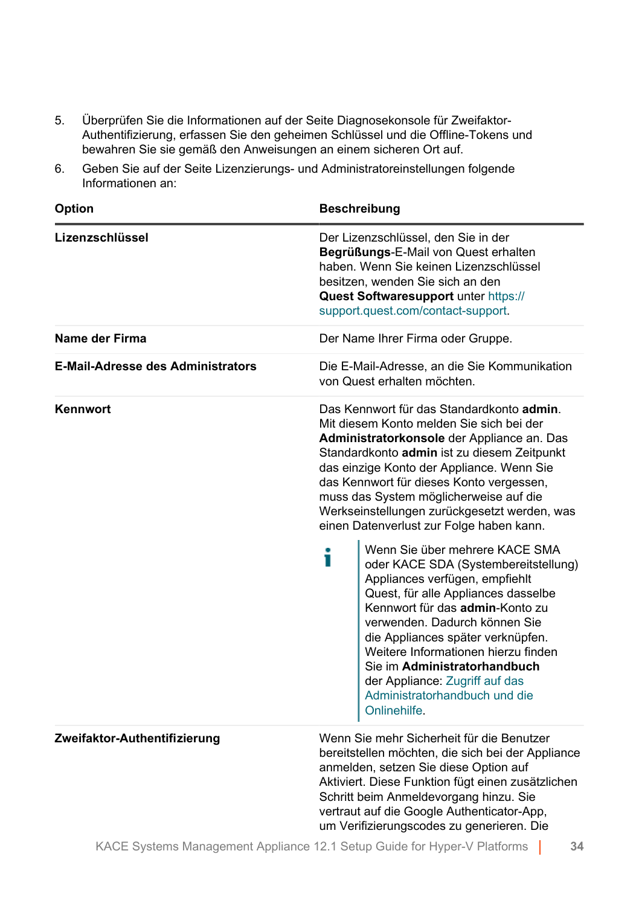5. Überprüfen Sie die Informationen auf der Seite Diagnosekonsole für Zweifaktor-Authentifizierung, erfassen Sie den geheimen Schlüssel und die Offline-Tokens und bewahren Sie sie gemäß den Anweisungen an einem sicheren Ort auf.
6. Geben Sie auf der Seite Lizenzierungs- und Administratoreinstellungen folgende Informationen an:

| Option | Beschreibung |
|---|---|
| **Lizenzschlüssel** | Der Lizenzschlüssel, den Sie in der **Begrüßungs**-E-Mail von Quest erhalten haben. Wenn Sie keinen Lizenzschlüssel besitzen, wenden Sie sich an den **Quest Softwaresupport** unter https://support.quest.com/contact-support. |
| **Name der Firma** | Der Name Ihrer Firma oder Gruppe. |
| **E-Mail-Adresse des Administrators** | Die E-Mail-Adresse, an die Sie Kommunikation von Quest erhalten möchten. |
| **Kennwort** | Das Kennwort für das Standardkonto **admin**. Mit diesem Konto melden Sie sich bei der **Administratorkonsole** der Appliance an. Das Standardkonto **admin** ist zu diesem Zeitpunkt das einzige Konto der Appliance. Wenn Sie das Kennwort für dieses Konto vergessen, muss das System möglicherweise auf die Werkseinstellungen zurückgesetzt werden, was einen Datenverlust zur Folge haben kann.<br><br>Wenn Sie über mehrere KACE SMA oder KACE SDA (Systembereitstellung) Appliances verfügen, empfiehlt Quest, für alle Appliances dasselbe Kennwort für das **admin**-Konto zu verwenden. Dadurch können Sie die Appliances später verknüpfen. Weitere Informationen hierzu finden Sie im **Administratorhandbuch** der Appliance: Zugriff auf das Administratorhandbuch und die Onlinehilfe. |
| **Zweifaktor-Authentifizierung** | Wenn Sie mehr Sicherheit für die Benutzer bereitstellen möchten, die sich bei der Appliance anmelden, setzen Sie diese Option auf Aktiviert. Diese Funktion fügt einen zusätzlichen Schritt beim Anmeldevorgang hinzu. Sie vertraut auf die Google Authenticator-App, um Verifizierungscodes zu generieren. Die |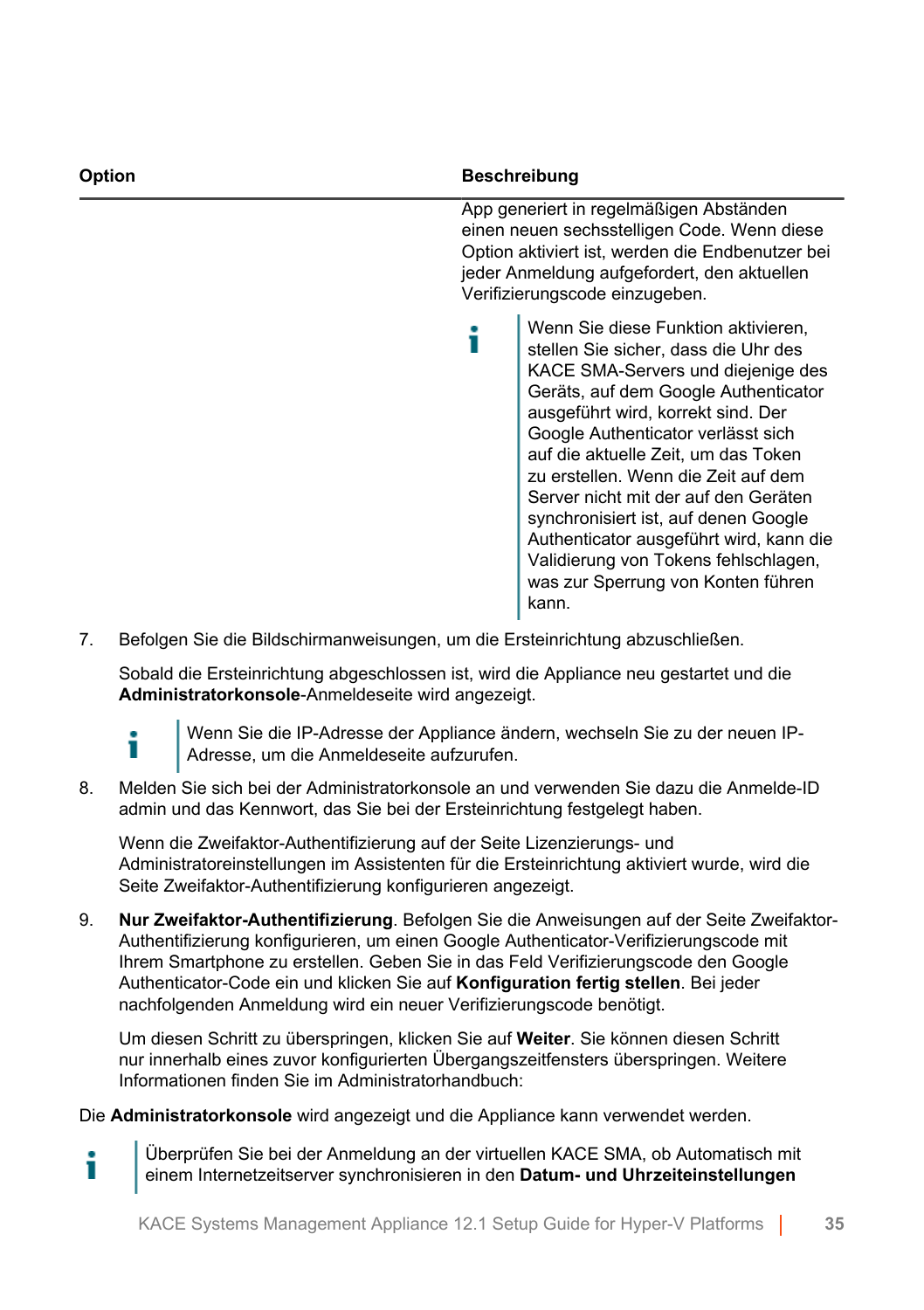| Option | Beschreibung |
| --- | --- |
| | App generiert in regelmäßigen Abständen einen neuen sechsstelligen Code. Wenn diese Option aktiviert ist, werden die Endbenutzer bei jeder Anmeldung aufgefordert, den aktuellen Verifizierungscode einzugeben.<br><br>Wenn Sie diese Funktion aktivieren, stellen Sie sicher, dass die Uhr des KACE SMA-Servers und diejenige des Geräts, auf dem Google Authenticator ausgeführt wird, korrekt sind. Der Google Authenticator verlässt sich auf die aktuelle Zeit, um das Token zu erstellen. Wenn die Zeit auf dem Server nicht mit der auf den Geräten synchronisiert ist, auf denen Google Authenticator ausgeführt wird, kann die Validierung von Tokens fehlschlagen, was zur Sperrung von Konten führen kann. |

7. Befolgen Sie die Bildschirmanweisungen, um die Ersteinrichtung abzuschließen.

   Sobald die Ersteinrichtung abgeschlossen ist, wird die Appliance neu gestartet und die **Administratorkonsole**-Anmeldeseite wird angezeigt.

   > Wenn Sie die IP-Adresse der Appliance ändern, wechseln Sie zu der neuen IP-Adresse, um die Anmeldeseite aufzurufen.

8. Melden Sie sich bei der Administratorkonsole an und verwenden Sie dazu die Anmelde-ID admin und das Kennwort, das Sie bei der Ersteinrichtung festgelegt haben.

   Wenn die Zweifaktor-Authentifizierung auf der Seite Lizenzierungs- und Administratoreinstellungen im Assistenten für die Ersteinrichtung aktiviert wurde, wird die Seite Zweifaktor-Authentifizierung konfigurieren angezeigt.

9. **Nur Zweifaktor-Authentifizierung**. Befolgen Sie die Anweisungen auf der Seite Zweifaktor-Authentifizierung konfigurieren, um einen Google Authenticator-Verifizierungscode mit Ihrem Smartphone zu erstellen. Geben Sie in das Feld Verifizierungscode den Google Authenticator-Code ein und klicken Sie auf **Konfiguration fertig stellen**. Bei jeder nachfolgenden Anmeldung wird ein neuer Verifizierungscode benötigt.

   Um diesen Schritt zu überspringen, klicken Sie auf **Weiter**. Sie können diesen Schritt nur innerhalb eines zuvor konfigurierten Übergangszeitfensters überspringen. Weitere Informationen finden Sie im Administratorhandbuch:

Die **Administratorkonsole** wird angezeigt und die Appliance kann verwendet werden.

> Überprüfen Sie bei der Anmeldung an der virtuellen KACE SMA, ob Automatisch mit einem Internetzeitserver synchronisieren in den **Datum- und Uhrzeiteinstellungen**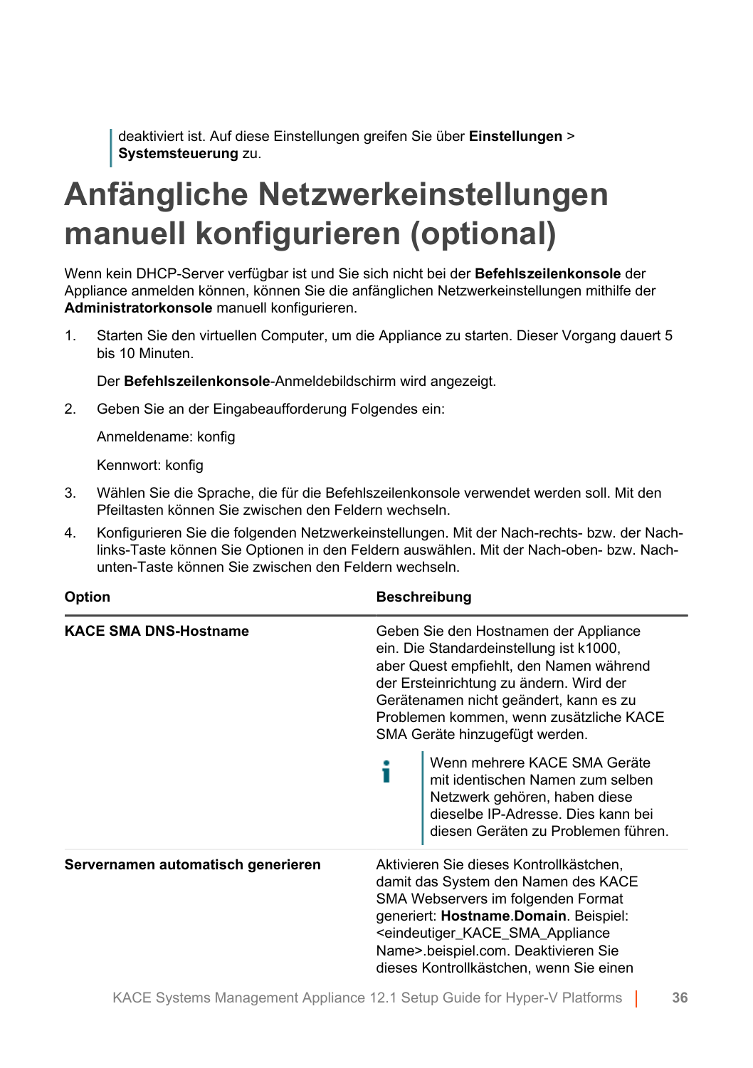> deaktiviert ist. Auf diese Einstellungen greifen Sie über **Einstellungen** > **Systemsteuerung** zu.

# Anfängliche Netzwerkeinstellungen manuell konfigurieren (optional)

Wenn kein DHCP-Server verfügbar ist und Sie sich nicht bei der **Befehlszeilenkonsole** der Appliance anmelden können, können Sie die anfänglichen Netzwerkeinstellungen mithilfe der **Administratorkonsole** manuell konfigurieren.

1. Starten Sie den virtuellen Computer, um die Appliance zu starten. Dieser Vorgang dauert 5 bis 10 Minuten.

   Der **Befehlszeilenkonsole**-Anmeldebildschirm wird angezeigt.

2. Geben Sie an der Eingabeaufforderung Folgendes ein:

   Anmeldename: konfig

   Kennwort: konfig

3. Wählen Sie die Sprache, die für die Befehlszeilenkonsole verwendet werden soll. Mit den Pfeiltasten können Sie zwischen den Feldern wechseln.

4. Konfigurieren Sie die folgenden Netzwerkeinstellungen. Mit der Nach-rechts- bzw. der Nach-links-Taste können Sie Optionen in den Feldern auswählen. Mit der Nach-oben- bzw. Nach-unten-Taste können Sie zwischen den Feldern wechseln.

| Option | Beschreibung |
| --- | --- |
| **KACE SMA DNS-Hostname** | Geben Sie den Hostnamen der Appliance ein. Die Standardeinstellung ist k1000, aber Quest empfiehlt, den Namen während der Ersteinrichtung zu ändern. Wird der Gerätenamen nicht geändert, kann es zu Problemen kommen, wenn zusätzliche KACE SMA Geräte hinzugefügt werden.<br><br>Wenn mehrere KACE SMA Geräte mit identischen Namen zum selben Netzwerk gehören, haben diese dieselbe IP-Adresse. Dies kann bei diesen Geräten zu Problemen führen. |
| **Servernamen automatisch generieren** | Aktivieren Sie dieses Kontrollkästchen, damit das System den Namen des KACE SMA Webservers im folgenden Format generiert: **Hostname**.**Domain**. Beispiel: <eindeutiger_KACE_SMA_Appliance Name>.beispiel.com. Deaktivieren Sie dieses Kontrollkästchen, wenn Sie einen |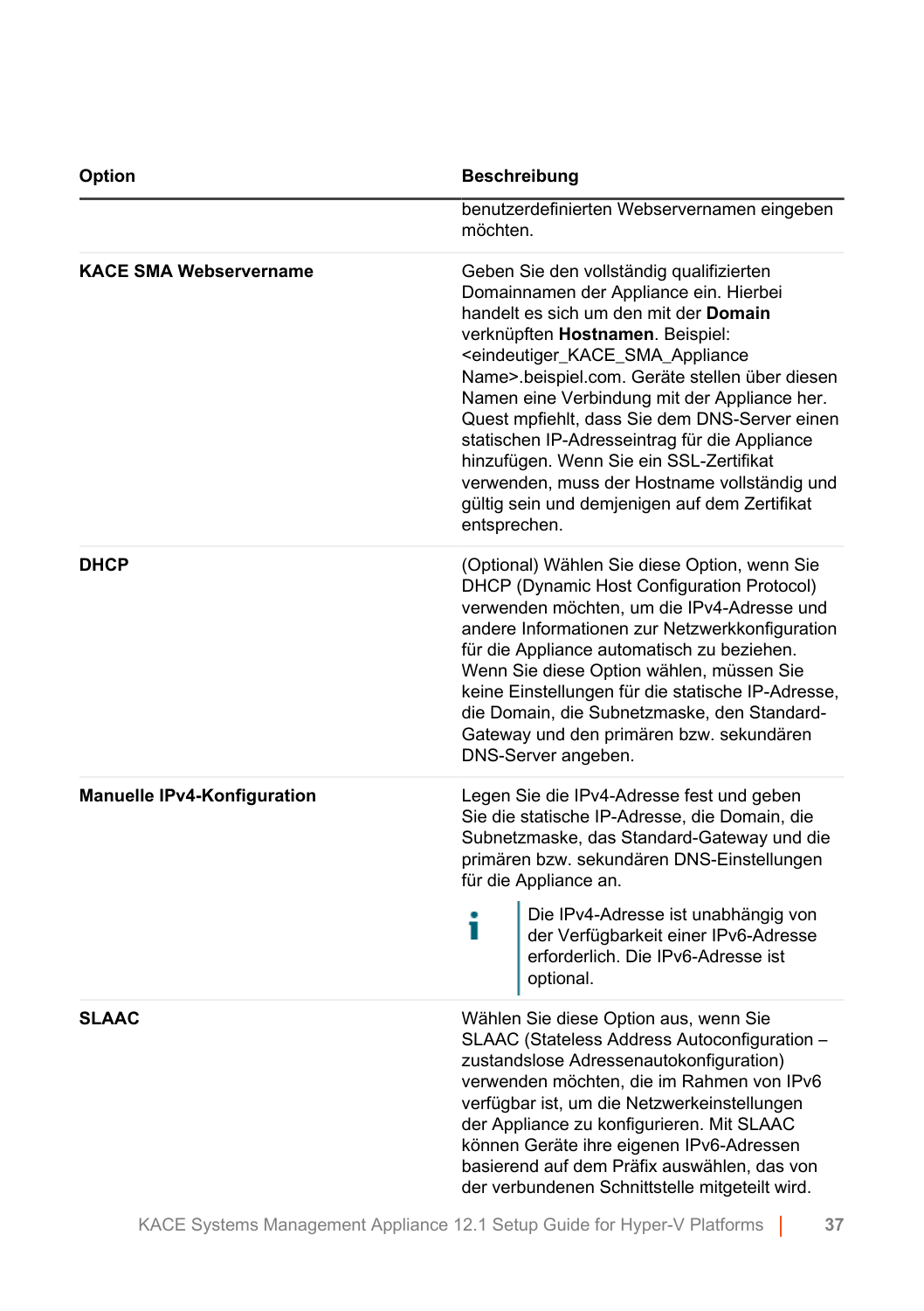| Option | Beschreibung |
| --- | --- |
| | benutzerdefinierten Webservernamen eingeben möchten. |
| **KACE SMA Webservername** | Geben Sie den vollständig qualifizierten Domainnamen der Appliance ein. Hierbei handelt es sich um den mit der **Domain** verknüpften **Hostnamen**. Beispiel: <eindeutiger_KACE_SMA_Appliance Name>.beispiel.com. Geräte stellen über diesen Namen eine Verbindung mit der Appliance her. Quest mpfiehlt, dass Sie dem DNS-Server einen statischen IP-Adresseintrag für die Appliance hinzufügen. Wenn Sie ein SSL-Zertifikat verwenden, muss der Hostname vollständig und gültig sein und demjenigen auf dem Zertifikat entsprechen. |
| **DHCP** | (Optional) Wählen Sie diese Option, wenn Sie DHCP (Dynamic Host Configuration Protocol) verwenden möchten, um die IPv4-Adresse und andere Informationen zur Netzwerkkonfiguration für die Appliance automatisch zu beziehen. Wenn Sie diese Option wählen, müssen Sie keine Einstellungen für die statische IP-Adresse, die Domain, die Subnetzmaske, den Standard-Gateway und den primären bzw. sekundären DNS-Server angeben. |
| **Manuelle IPv4-Konfiguration** | Legen Sie die IPv4-Adresse fest und geben Sie die statische IP-Adresse, die Domain, die Subnetzmaske, das Standard-Gateway und die primären bzw. sekundären DNS-Einstellungen für die Appliance an.<br><br>Die IPv4-Adresse ist unabhängig von der Verfügbarkeit einer IPv6-Adresse erforderlich. Die IPv6-Adresse ist optional. |
| **SLAAC** | Wählen Sie diese Option aus, wenn Sie SLAAC (Stateless Address Autoconfiguration – zustandslose Adressenautokonfiguration) verwenden möchten, die im Rahmen von IPv6 verfügbar ist, um die Netzwerkeinstellungen der Appliance zu konfigurieren. Mit SLAAC können Geräte ihre eigenen IPv6-Adressen basierend auf dem Präfix auswählen, das von der verbundenen Schnittstelle mitgeteilt wird. |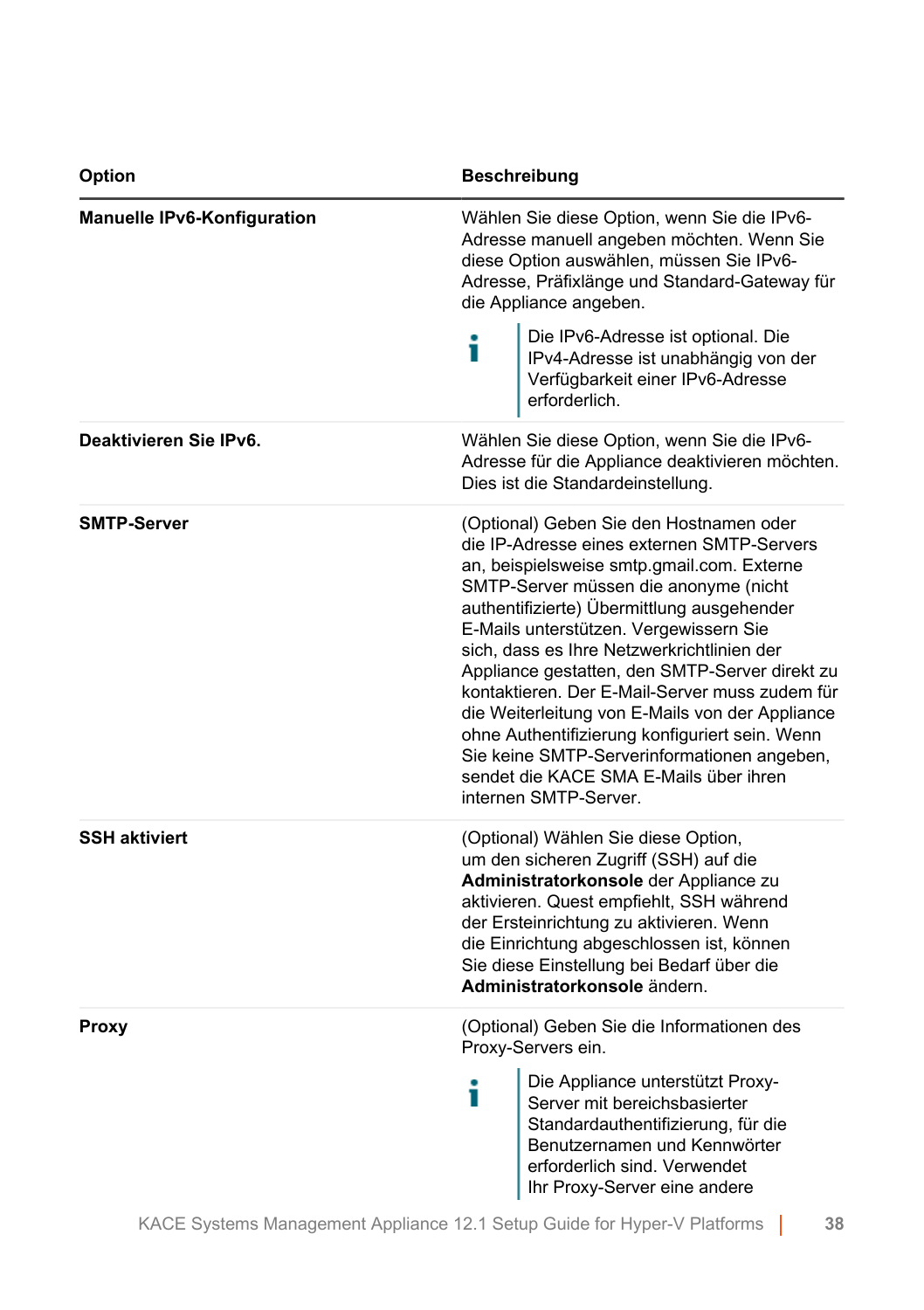| Option | Beschreibung |
| --- | --- |
| **Manuelle IPv6-Konfiguration** | Wählen Sie diese Option, wenn Sie die IPv6-Adresse manuell angeben möchten. Wenn Sie diese Option auswählen, müssen Sie IPv6-Adresse, Präfixlänge und Standard-Gateway für die Appliance angeben.<br><br>Die IPv6-Adresse ist optional. Die IPv4-Adresse ist unabhängig von der Verfügbarkeit einer IPv6-Adresse erforderlich. |
| **Deaktivieren Sie IPv6.** | Wählen Sie diese Option, wenn Sie die IPv6-Adresse für die Appliance deaktivieren möchten. Dies ist die Standardeinstellung. |
| **SMTP-Server** | (Optional) Geben Sie den Hostnamen oder die IP-Adresse eines externen SMTP-Servers an, beispielsweise smtp.gmail.com. Externe SMTP-Server müssen die anonyme (nicht authentifizierte) Übermittlung ausgehender E-Mails unterstützen. Vergewissern Sie sich, dass es Ihre Netzwerkrichtlinien der Appliance gestatten, den SMTP-Server direkt zu kontaktieren. Der E-Mail-Server muss zudem für die Weiterleitung von E-Mails von der Appliance ohne Authentifizierung konfiguriert sein. Wenn Sie keine SMTP-Serverinformationen angeben, sendet die KACE SMA E-Mails über ihren internen SMTP-Server. |
| **SSH aktiviert** | (Optional) Wählen Sie diese Option, um den sicheren Zugriff (SSH) auf die **Administratorkonsole** der Appliance zu aktivieren. Quest empfiehlt, SSH während der Ersteinrichtung zu aktivieren. Wenn die Einrichtung abgeschlossen ist, können Sie diese Einstellung bei Bedarf über die **Administratorkonsole** ändern. |
| **Proxy** | (Optional) Geben Sie die Informationen des Proxy-Servers ein.<br><br>Die Appliance unterstützt Proxy-Server mit bereichsbasierter Standardauthentifizierung, für die Benutzernamen und Kennwörter erforderlich sind. Verwendet Ihr Proxy-Server eine andere |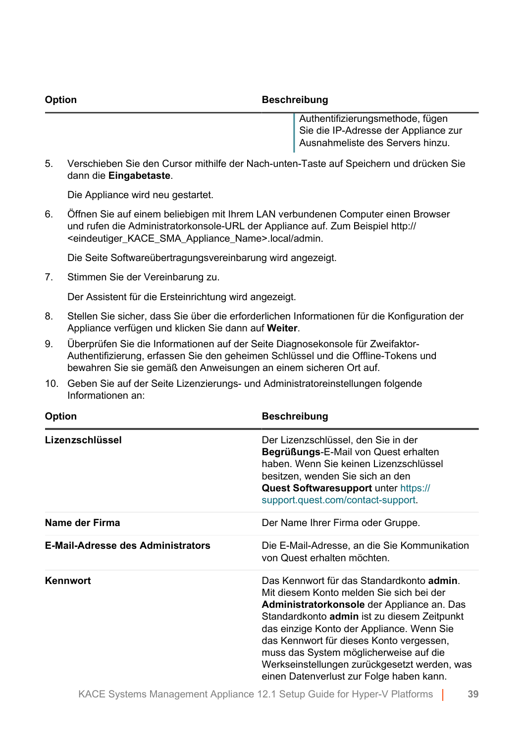| Option | Beschreibung |
| --- | --- |
| | Authentifizierungsmethode, fügen Sie die IP-Adresse der Appliance zur Ausnahmeliste des Servers hinzu. |

5. Verschieben Sie den Cursor mithilfe der Nach-unten-Taste auf Speichern und drücken Sie dann die **Eingabetaste**.

   Die Appliance wird neu gestartet.

6. Öffnen Sie auf einem beliebigen mit Ihrem LAN verbundenen Computer einen Browser und rufen die Administratorkonsole-URL der Appliance auf. Zum Beispiel http://<eindeutiger_KACE_SMA_Appliance_Name>.local/admin.

   Die Seite Softwareübertragungsvereinbarung wird angezeigt.

7. Stimmen Sie der Vereinbarung zu.

   Der Assistent für die Ersteinrichtung wird angezeigt.

8. Stellen Sie sicher, dass Sie über die erforderlichen Informationen für die Konfiguration der Appliance verfügen und klicken Sie dann auf **Weiter**.
9. Überprüfen Sie die Informationen auf der Seite Diagnosekonsole für Zweifaktor-Authentifizierung, erfassen Sie den geheimen Schlüssel und die Offline-Tokens und bewahren Sie sie gemäß den Anweisungen an einem sicheren Ort auf.
10. Geben Sie auf der Seite Lizenzierungs- und Administratoreinstellungen folgende Informationen an:

| Option | Beschreibung |
| --- | --- |
| **Lizenzschlüssel** | Der Lizenzschlüssel, den Sie in der **Begrüßungs**-E-Mail von Quest erhalten haben. Wenn Sie keinen Lizenzschlüssel besitzen, wenden Sie sich an den **Quest Softwaresupport** unter https://support.quest.com/contact-support. |
| **Name der Firma** | Der Name Ihrer Firma oder Gruppe. |
| **E-Mail-Adresse des Administrators** | Die E-Mail-Adresse, an die Sie Kommunikation von Quest erhalten möchten. |
| **Kennwort** | Das Kennwort für das Standardkonto **admin**. Mit diesem Konto melden Sie sich bei der **Administratorkonsole** der Appliance an. Das Standardkonto **admin** ist zu diesem Zeitpunkt das einzige Konto der Appliance. Wenn Sie das Kennwort für dieses Konto vergessen, muss das System möglicherweise auf die Werkseinstellungen zurückgesetzt werden, was einen Datenverlust zur Folge haben kann. |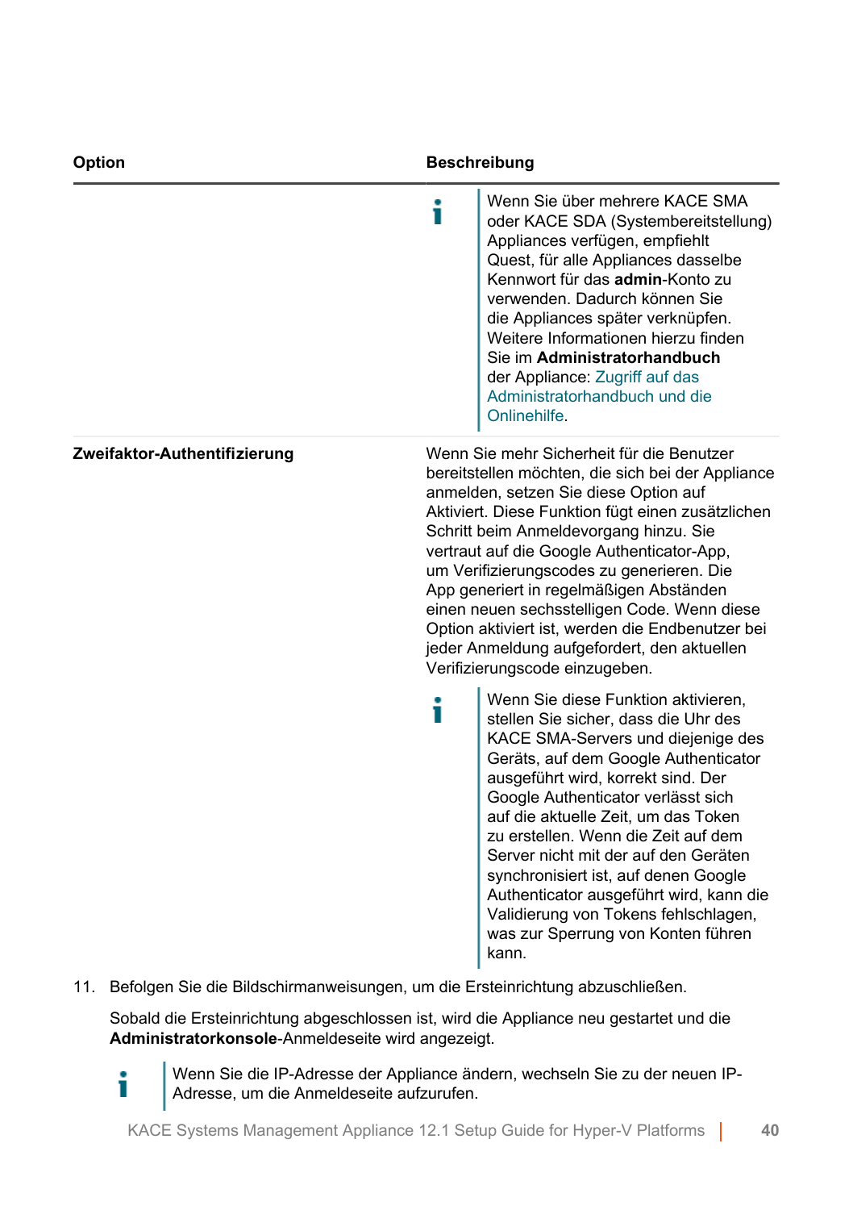| Option | Beschreibung |
| --- | --- |
| | Wenn Sie über mehrere KACE SMA oder KACE SDA (Systembereitstellung) Appliances verfügen, empfiehlt Quest, für alle Appliances dasselbe Kennwort für das **admin**-Konto zu verwenden. Dadurch können Sie die Appliances später verknüpfen. Weitere Informationen hierzu finden Sie im **Administratorhandbuch** der Appliance: Zugriff auf das Administratorhandbuch und die Onlinehilfe. |
| **Zweifaktor-Authentifizierung** | Wenn Sie mehr Sicherheit für die Benutzer bereitstellen möchten, die sich bei der Appliance anmelden, setzen Sie diese Option auf Aktiviert. Diese Funktion fügt einen zusätzlichen Schritt beim Anmeldevorgang hinzu. Sie vertraut auf die Google Authenticator-App, um Verifizierungscodes zu generieren. Die App generiert in regelmäßigen Abständen einen neuen sechsstelligen Code. Wenn diese Option aktiviert ist, werden die Endbenutzer bei jeder Anmeldung aufgefordert, den aktuellen Verifizierungscode einzugeben.<br><br>Wenn Sie diese Funktion aktivieren, stellen Sie sicher, dass die Uhr des KACE SMA-Servers und diejenige des Geräts, auf dem Google Authenticator ausgeführt wird, korrekt sind. Der Google Authenticator verlässt sich auf die aktuelle Zeit, um das Token zu erstellen. Wenn die Zeit auf dem Server nicht mit der auf den Geräten synchronisiert ist, auf denen Google Authenticator ausgeführt wird, kann die Validierung von Tokens fehlschlagen, was zur Sperrung von Konten führen kann. |

11. Befolgen Sie die Bildschirmanweisungen, um die Ersteinrichtung abzuschließen.

    Sobald die Ersteinrichtung abgeschlossen ist, wird die Appliance neu gestartet und die **Administratorkonsole**-Anmeldeseite wird angezeigt.

    Wenn Sie die IP-Adresse der Appliance ändern, wechseln Sie zu der neuen IP-Adresse, um die Anmeldeseite aufzurufen.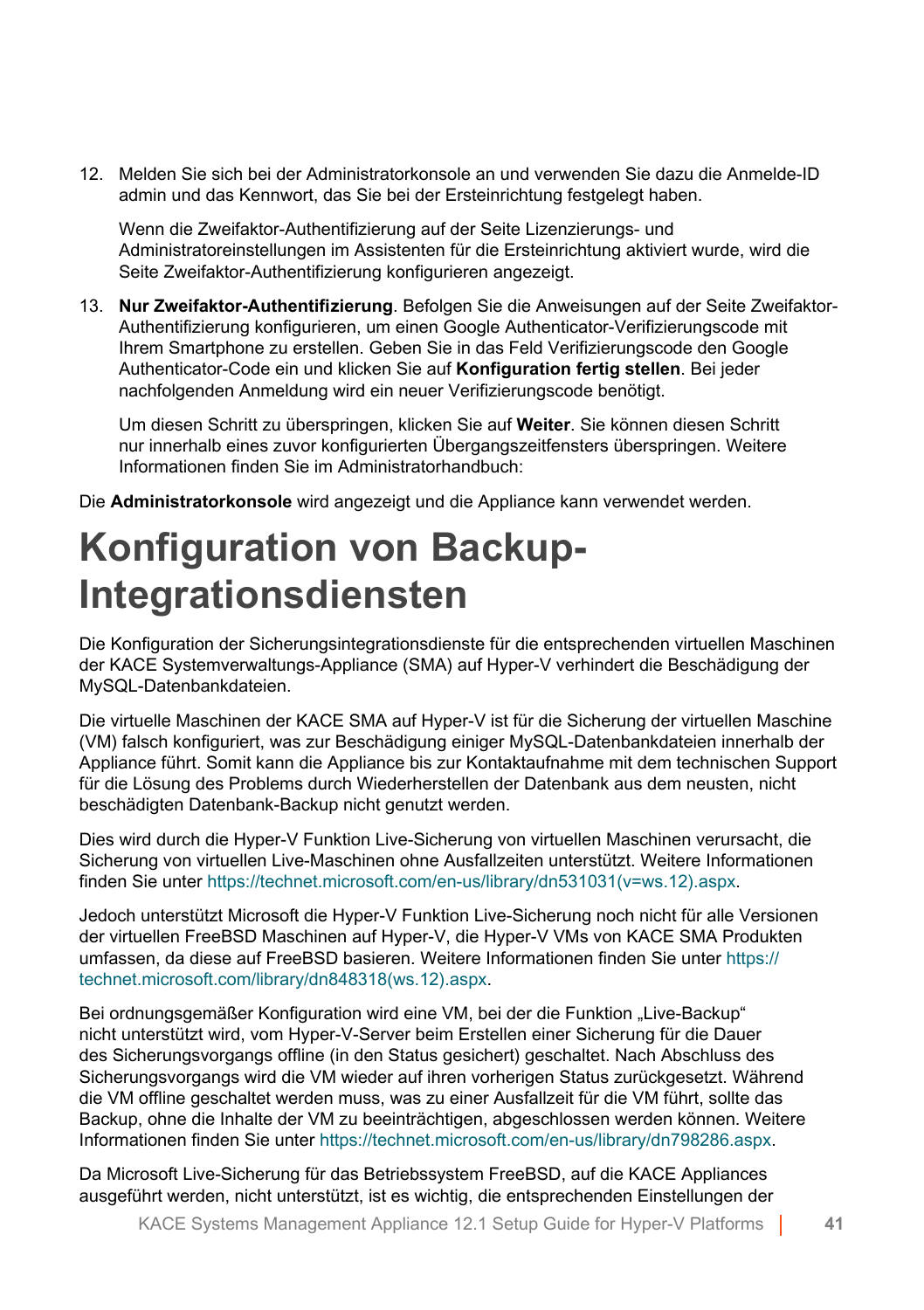12. Melden Sie sich bei der Administratorkonsole an und verwenden Sie dazu die Anmelde-ID admin und das Kennwort, das Sie bei der Ersteinrichtung festgelegt haben.

    Wenn die Zweifaktor-Authentifizierung auf der Seite Lizenzierungs- und Administratoreinstellungen im Assistenten für die Ersteinrichtung aktiviert wurde, wird die Seite Zweifaktor-Authentifizierung konfigurieren angezeigt.

13. **Nur Zweifaktor-Authentifizierung**. Befolgen Sie die Anweisungen auf der Seite Zweifaktor-Authentifizierung konfigurieren, um einen Google Authenticator-Verifizierungscode mit Ihrem Smartphone zu erstellen. Geben Sie in das Feld Verifizierungscode den Google Authenticator-Code ein und klicken Sie auf **Konfiguration fertig stellen**. Bei jeder nachfolgenden Anmeldung wird ein neuer Verifizierungscode benötigt.

    Um diesen Schritt zu überspringen, klicken Sie auf **Weiter**. Sie können diesen Schritt nur innerhalb eines zuvor konfigurierten Übergangszeitfensters überspringen. Weitere Informationen finden Sie im Administratorhandbuch:

Die **Administratorkonsole** wird angezeigt und die Appliance kann verwendet werden.

# Konfiguration von Backup-Integrationsdiensten

Die Konfiguration der Sicherungsintegrationsdienste für die entsprechenden virtuellen Maschinen der KACE Systemverwaltungs-Appliance (SMA) auf Hyper-V verhindert die Beschädigung der MySQL-Datenbankdateien.

Die virtuelle Maschinen der KACE SMA auf Hyper-V ist für die Sicherung der virtuellen Maschine (VM) falsch konfiguriert, was zur Beschädigung einiger MySQL-Datenbankdateien innerhalb der Appliance führt. Somit kann die Appliance bis zur Kontaktaufnahme mit dem technischen Support für die Lösung des Problems durch Wiederherstellen der Datenbank aus dem neusten, nicht beschädigten Datenbank-Backup nicht genutzt werden.

Dies wird durch die Hyper-V Funktion Live-Sicherung von virtuellen Maschinen verursacht, die Sicherung von virtuellen Live-Maschinen ohne Ausfallzeiten unterstützt. Weitere Informationen finden Sie unter https://technet.microsoft.com/en-us/library/dn531031(v=ws.12).aspx.

Jedoch unterstützt Microsoft die Hyper-V Funktion Live-Sicherung noch nicht für alle Versionen der virtuellen FreeBSD Maschinen auf Hyper-V, die Hyper-V VMs von KACE SMA Produkten umfassen, da diese auf FreeBSD basieren. Weitere Informationen finden Sie unter https://technet.microsoft.com/library/dn848318(ws.12).aspx.

Bei ordnungsgemäßer Konfiguration wird eine VM, bei der die Funktion „Live-Backup" nicht unterstützt wird, vom Hyper-V-Server beim Erstellen einer Sicherung für die Dauer des Sicherungsvorgangs offline (in den Status gesichert) geschaltet. Nach Abschluss des Sicherungsvorgangs wird die VM wieder auf ihren vorherigen Status zurückgesetzt. Während die VM offline geschaltet werden muss, was zu einer Ausfallzeit für die VM führt, sollte das Backup, ohne die Inhalte der VM zu beeinträchtigen, abgeschlossen werden können. Weitere Informationen finden Sie unter https://technet.microsoft.com/en-us/library/dn798286.aspx.

Da Microsoft Live-Sicherung für das Betriebssystem FreeBSD, auf die KACE Appliances ausgeführt werden, nicht unterstützt, ist es wichtig, die entsprechenden Einstellungen der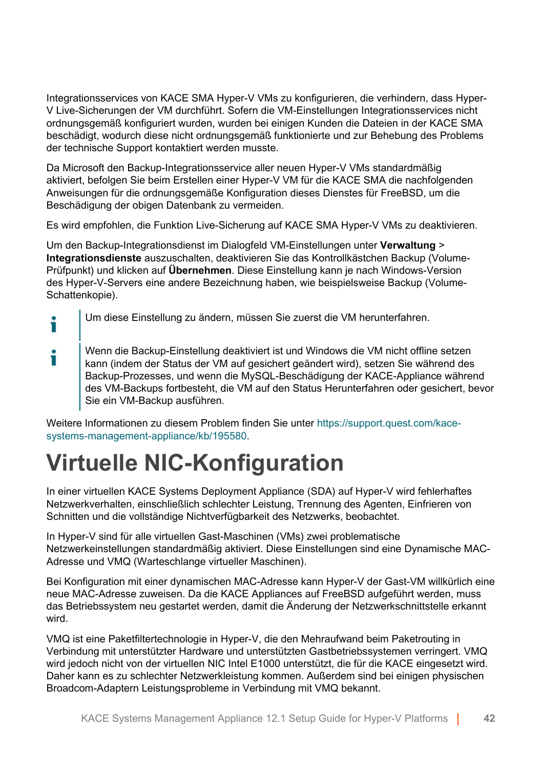Integrationsservices von KACE SMA Hyper-V VMs zu konfigurieren, die verhindern, dass Hyper-V Live-Sicherungen der VM durchführt. Sofern die VM-Einstellungen Integrationsservices nicht ordnungsgemäß konfiguriert wurden, wurden bei einigen Kunden die Dateien in der KACE SMA beschädigt, wodurch diese nicht ordnungsgemäß funktionierte und zur Behebung des Problems der technische Support kontaktiert werden musste.

Da Microsoft den Backup-Integrationsservice aller neuen Hyper-V VMs standardmäßig aktiviert, befolgen Sie beim Erstellen einer Hyper-V VM für die KACE SMA die nachfolgenden Anweisungen für die ordnungsgemäße Konfiguration dieses Dienstes für FreeBSD, um die Beschädigung der obigen Datenbank zu vermeiden.

Es wird empfohlen, die Funktion Live-Sicherung auf KACE SMA Hyper-V VMs zu deaktivieren.

Um den Backup-Integrationsdienst im Dialogfeld VM-Einstellungen unter **Verwaltung** > **Integrationsdienste** auszuschalten, deaktivieren Sie das Kontrollkästchen Backup (Volume-Prüfpunkt) und klicken auf **Übernehmen**. Diese Einstellung kann je nach Windows-Version des Hyper-V-Servers eine andere Bezeichnung haben, wie beispielsweise Backup (Volume-Schattenkopie).

> Um diese Einstellung zu ändern, müssen Sie zuerst die VM herunterfahren.

> Wenn die Backup-Einstellung deaktiviert ist und Windows die VM nicht offline setzen kann (indem der Status der VM auf gesichert geändert wird), setzen Sie während des Backup-Prozesses, und wenn die MySQL-Beschädigung der KACE-Appliance während des VM-Backups fortbesteht, die VM auf den Status Herunterfahren oder gesichert, bevor Sie ein VM-Backup ausführen.

Weitere Informationen zu diesem Problem finden Sie unter https://support.quest.com/kace-systems-management-appliance/kb/195580.

# Virtuelle NIC-Konfiguration

In einer virtuellen KACE Systems Deployment Appliance (SDA) auf Hyper-V wird fehlerhaftes Netzwerkverhalten, einschließlich schlechter Leistung, Trennung des Agenten, Einfrieren von Schnitten und die vollständige Nichtverfügbarkeit des Netzwerks, beobachtet.

In Hyper-V sind für alle virtuellen Gast-Maschinen (VMs) zwei problematische Netzwerkeinstellungen standardmäßig aktiviert. Diese Einstellungen sind eine Dynamische MAC-Adresse und VMQ (Warteschlange virtueller Maschinen).

Bei Konfiguration mit einer dynamischen MAC-Adresse kann Hyper-V der Gast-VM willkürlich eine neue MAC-Adresse zuweisen. Da die KACE Appliances auf FreeBSD aufgeführt werden, muss das Betriebssystem neu gestartet werden, damit die Änderung der Netzwerkschnittstelle erkannt wird.

VMQ ist eine Paketfiltertechnologie in Hyper-V, die den Mehraufwand beim Paketrouting in Verbindung mit unterstützter Hardware und unterstützten Gastbetriebssystemen verringert. VMQ wird jedoch nicht von der virtuellen NIC Intel E1000 unterstützt, die für die KACE eingesetzt wird. Daher kann es zu schlechter Netzwerkleistung kommen. Außerdem sind bei einigen physischen Broadcom-Adaptern Leistungsprobleme in Verbindung mit VMQ bekannt.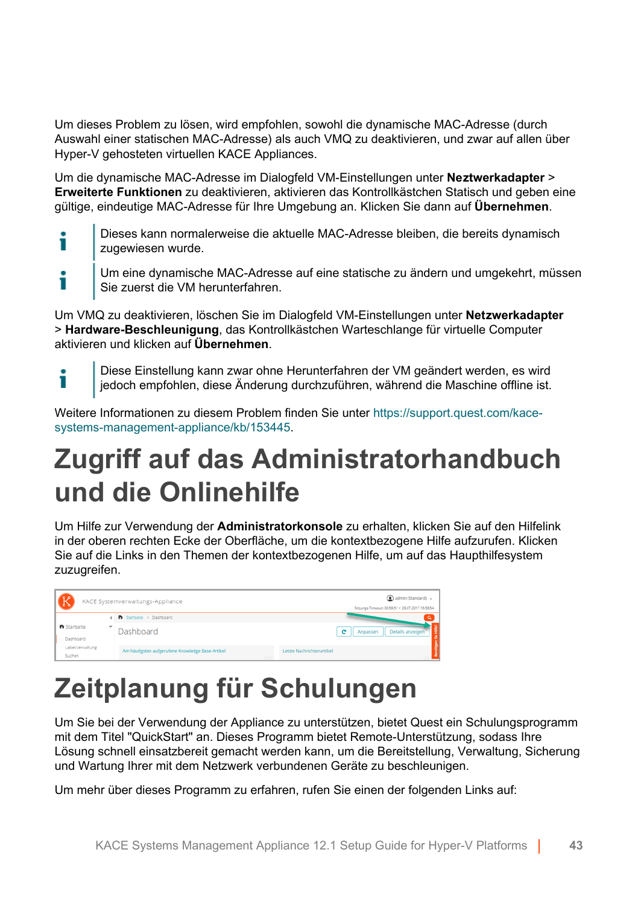Um dieses Problem zu lösen, wird empfohlen, sowohl die dynamische MAC-Adresse (durch Auswahl einer statischen MAC-Adresse) als auch VMQ zu deaktivieren, und zwar auf allen über Hyper-V gehosteten virtuellen KACE Appliances.

Um die dynamische MAC-Adresse im Dialogfeld VM-Einstellungen unter **Neztwerkadapter** > **Erweiterte Funktionen** zu deaktivieren, aktivieren das Kontrollkästchen Statisch und geben eine gültige, eindeutige MAC-Adresse für Ihre Umgebung an. Klicken Sie dann auf **Übernehmen**.

> Dieses kann normalerweise die aktuelle MAC-Adresse bleiben, die bereits dynamisch zugewiesen wurde.

> Um eine dynamische MAC-Adresse auf eine statische zu ändern und umgekehrt, müssen Sie zuerst die VM herunterfahren.

Um VMQ zu deaktivieren, löschen Sie im Dialogfeld VM-Einstellungen unter **Netzwerkadapter** > **Hardware-Beschleunigung**, das Kontrollkästchen Warteschlange für virtuelle Computer aktivieren und klicken auf **Übernehmen**.

> Diese Einstellung kann zwar ohne Herunterfahren der VM geändert werden, es wird jedoch empfohlen, diese Änderung durchzuführen, während die Maschine offline ist.

Weitere Informationen zu diesem Problem finden Sie unter https://support.quest.com/kace-systems-management-appliance/kb/153445.

# Zugriff auf das Administratorhandbuch und die Onlinehilfe

Um Hilfe zur Verwendung der **Administratorkonsole** zu erhalten, klicken Sie auf den Hilfelink in der oberen rechten Ecke der Oberfläche, um die kontextbezogene Hilfe aufzurufen. Klicken Sie auf die Links in den Themen der kontextbezogenen Hilfe, um auf das Haupthilfesystem zuzugreifen.

# Zeitplanung für Schulungen

Um Sie bei der Verwendung der Appliance zu unterstützen, bietet Quest ein Schulungsprogramm mit dem Titel "QuickStart" an. Dieses Programm bietet Remote-Unterstützung, sodass Ihre Lösung schnell einsatzbereit gemacht werden kann, um die Bereitstellung, Verwaltung, Sicherung und Wartung Ihrer mit dem Netzwerk verbundenen Geräte zu beschleunigen.

Um mehr über dieses Programm zu erfahren, rufen Sie einen der folgenden Links auf: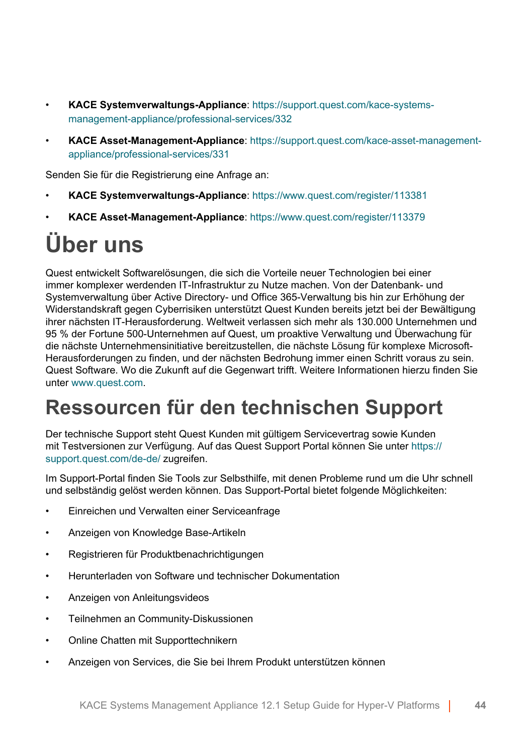- **KACE Systemverwaltungs-Appliance**: https://support.quest.com/kace-systems-management-appliance/professional-services/332
- **KACE Asset-Management-Appliance**: https://support.quest.com/kace-asset-management-appliance/professional-services/331

Senden Sie für die Registrierung eine Anfrage an:

- **KACE Systemverwaltungs-Appliance**: https://www.quest.com/register/113381
- **KACE Asset-Management-Appliance**: https://www.quest.com/register/113379

# Über uns

Quest entwickelt Softwarelösungen, die sich die Vorteile neuer Technologien bei einer immer komplexer werdenden IT-Infrastruktur zu Nutze machen. Von der Datenbank- und Systemverwaltung über Active Directory- und Office 365-Verwaltung bis hin zur Erhöhung der Widerstandskraft gegen Cyberrisiken unterstützt Quest Kunden bereits jetzt bei der Bewältigung ihrer nächsten IT-Herausforderung. Weltweit verlassen sich mehr als 130.000 Unternehmen und 95 % der Fortune 500-Unternehmen auf Quest, um proaktive Verwaltung und Überwachung für die nächste Unternehmensinitiative bereitzustellen, die nächste Lösung für komplexe Microsoft-Herausforderungen zu finden, und der nächsten Bedrohung immer einen Schritt voraus zu sein. Quest Software. Wo die Zukunft auf die Gegenwart trifft. Weitere Informationen hierzu finden Sie unter www.quest.com.

# Ressourcen für den technischen Support

Der technische Support steht Quest Kunden mit gültigem Servicevertrag sowie Kunden mit Testversionen zur Verfügung. Auf das Quest Support Portal können Sie unter https://support.quest.com/de-de/ zugreifen.

Im Support-Portal finden Sie Tools zur Selbsthilfe, mit denen Probleme rund um die Uhr schnell und selbständig gelöst werden können. Das Support-Portal bietet folgende Möglichkeiten:

- Einreichen und Verwalten einer Serviceanfrage
- Anzeigen von Knowledge Base-Artikeln
- Registrieren für Produktbenachrichtigungen
- Herunterladen von Software und technischer Dokumentation
- Anzeigen von Anleitungsvideos
- Teilnehmen an Community-Diskussionen
- Online Chatten mit Supporttechnikern
- Anzeigen von Services, die Sie bei Ihrem Produkt unterstützen können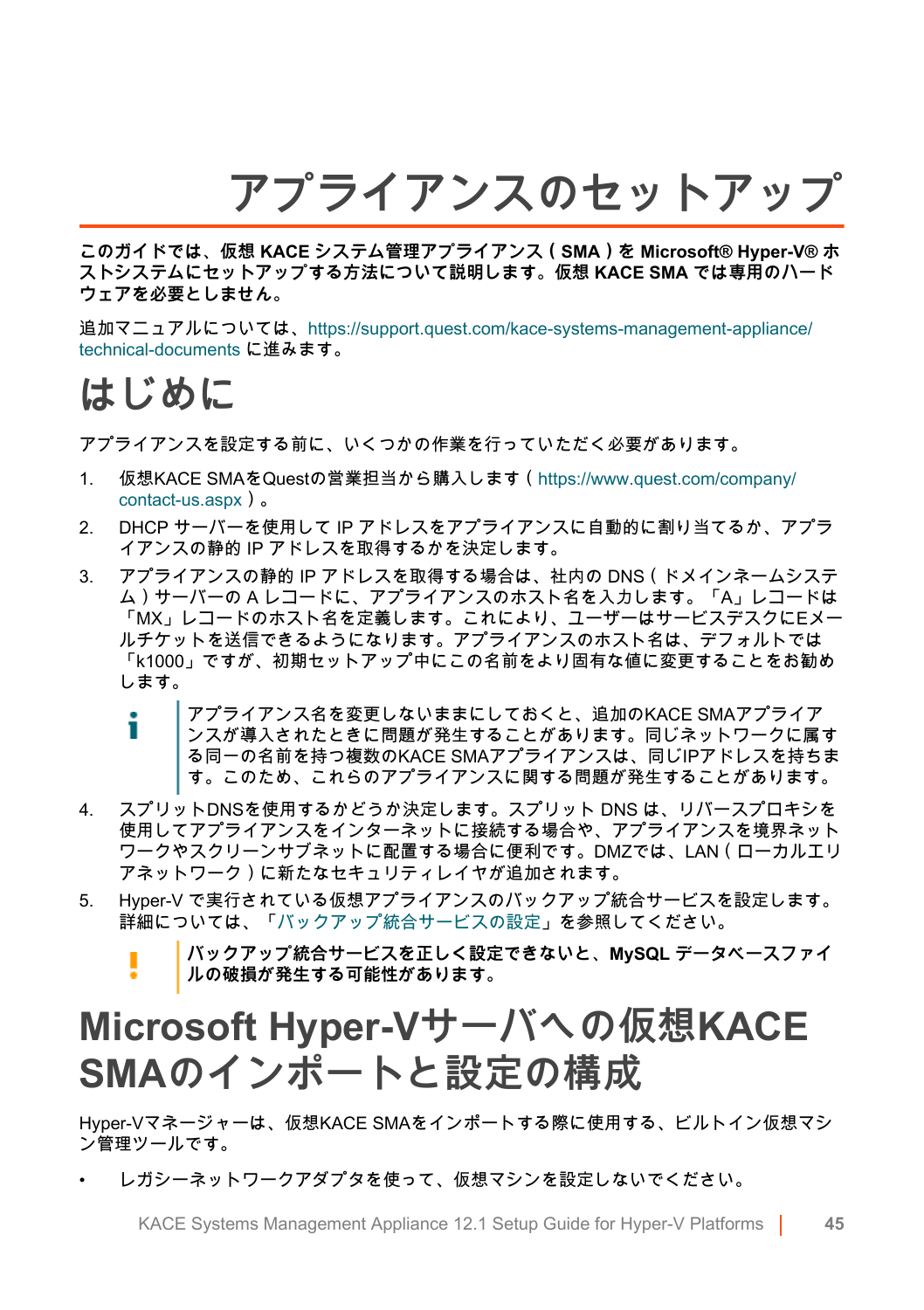# アプライアンスのセットアップ

**このガイドでは、仮想 KACE システム管理アプライアンス（SMA）を Microsoft® Hyper-V® ホストシステムにセットアップする方法について説明します。仮想 KACE SMA では専用のハードウェアを必要としません。**

追加マニュアルについては、https://support.quest.com/kace-systems-management-appliance/technical-documents に進みます。

## はじめに

アプライアンスを設定する前に、いくつかの作業を行っていただく必要があります。

1. 仮想KACE SMAをQuestの営業担当から購入します（https://www.quest.com/company/contact-us.aspx）。
2. DHCP サーバーを使用して IP アドレスをアプライアンスに自動的に割り当てるか、アプライアンスの静的 IP アドレスを取得するかを決定します。
3. アプライアンスの静的 IP アドレスを取得する場合は、社内の DNS（ドメインネームシステム）サーバーの A レコードに、アプライアンスのホスト名を入力します。「A」レコードは「MX」レコードのホスト名を定義します。これにより、ユーザーはサービスデスクにEメールチケットを送信できるようになります。アプライアンスのホスト名は、デフォルトでは「k1000」ですが、初期セットアップ中にこの名前をより固有な値に変更することをお勧めします。

   > アプライアンス名を変更しないままにしておくと、追加のKACE SMAアプライアンスが導入されたときに問題が発生することがあります。同じネットワークに属する同一の名前を持つ複数のKACE SMAアプライアンスは、同じIPアドレスを持ちます。このため、これらのアプライアンスに関する問題が発生することがあります。

4. スプリットDNSを使用するかどうか決定します。スプリット DNS は、リバースプロキシを使用してアプライアンスをインターネットに接続する場合や、アプライアンスを境界ネットワークやスクリーンサブネットに配置する場合に便利です。DMZでは、LAN（ローカルエリアネットワーク）に新たなセキュリティレイヤが追加されます。
5. Hyper-V で実行されている仮想アプライアンスのバックアップ統合サービスを設定します。詳細については、「バックアップ統合サービスの設定」を参照してください。

   > **バックアップ統合サービスを正しく設定できないと、MySQL データベースファイルの破損が発生する可能性があります。**

## Microsoft Hyper-Vサーバへの仮想KACE SMAのインポートと設定の構成

Hyper-Vマネージャーは、仮想KACE SMAをインポートする際に使用する、ビルトイン仮想マシン管理ツールです。

- レガシーネットワークアダプタを使って、仮想マシンを設定しないでください。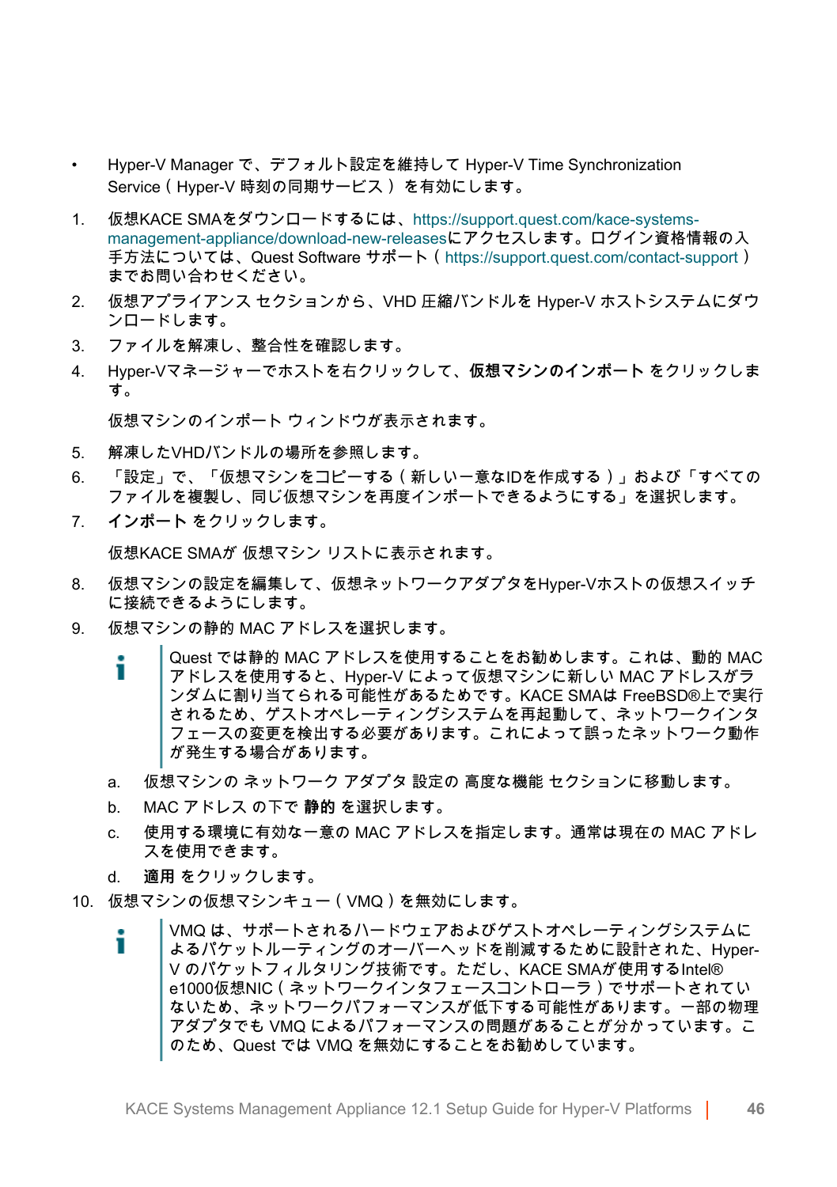- Hyper-V Manager で、デフォルト設定を維持して Hyper-V Time Synchronization Service（ Hyper-V 時刻の同期サービス ） を有効にします。

1. 仮想KACE SMAをダウンロードするには、https://support.quest.com/kace-systems-management-appliance/download-new-releasesにアクセスします。ログイン資格情報の入手方法については、Quest Software サポート（ https://support.quest.com/contact-support ）までお問い合わせください。
2. 仮想アプライアンス セクションから、VHD 圧縮バンドルを Hyper-V ホストシステムにダウンロードします。
3. ファイルを解凍し、整合性を確認します。
4. Hyper-Vマネージャーでホストを右クリックして、**仮想マシンのインポート** をクリックします。

   仮想マシンのインポート ウィンドウが表示されます。
5. 解凍したVHDバンドルの場所を参照します。
6. 「設定」で、「仮想マシンをコピーする（ 新しい一意なIDを作成する ）」および「すべてのファイルを複製し、同じ仮想マシンを再度インポートできるようにする」を選択します。
7. **インポート** をクリックします。

   仮想KACE SMAが 仮想マシン リストに表示されます。
8. 仮想マシンの設定を編集して、仮想ネットワークアダプタをHyper-Vホストの仮想スイッチに接続できるようにします。
9. 仮想マシンの静的 MAC アドレスを選択します。

   > Quest では静的 MAC アドレスを使用することをお勧めします。これは、動的 MAC アドレスを使用すると、Hyper-V によって仮想マシンに新しい MAC アドレスがランダムに割り当てられる可能性があるためです。KACE SMAは FreeBSD®上で実行されるため、ゲストオペレーティングシステムを再起動して、ネットワークインタフェースの変更を検出する必要があります。これによって誤ったネットワーク動作が発生する場合があります。

   a. 仮想マシンの ネットワーク アダプタ 設定の 高度な機能 セクションに移動します。
   b. MAC アドレス の下で **静的** を選択します。
   c. 使用する環境に有効な一意の MAC アドレスを指定します。通常は現在の MAC アドレスを使用できます。
   d. **適用** をクリックします。
10. 仮想マシンの仮想マシンキュー（ VMQ ）を無効にします。

    > VMQ は、サポートされるハードウェアおよびゲストオペレーティングシステムによるパケットルーティングのオーバーヘッドを削減するために設計された、Hyper-V のパケットフィルタリング技術です。ただし、KACE SMAが使用するIntel® e1000仮想NIC（ ネットワークインタフェースコントローラ ）でサポートされていないため、ネットワークパフォーマンスが低下する可能性があります。一部の物理アダプタでも VMQ によるパフォーマンスの問題があることが分かっています。このため、Quest では VMQ を無効にすることをお勧めしています。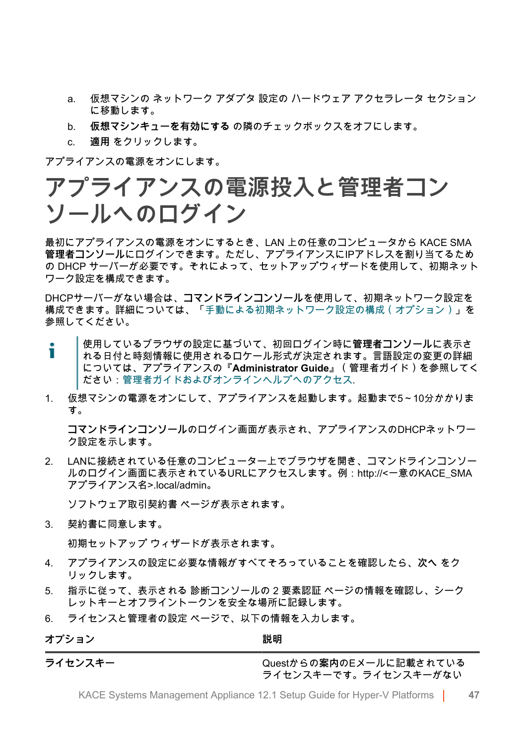a. 仮想マシンの ネットワーク アダプタ 設定の ハードウェア アクセラレータ セクションに移動します。

b. **仮想マシンキューを有効にする** の隣のチェックボックスをオフにします。

c. **適用** をクリックします。

アプライアンスの電源をオンにします。

# アプライアンスの電源投入と管理者コンソールへのログイン

最初にアプライアンスの電源をオンにするとき、LAN 上の任意のコンピュータから KACE SMA **管理者コンソール**にログインできます。ただし、アプライアンスにIPアドレスを割り当てるための DHCP サーバーが必要です。それによって、セットアップウィザードを使用して、初期ネットワーク設定を構成できます。

DHCPサーバーがない場合は、**コマンドラインコンソール**を使用して、初期ネットワーク設定を構成できます。詳細については、「手動による初期ネットワーク設定の構成（オプション）」を参照してください。

> 使用しているブラウザの設定に基づいて、初回ログイン時に**管理者コンソール**に表示される日付と時刻情報に使用されるロケール形式が決定されます。言語設定の変更の詳細については、アプライアンスの『**Administrator Guide**』（管理者ガイド）を参照してください：管理者ガイドおよびオンラインヘルプへのアクセス.

1. 仮想マシンの電源をオンにして、アプライアンスを起動します。起動まで5～10分かかります。

   **コマンドラインコンソール**のログイン画面が表示され、アプライアンスのDHCPネットワーク設定を示します。

2. LANに接続されている任意のコンピューター上でブラウザを開き、コマンドラインコンソールのログイン画面に表示されているURLにアクセスします。例：http://<一意のKACE_SMAアプライアンス名>.local/admin。

   ソフトウェア取引契約書 ページが表示されます。

3. 契約書に同意します。

   初期セットアップ ウィザードが表示されます。

4. アプライアンスの設定に必要な情報がすべてそろっていることを確認したら、**次へ** をクリックします。

5. 指示に従って、表示される 診断コンソールの 2 要素認証 ページの情報を確認し、シークレットキーとオフライントークンを安全な場所に記録します。

6. ライセンスと管理者の設定 ページで、以下の情報を入力します。

| オプション | 説明 |
|---|---|
| **ライセンスキー** | Questからの案内のEメールに記載されているライセンスキーです。ライセンスキーがない |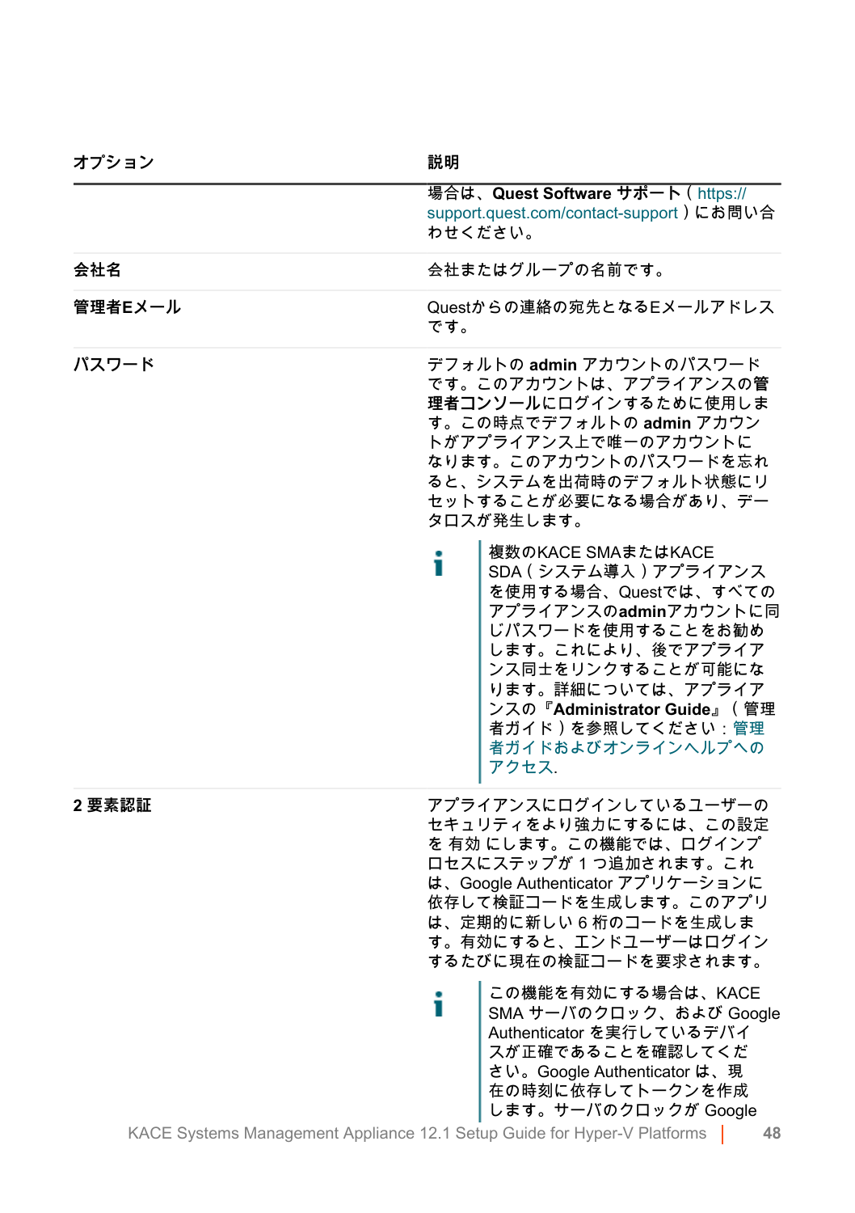| オプション | 説明 |
|---|---|
| | 場合は、**Quest Software サポート**（https://support.quest.com/contact-support）にお問い合わせください。 |
| **会社名** | 会社またはグループの名前です。 |
| **管理者Eメール** | Questからの連絡の宛先となるEメールアドレスです。 |
| **パスワード** | デフォルトの **admin** アカウントのパスワードです。このアカウントは、アプライアンスの**管理者コンソール**にログインするために使用します。この時点でデフォルトの **admin** アカウントがアプライアンス上で唯一のアカウントになります。このアカウントのパスワードを忘れると、システムを出荷時のデフォルト状態にリセットすることが必要になる場合があり、データロスが発生します。<br><br>ℹ 複数のKACE SMAまたはKACE SDA（システム導入）アプライアンスを使用する場合、Questでは、すべてのアプライアンスの**admin**アカウントに同じパスワードを使用することをお勧めします。これにより、後でアプライアンス同士をリンクすることが可能になります。詳細については、アプライアンスの『**Administrator Guide**』（管理者ガイド）を参照してください：管理者ガイドおよびオンラインヘルプへのアクセス. |
| **2 要素認証** | アプライアンスにログインしているユーザーのセキュリティをより強力にするには、この設定を 有効 にします。この機能では、ログインプロセスにステップが 1 つ追加されます。これは、Google Authenticator アプリケーションに依存して検証コードを生成します。このアプリは、定期的に新しい 6 桁のコードを生成します。有効にすると、エンドユーザーはログインするたびに現在の検証コードを要求されます。<br><br>ℹ この機能を有効にする場合は、KACE SMA サーバのクロック、および Google Authenticator を実行しているデバイスが正確であることを確認してください。Google Authenticator は、現在の時刻に依存してトークンを作成します。サーバのクロックが Google |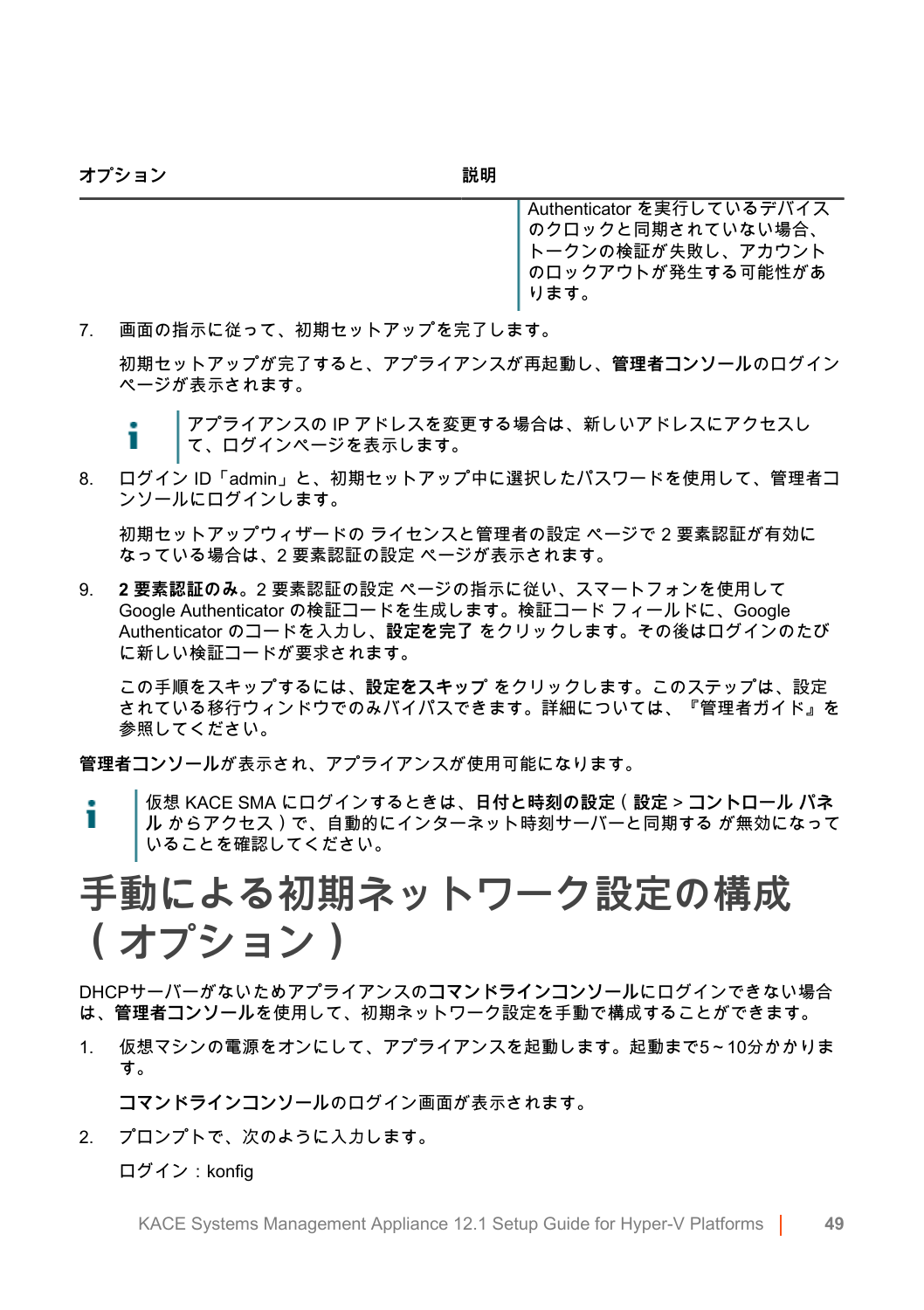| オプション | 説明 |
| --- | --- |
| | Authenticator を実行しているデバイスのクロックと同期されていない場合、トークンの検証が失敗し、アカウントのロックアウトが発生する可能性があります。 |

7. 画面の指示に従って、初期セットアップを完了します。

   初期セットアップが完了すると、アプライアンスが再起動し、**管理者コンソール**のログインページが表示されます。

   > アプライアンスの IP アドレスを変更する場合は、新しいアドレスにアクセスして、ログインページを表示します。

8. ログイン ID「admin」と、初期セットアップ中に選択したパスワードを使用して、管理者コンソールにログインします。

   初期セットアップウィザードの ライセンスと管理者の設定 ページで 2 要素認証が有効になっている場合は、2 要素認証の設定 ページが表示されます。

9. **2 要素認証のみ。**2 要素認証の設定 ページの指示に従い、スマートフォンを使用して Google Authenticator の検証コードを生成します。検証コード フィールドに、Google Authenticator のコードを入力し、**設定を完了** をクリックします。その後はログインのたびに新しい検証コードが要求されます。

   この手順をスキップするには、**設定をスキップ** をクリックします。このステップは、設定されている移行ウィンドウでのみバイパスできます。詳細については、『管理者ガイド』を参照してください。

**管理者コンソール**が表示され、アプライアンスが使用可能になります。

> 仮想 KACE SMA にログインするときは、**日付と時刻の設定**（**設定** > **コントロール パネル** からアクセス）で、自動的にインターネット時刻サーバーと同期する が無効になっていることを確認してください。

# 手動による初期ネットワーク設定の構成（オプション）

DHCPサーバーがないためアプライアンスの**コマンドラインコンソール**にログインできない場合は、**管理者コンソール**を使用して、初期ネットワーク設定を手動で構成することができます。

1. 仮想マシンの電源をオンにして、アプライアンスを起動します。起動まで5 ~ 10分かかります。

   **コマンドラインコンソール**のログイン画面が表示されます。

2. プロンプトで、次のように入力します。

   ログイン：konfig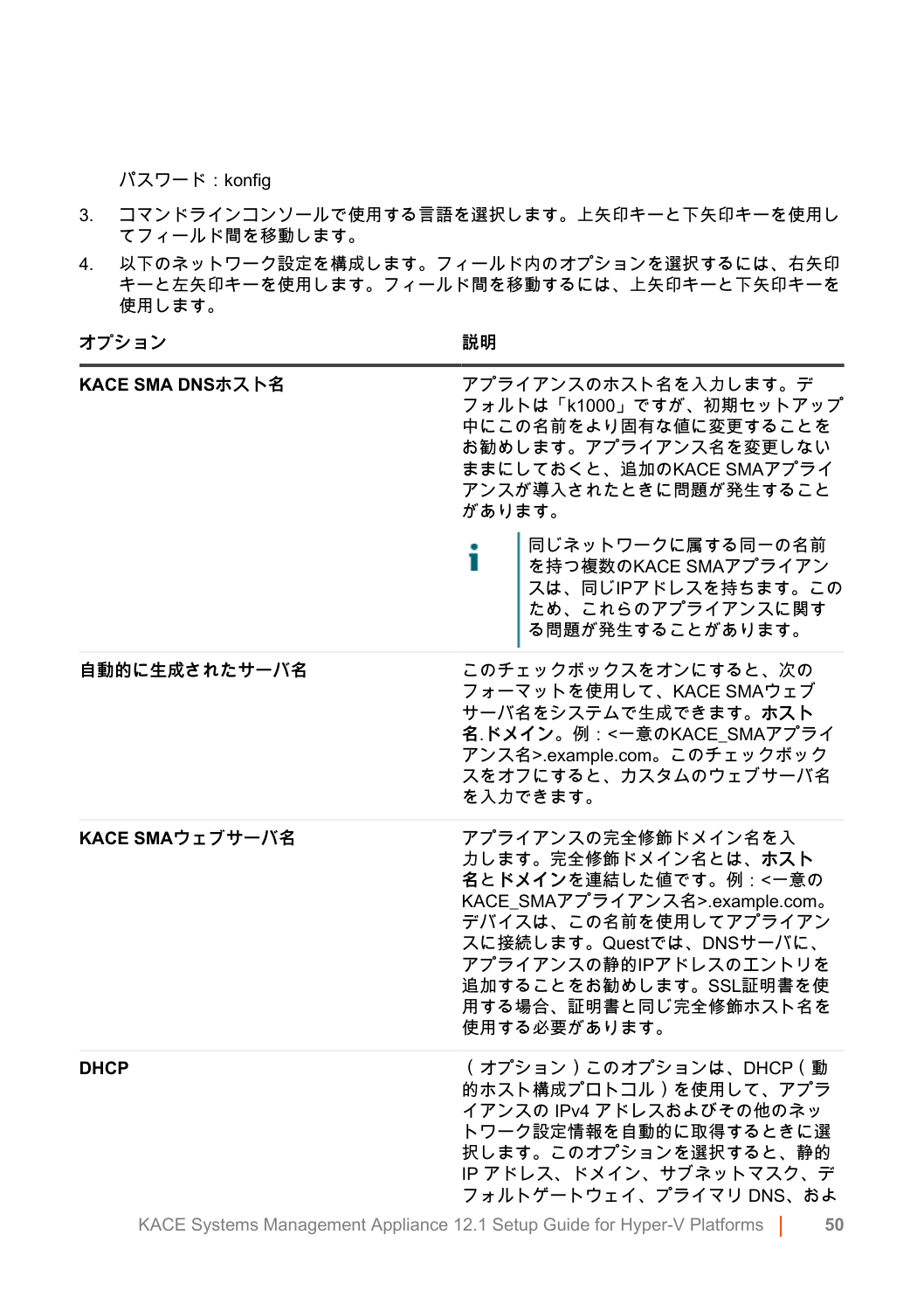パスワード：konfig

3. コマンドラインコンソールで使用する言語を選択します。上矢印キーと下矢印キーを使用してフィールド間を移動します。
4. 以下のネットワーク設定を構成します。フィールド内のオプションを選択するには、右矢印キーと左矢印キーを使用します。フィールド間を移動するには、上矢印キーと下矢印キーを使用します。

| オプション | 説明 |
|---|---|
| **KACE SMA DNSホスト名** | アプライアンスのホスト名を入力します。デフォルトは「k1000」ですが、初期セットアップ中にこの名前をより固有な値に変更することをお勧めします。アプライアンス名を変更しないままにしておくと、追加のKACE SMAアプライアンスが導入されたときに問題が発生することがあります。<br><br>同じネットワークに属する同一の名前を持つ複数のKACE SMAアプライアンスは、同じIPアドレスを持ちます。このため、これらのアプライアンスに関する問題が発生することがあります。 |
| **自動的に生成されたサーバ名** | このチェックボックスをオンにすると、次のフォーマットを使用して、KACE SMAウェブサーバ名をシステムで生成できます。**ホスト名**.**ドメイン**。例：<一意のKACE_SMAアプライアンス名>.example.com。このチェックボックスをオフにすると、カスタムのウェブサーバ名を入力できます。 |
| **KACE SMAウェブサーバ名** | アプライアンスの完全修飾ドメイン名を入力します。完全修飾ドメイン名とは、**ホスト名**と**ドメイン**を連結した値です。例：<一意のKACE_SMAアプライアンス名>.example.com。デバイスは、この名前を使用してアプライアンスに接続します。Questでは、DNSサーバに、アプライアンスの静的IPアドレスのエントリを追加することをお勧めします。SSL証明書を使用する場合、証明書と同じ完全修飾ホスト名を使用する必要があります。 |
| **DHCP** | （オプション）このオプションは、DHCP（動的ホスト構成プロトコル）を使用して、アプライアンスの IPv4 アドレスおよびその他のネットワーク設定情報を自動的に取得するときに選択します。このオプションを選択すると、静的 IP アドレス、ドメイン、サブネットマスク、デフォルトゲートウェイ、プライマリ DNS、およ |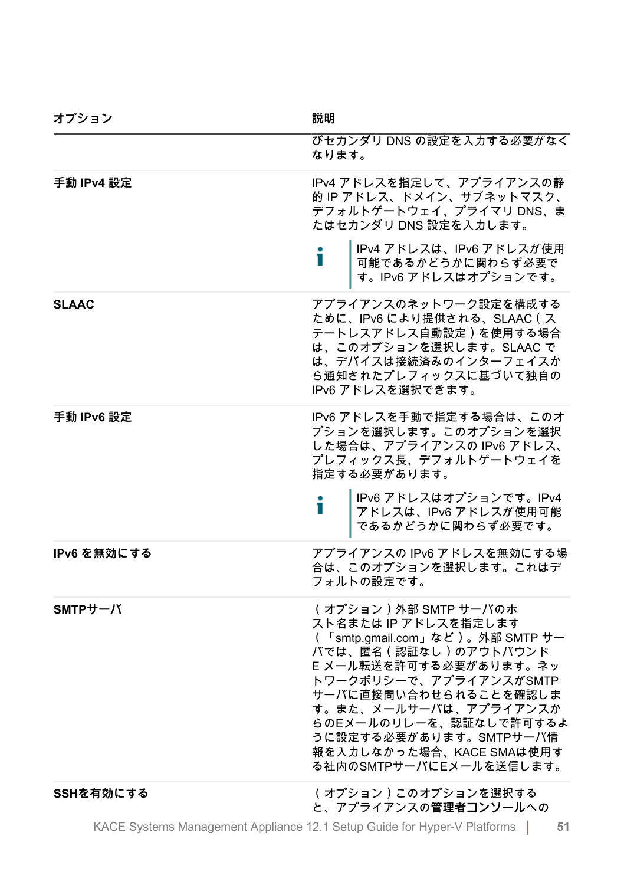| オプション | 説明 |
| --- | --- |
| | びセカンダリ DNS の設定を入力する必要がなくなります。 |
| **手動 IPv4 設定** | IPv4 アドレスを指定して、アプライアンスの静的 IP アドレス、ドメイン、サブネットマスク、デフォルトゲートウェイ、プライマリ DNS、またはセカンダリ DNS 設定を入力します。<br><br>IPv4 アドレスは、IPv6 アドレスが使用可能であるかどうかに関わらず必要です。IPv6 アドレスはオプションです。 |
| **SLAAC** | アプライアンスのネットワーク設定を構成するために、IPv6 により提供される、SLAAC（ステートレスアドレス自動設定）を使用する場合は、このオプションを選択します。SLAAC では、デバイスは接続済みのインターフェイスから通知されたプレフィックスに基づいて独自の IPv6 アドレスを選択できます。 |
| **手動 IPv6 設定** | IPv6 アドレスを手動で指定する場合は、このオプションを選択します。このオプションを選択した場合は、アプライアンスの IPv6 アドレス、プレフィックス長、デフォルトゲートウェイを指定する必要があります。<br><br>IPv6 アドレスはオプションです。IPv4 アドレスは、IPv6 アドレスが使用可能であるかどうかに関わらず必要です。 |
| **IPv6 を無効にする** | アプライアンスの IPv6 アドレスを無効にする場合は、このオプションを選択します。これはデフォルトの設定です。 |
| **SMTPサーバ** | （オプション）外部 SMTP サーバのホスト名または IP アドレスを指定します（「smtp.gmail.com」など）。外部 SMTP サーバでは、匿名（認証なし）のアウトバウンド E メール転送を許可する必要があります。ネットワークポリシーで、アプライアンスがSMTPサーバに直接問い合わせられることを確認します。また、メールサーバは、アプライアンスからのEメールのリレーを、認証なしで許可するように設定する必要があります。SMTPサーバ情報を入力しなかった場合、KACE SMAは使用する社内のSMTPサーバにEメールを送信します。 |
| **SSHを有効にする** | （オプション）このオプションを選択すると、アプライアンスの管理者コンソールへの |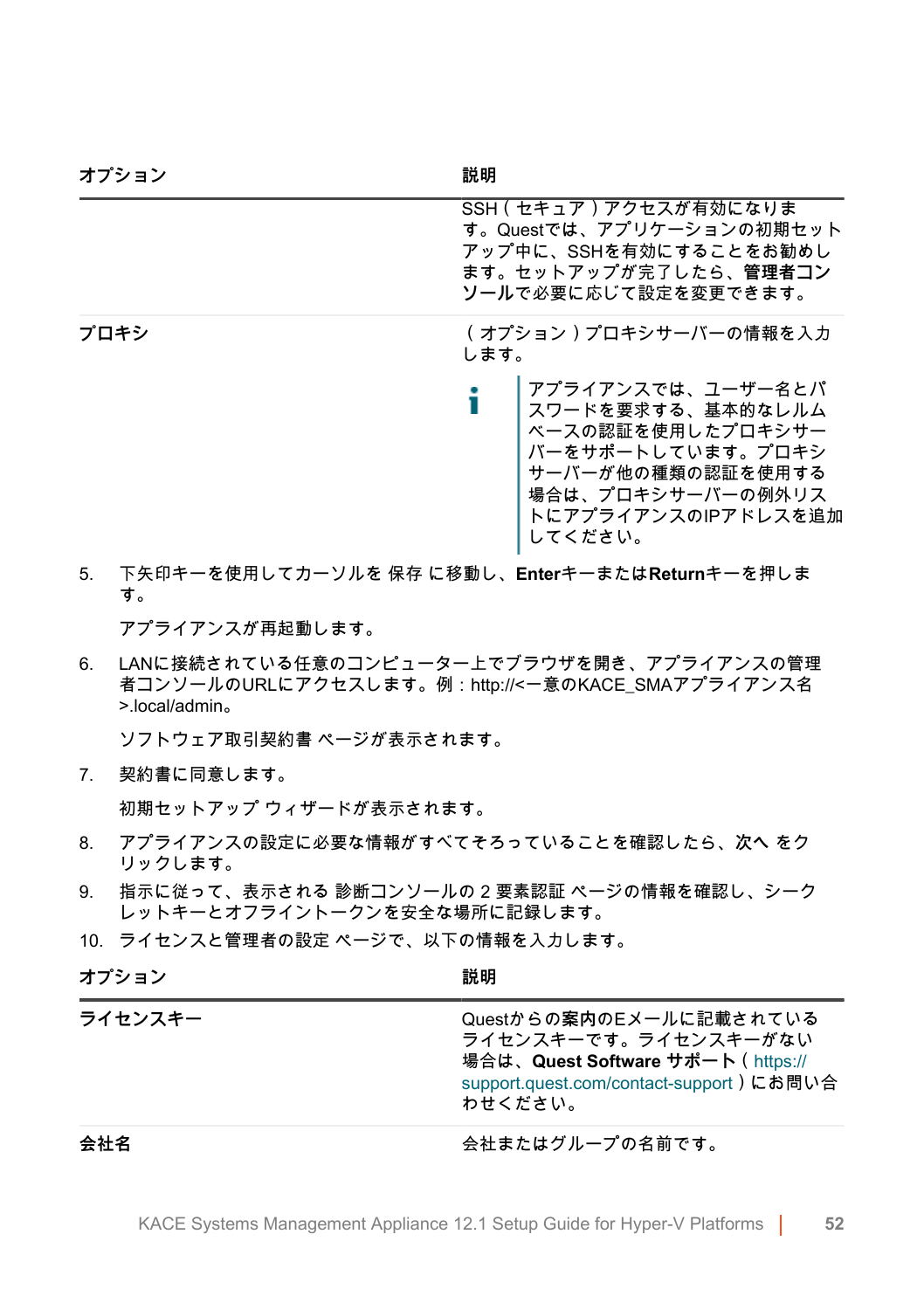| オプション | 説明 |
|---|---|
| | SSH（セキュア）アクセスが有効になります。Questでは、アプリケーションの初期セットアップ中に、SSHを有効にすることをお勧めします。セットアップが完了したら、**管理者コンソール**で必要に応じて設定を変更できます。 |
| **プロキシ** | （オプション）プロキシサーバーの情報を入力します。<br><br>アプライアンスでは、ユーザー名とパスワードを要求する、基本的なレルムベースの認証を使用したプロキシサーバーをサポートしています。プロキシサーバーが他の種類の認証を使用する場合は、プロキシサーバーの例外リストにアプライアンスのIPアドレスを追加してください。 |

5. 下矢印キーを使用してカーソルを 保存 に移動し、**Enter**キーまたは**Return**キーを押します。

   アプライアンスが再起動します。

6. LANに接続されている任意のコンピューター上でブラウザを開き、アプライアンスの管理者コンソールのURLにアクセスします。例：http://<一意のKACE_SMAアプライアンス名>.local/admin。

   ソフトウェア取引契約書 ページが表示されます。

7. 契約書に同意します。

   初期セットアップ ウィザードが表示されます。

8. アプライアンスの設定に必要な情報がすべてそろっていることを確認したら、**次へ** をクリックします。
9. 指示に従って、表示される 診断コンソールの 2 要素認証 ページの情報を確認し、シークレットキーとオフライントークンを安全な場所に記録します。
10. ライセンスと管理者の設定 ページで、以下の情報を入力します。

| オプション | 説明 |
|---|---|
| **ライセンスキー** | Questからの案内のEメールに記載されているライセンスキーです。ライセンスキーがない場合は、**Quest Software サポート**（https://support.quest.com/contact-support）にお問い合わせください。 |
| **会社名** | 会社またはグループの名前です。 |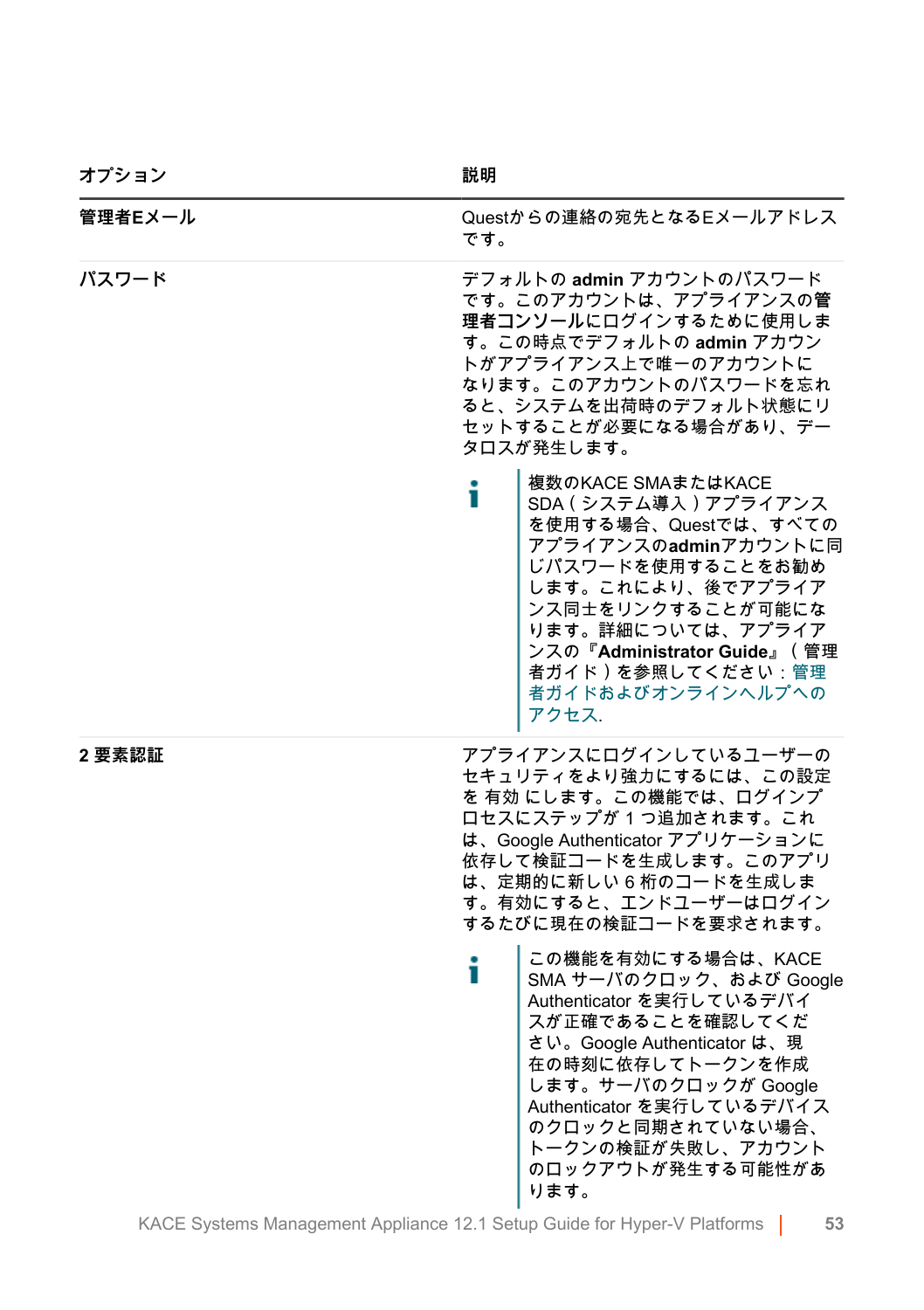| オプション | 説明 |
|---|---|
| **管理者Eメール** | Questからの連絡の宛先となるEメールアドレスです。 |
| **パスワード** | デフォルトの **admin** アカウントのパスワードです。このアカウントは、アプライアンスの**管理者コンソール**にログインするために使用します。この時点でデフォルトの **admin** アカウントがアプライアンス上で唯一のアカウントになります。このアカウントのパスワードを忘れると、システムを出荷時のデフォルト状態にリセットすることが必要になる場合があり、データロスが発生します。<br><br>複数のKACE SMAまたはKACE SDA（システム導入）アプライアンスを使用する場合、Questでは、すべてのアプライアンスの**admin**アカウントに同じパスワードを使用することをお勧めします。これにより、後でアプライアンス同士をリンクすることが可能になります。詳細については、アプライアンスの『**Administrator Guide**』（管理者ガイド）を参照してください：管理者ガイドおよびオンラインヘルプへのアクセス. |
| **2 要素認証** | アプライアンスにログインしているユーザーのセキュリティをより強力にするには、この設定を 有効 にします。この機能では、ログインプロセスにステップが 1 つ追加されます。これは、Google Authenticator アプリケーションに依存して検証コードを生成します。このアプリは、定期的に新しい 6 桁のコードを生成します。有効にすると、エンドユーザーはログインするたびに現在の検証コードを要求されます。<br><br>この機能を有効にする場合は、KACE SMA サーバのクロック、および Google Authenticator を実行しているデバイスが正確であることを確認してください。Google Authenticator は、現在の時刻に依存してトークンを作成します。サーバのクロックが Google Authenticator を実行しているデバイスのクロックと同期されていない場合、トークンの検証が失敗し、アカウントのロックアウトが発生する可能性があります。 |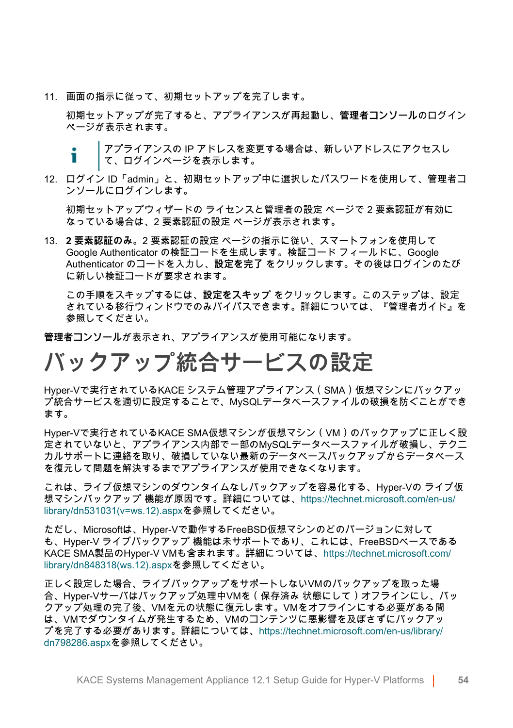11. 画面の指示に従って、初期セットアップを完了します。

    初期セットアップが完了すると、アプライアンスが再起動し、**管理者コンソール**のログインページが表示されます。

    > アプライアンスの IP アドレスを変更する場合は、新しいアドレスにアクセスして、ログインページを表示します。

12. ログイン ID「admin」と、初期セットアップ中に選択したパスワードを使用して、管理者コンソールにログインします。

    初期セットアップウィザードの ライセンスと管理者の設定 ページで 2 要素認証が有効になっている場合は、2 要素認証の設定 ページが表示されます。

13. **2 要素認証のみ。** 2 要素認証の設定 ページの指示に従い、スマートフォンを使用して Google Authenticator の検証コードを生成します。検証コード フィールドに、Google Authenticator のコードを入力し、**設定を完了** をクリックします。その後はログインのたびに新しい検証コードが要求されます。

    この手順をスキップするには、**設定をスキップ** をクリックします。このステップは、設定されている移行ウィンドウでのみバイパスできます。詳細については、『管理者ガイド』を参照してください。

**管理者コンソール**が表示され、アプライアンスが使用可能になります。

# バックアップ統合サービスの設定

Hyper-Vで実行されているKACE システム管理アプライアンス（SMA）仮想マシンにバックアップ統合サービスを適切に設定することで、MySQLデータベースファイルの破損を防ぐことができます。

Hyper-Vで実行されているKACE SMA仮想マシンが仮想マシン（VM）のバックアップに正しく設定されていないと、アプライアンス内部で一部のMySQLデータベースファイルが破損し、テクニカルサポートに連絡を取り、破損していない最新のデータベースバックアップからデータベースを復元して問題を解決するまでアプライアンスが使用できなくなります。

これは、ライブ仮想マシンのダウンタイムなしバックアップを容易化する、Hyper-Vの ライブ仮想マシンバックアップ 機能が原因です。詳細については、https://technet.microsoft.com/en-us/library/dn531031(v=ws.12).aspxを参照してください。

ただし、Microsoftは、Hyper-Vで動作するFreeBSD仮想マシンのどのバージョンに対しても、Hyper-V ライブバックアップ 機能は未サポートであり、これには、FreeBSDベースである KACE SMA製品のHyper-V VMも含まれます。詳細については、https://technet.microsoft.com/library/dn848318(ws.12).aspxを参照してください。

正しく設定した場合、ライブバックアップをサポートしないVMのバックアップを取った場合、Hyper-Vサーバはバックアップ処理中VMを（保存済み 状態にして）オフラインにし、バックアップ処理の完了後、VMを元の状態に復元します。VMをオフラインにする必要がある間は、VMでダウンタイムが発生するため、VMのコンテンツに悪影響を及ぼさずにバックアップを完了する必要があります。詳細については、https://technet.microsoft.com/en-us/library/dn798286.aspxを参照してください。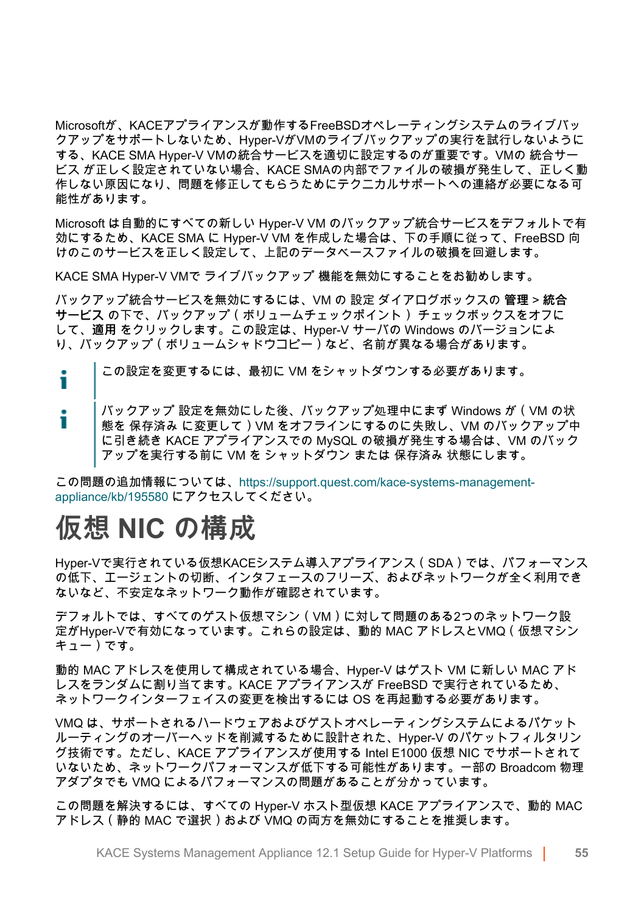Microsoftが、KACEアプライアンスが動作するFreeBSDオペレーティングシステムのライブバックアップをサポートしないため、Hyper-VがVMのライブバックアップの実行を試行しないようにする、KACE SMA Hyper-V VMの統合サービスを適切に設定するのが重要です。VMの 統合サービス が正しく設定されていない場合、KACE SMAの内部でファイルの破損が発生して、正しく動作しない原因になり、問題を修正してもらうためにテクニカルサポートへの連絡が必要になる可能性があります。

Microsoft は自動的にすべての新しい Hyper-V VM のバックアップ統合サービスをデフォルトで有効にするため、KACE SMA に Hyper-V VM を作成した場合は、下の手順に従って、FreeBSD 向けのこのサービスを正しく設定して、上記のデータベースファイルの破損を回避します。

KACE SMA Hyper-V VMで ライブバックアップ 機能を無効にすることをお勧めします。

バックアップ統合サービスを無効にするには、VM の 設定 ダイアログボックスの **管理** > **統合サービス** の下で、バックアップ（ボリュームチェックポイント）チェックボックスをオフにして、**適用** をクリックします。この設定は、Hyper-V サーバの Windows のバージョンにより、バックアップ（ボリュームシャドウコピー）など、名前が異なる場合があります。

> この設定を変更するには、最初に VM をシャットダウンする必要があります。

> バックアップ 設定を無効にした後、バックアップ処理中にまず Windows が（VM の状態を 保存済み に変更して）VM をオフラインにするのに失敗し、VM のバックアップ中に引き続き KACE アプライアンスでの MySQL の破損が発生する場合は、VM のバックアップを実行する前に VM を シャットダウン または 保存済み 状態にします。

この問題の追加情報については、https://support.quest.com/kace-systems-management-appliance/kb/195580 にアクセスしてください。

# 仮想 NIC の構成

Hyper-Vで実行されている仮想KACEシステム導入アプライアンス（SDA）では、パフォーマンスの低下、エージェントの切断、インタフェースのフリーズ、およびネットワークが全く利用できないなど、不安定なネットワーク動作が確認されています。

デフォルトでは、すべてのゲスト仮想マシン（VM）に対して問題のある2つのネットワーク設定がHyper-Vで有効になっています。これらの設定は、動的 MAC アドレスとVMQ（仮想マシンキュー）です。

動的 MAC アドレスを使用して構成されている場合、Hyper-V はゲスト VM に新しい MAC アドレスをランダムに割り当てます。KACE アプライアンスが FreeBSD で実行されているため、ネットワークインターフェイスの変更を検出するには OS を再起動する必要があります。

VMQ は、サポートされるハードウェアおよびゲストオペレーティングシステムによるパケットルーティングのオーバーヘッドを削減するために設計された、Hyper-V のパケットフィルタリング技術です。ただし、KACE アプライアンスが使用する Intel E1000 仮想 NIC でサポートされていないため、ネットワークパフォーマンスが低下する可能性があります。一部の Broadcom 物理アダプタでも VMQ によるパフォーマンスの問題があることが分かっています。

この問題を解決するには、すべての Hyper-V ホスト型仮想 KACE アプライアンスで、動的 MAC アドレス（静的 MAC で選択）および VMQ の両方を無効にすることを推奨します。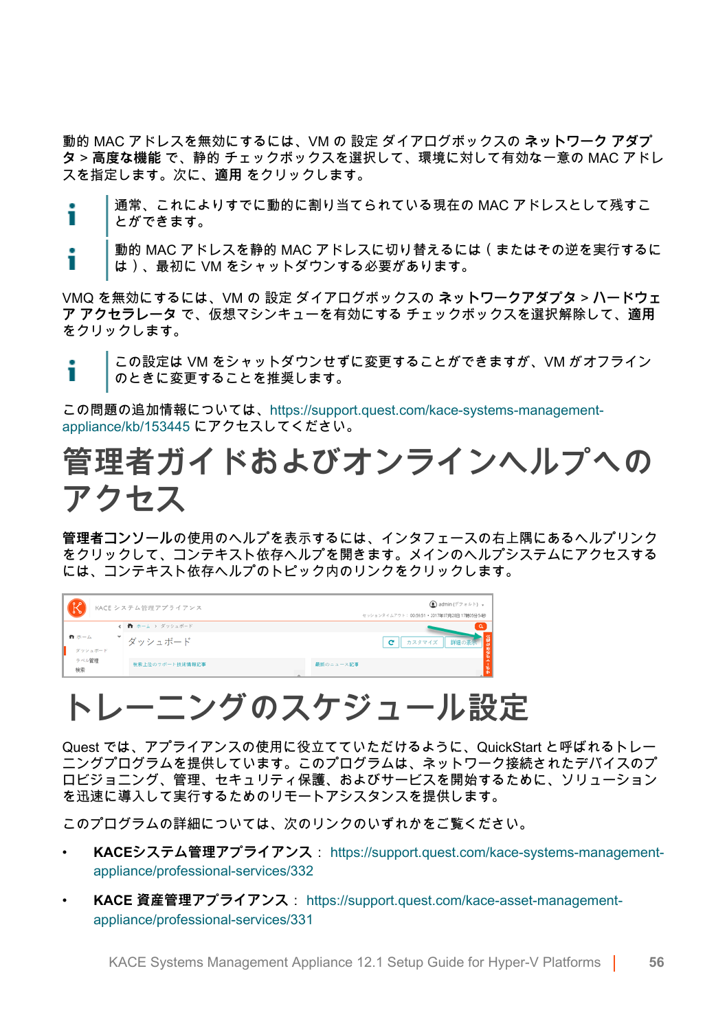動的 MAC アドレスを無効にするには、VM の 設定 ダイアログボックスの **ネットワーク アダプタ** > **高度な機能** で、静的 チェックボックスを選択して、環境に対して有効な一意の MAC アドレスを指定します。次に、**適用** をクリックします。

通常、これによりすでに動的に割り当てられている現在の MAC アドレスとして残すことができます。

動的 MAC アドレスを静的 MAC アドレスに切り替えるには ( またはその逆を実行するには ) 、最初に VM をシャットダウンする必要があります。

VMQ を無効にするには、VM の 設定 ダイアログボックスの **ネットワークアダプタ** > **ハードウェア アクセラレータ** で、仮想マシンキューを有効にする チェックボックスを選択解除して、**適用** をクリックします。

この設定は VM をシャットダウンせずに変更することができますが、VM がオフラインのときに変更することを推奨します。

この問題の追加情報については、https://support.quest.com/kace-systems-management-appliance/kb/153445 にアクセスしてください。

# 管理者ガイドおよびオンラインヘルプへのアクセス

**管理者コンソール**の使用のヘルプを表示するには、インタフェースの右上隅にあるヘルプリンクをクリックして、コンテキスト依存ヘルプを開きます。メインのヘルプシステムにアクセスするには、コンテキスト依存ヘルプのトピック内のリンクをクリックします。

# トレーニングのスケジュール設定

Quest では、アプライアンスの使用に役立てていただけるように、QuickStart と呼ばれるトレーニングプログラムを提供しています。このプログラムは、ネットワーク接続されたデバイスのプロビジョニング、管理、セキュリティ保護、およびサービスを開始するために、ソリューションを迅速に導入して実行するためのリモートアシスタンスを提供します。

このプログラムの詳細については、次のリンクのいずれかをご覧ください。

- **KACEシステム管理アプライアンス** ： https://support.quest.com/kace-systems-management-appliance/professional-services/332
- **KACE 資産管理アプライアンス** ： https://support.quest.com/kace-asset-management-appliance/professional-services/331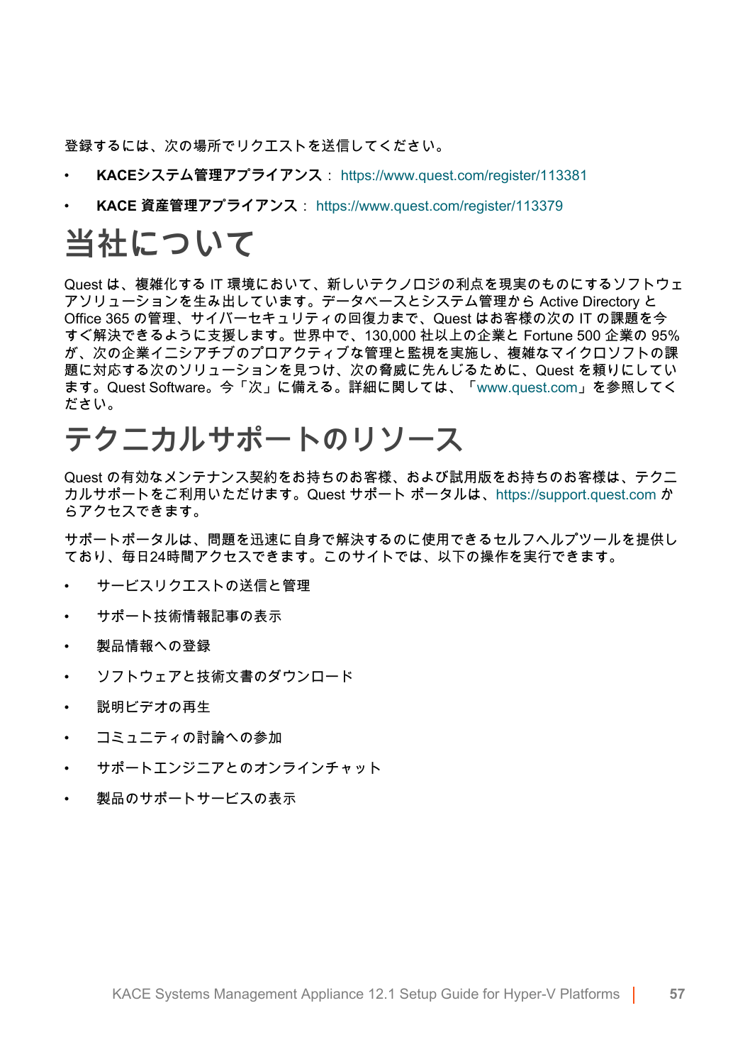登録するには、次の場所でリクエストを送信してください。

- **KACEシステム管理アプライアンス**： https://www.quest.com/register/113381
- **KACE 資産管理アプライアンス**： https://www.quest.com/register/113379

# 当社について

Quest は、複雑化する IT 環境において、新しいテクノロジの利点を現実のものにするソフトウェアソリューションを生み出しています。データベースとシステム管理から Active Directory と Office 365 の管理、サイバーセキュリティの回復力まで、Quest はお客様の次の IT の課題を今すぐ解決できるように支援します。世界中で、130,000 社以上の企業と Fortune 500 企業の 95% が、次の企業イニシアチブのプロアクティブな管理と監視を実施し、複雑なマイクロソフトの課題に対応する次のソリューションを見つけ、次の脅威に先んじるために、Quest を頼りにしています。Quest Software。今「次」に備える。詳細に関しては、「www.quest.com」を参照してください。

# テクニカルサポートのリソース

Quest の有効なメンテナンス契約をお持ちのお客様、および試用版をお持ちのお客様は、テクニカルサポートをご利用いただけます。Quest サポート ポータルは、https://support.quest.com からアクセスできます。

サポートポータルは、問題を迅速に自身で解決するのに使用できるセルフヘルプツールを提供しており、毎日24時間アクセスできます。このサイトでは、以下の操作を実行できます。

- サービスリクエストの送信と管理
- サポート技術情報記事の表示
- 製品情報への登録
- ソフトウェアと技術文書のダウンロード
- 説明ビデオの再生
- コミュニティの討論への参加
- サポートエンジニアとのオンラインチャット
- 製品のサポートサービスの表示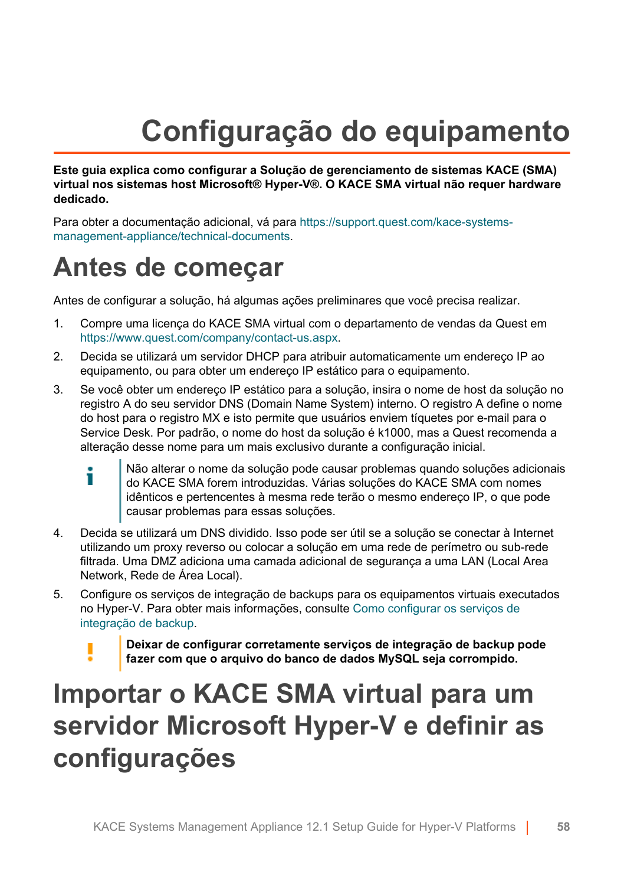# Configuração do equipamento

**Este guia explica como configurar a Solução de gerenciamento de sistemas KACE (SMA) virtual nos sistemas host Microsoft® Hyper-V®. O KACE SMA virtual não requer hardware dedicado.**

Para obter a documentação adicional, vá para https://support.quest.com/kace-systems-management-appliance/technical-documents.

## Antes de começar

Antes de configurar a solução, há algumas ações preliminares que você precisa realizar.

1. Compre uma licença do KACE SMA virtual com o departamento de vendas da Quest em https://www.quest.com/company/contact-us.aspx.
2. Decida se utilizará um servidor DHCP para atribuir automaticamente um endereço IP ao equipamento, ou para obter um endereço IP estático para o equipamento.
3. Se você obter um endereço IP estático para a solução, insira o nome de host da solução no registro A do seu servidor DNS (Domain Name System) interno. O registro A define o nome do host para o registro MX e isto permite que usuários enviem tíquetes por e-mail para o Service Desk. Por padrão, o nome do host da solução é k1000, mas a Quest recomenda a alteração desse nome para um mais exclusivo durante a configuração inicial.

   > Não alterar o nome da solução pode causar problemas quando soluções adicionais do KACE SMA forem introduzidas. Várias soluções do KACE SMA com nomes idênticos e pertencentes à mesma rede terão o mesmo endereço IP, o que pode causar problemas para essas soluções.

4. Decida se utilizará um DNS dividido. Isso pode ser útil se a solução se conectar à Internet utilizando um proxy reverso ou colocar a solução em uma rede de perímetro ou sub-rede filtrada. Uma DMZ adiciona uma camada adicional de segurança a uma LAN (Local Area Network, Rede de Área Local).
5. Configure os serviços de integração de backups para os equipamentos virtuais executados no Hyper-V. Para obter mais informações, consulte Como configurar os serviços de integração de backup.

   > **Deixar de configurar corretamente serviços de integração de backup pode fazer com que o arquivo do banco de dados MySQL seja corrompido.**

## Importar o KACE SMA virtual para um servidor Microsoft Hyper-V e definir as configurações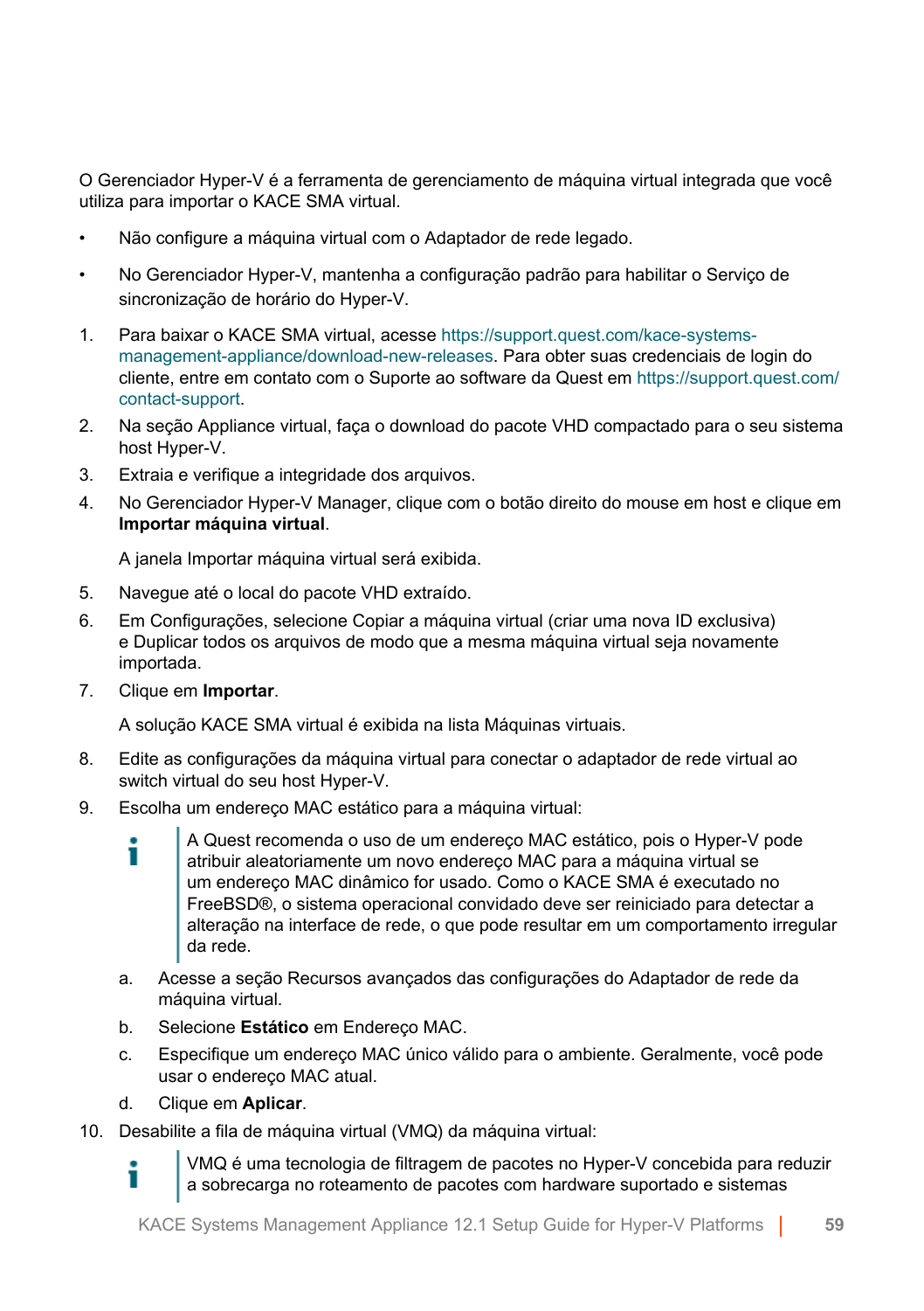O Gerenciador Hyper-V é a ferramenta de gerenciamento de máquina virtual integrada que você utiliza para importar o KACE SMA virtual.

- Não configure a máquina virtual com o Adaptador de rede legado.
- No Gerenciador Hyper-V, mantenha a configuração padrão para habilitar o Serviço de sincronização de horário do Hyper-V.

1. Para baixar o KACE SMA virtual, acesse https://support.quest.com/kace-systems-management-appliance/download-new-releases. Para obter suas credenciais de login do cliente, entre em contato com o Suporte ao software da Quest em https://support.quest.com/contact-support.
2. Na seção Appliance virtual, faça o download do pacote VHD compactado para o seu sistema host Hyper-V.
3. Extraia e verifique a integridade dos arquivos.
4. No Gerenciador Hyper-V Manager, clique com o botão direito do mouse em host e clique em **Importar máquina virtual**.

   A janela Importar máquina virtual será exibida.
5. Navegue até o local do pacote VHD extraído.
6. Em Configurações, selecione Copiar a máquina virtual (criar uma nova ID exclusiva) e Duplicar todos os arquivos de modo que a mesma máquina virtual seja novamente importada.
7. Clique em **Importar**.

   A solução KACE SMA virtual é exibida na lista Máquinas virtuais.
8. Edite as configurações da máquina virtual para conectar o adaptador de rede virtual ao switch virtual do seu host Hyper-V.
9. Escolha um endereço MAC estático para a máquina virtual:

   > A Quest recomenda o uso de um endereço MAC estático, pois o Hyper-V pode atribuir aleatoriamente um novo endereço MAC para a máquina virtual se um endereço MAC dinâmico for usado. Como o KACE SMA é executado no FreeBSD®, o sistema operacional convidado deve ser reiniciado para detectar a alteração na interface de rede, o que pode resultar em um comportamento irregular da rede.

   a. Acesse a seção Recursos avançados das configurações do Adaptador de rede da máquina virtual.
   b. Selecione **Estático** em Endereço MAC.
   c. Especifique um endereço MAC único válido para o ambiente. Geralmente, você pode usar o endereço MAC atual.
   d. Clique em **Aplicar**.
10. Desabilite a fila de máquina virtual (VMQ) da máquina virtual:

    > VMQ é uma tecnologia de filtragem de pacotes no Hyper-V concebida para reduzir a sobrecarga no roteamento de pacotes com hardware suportado e sistemas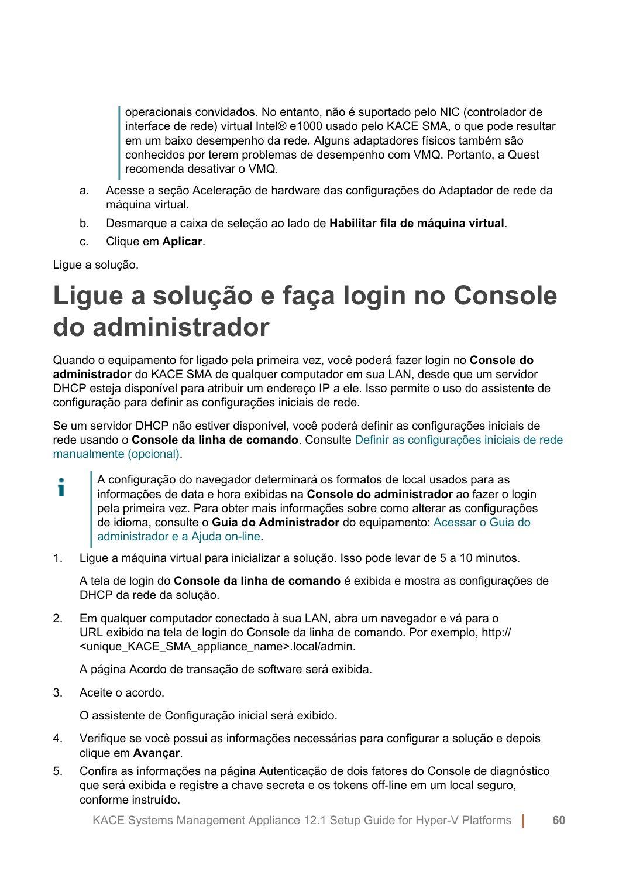> operacionais convidados. No entanto, não é suportado pelo NIC (controlador de interface de rede) virtual Intel® e1000 usado pelo KACE SMA, o que pode resultar em um baixo desempenho da rede. Alguns adaptadores físicos também são conhecidos por terem problemas de desempenho com VMQ. Portanto, a Quest recomenda desativar o VMQ.

a. Acesse a seção Aceleração de hardware das configurações do Adaptador de rede da máquina virtual.

b. Desmarque a caixa de seleção ao lado de **Habilitar fila de máquina virtual**.

c. Clique em **Aplicar**.

Ligue a solução.

# Ligue a solução e faça login no Console do administrador

Quando o equipamento for ligado pela primeira vez, você poderá fazer login no **Console do administrador** do KACE SMA de qualquer computador em sua LAN, desde que um servidor DHCP esteja disponível para atribuir um endereço IP a ele. Isso permite o uso do assistente de configuração para definir as configurações iniciais de rede.

Se um servidor DHCP não estiver disponível, você poderá definir as configurações iniciais de rede usando o **Console da linha de comando**. Consulte Definir as configurações iniciais de rede manualmente (opcional).

> A configuração do navegador determinará os formatos de local usados para as informações de data e hora exibidas na **Console do administrador** ao fazer o login pela primeira vez. Para obter mais informações sobre como alterar as configurações de idioma, consulte o **Guia do Administrador** do equipamento: Acessar o Guia do administrador e a Ajuda on-line.

1. Ligue a máquina virtual para inicializar a solução. Isso pode levar de 5 a 10 minutos.

   A tela de login do **Console da linha de comando** é exibida e mostra as configurações de DHCP da rede da solução.

2. Em qualquer computador conectado à sua LAN, abra um navegador e vá para o URL exibido na tela de login do Console da linha de comando. Por exemplo, http://<unique_KACE_SMA_appliance_name>.local/admin.

   A página Acordo de transação de software será exibida.

3. Aceite o acordo.

   O assistente de Configuração inicial será exibido.

4. Verifique se você possui as informações necessárias para configurar a solução e depois clique em **Avançar**.

5. Confira as informações na página Autenticação de dois fatores do Console de diagnóstico que será exibida e registre a chave secreta e os tokens off-line em um local seguro, conforme instruído.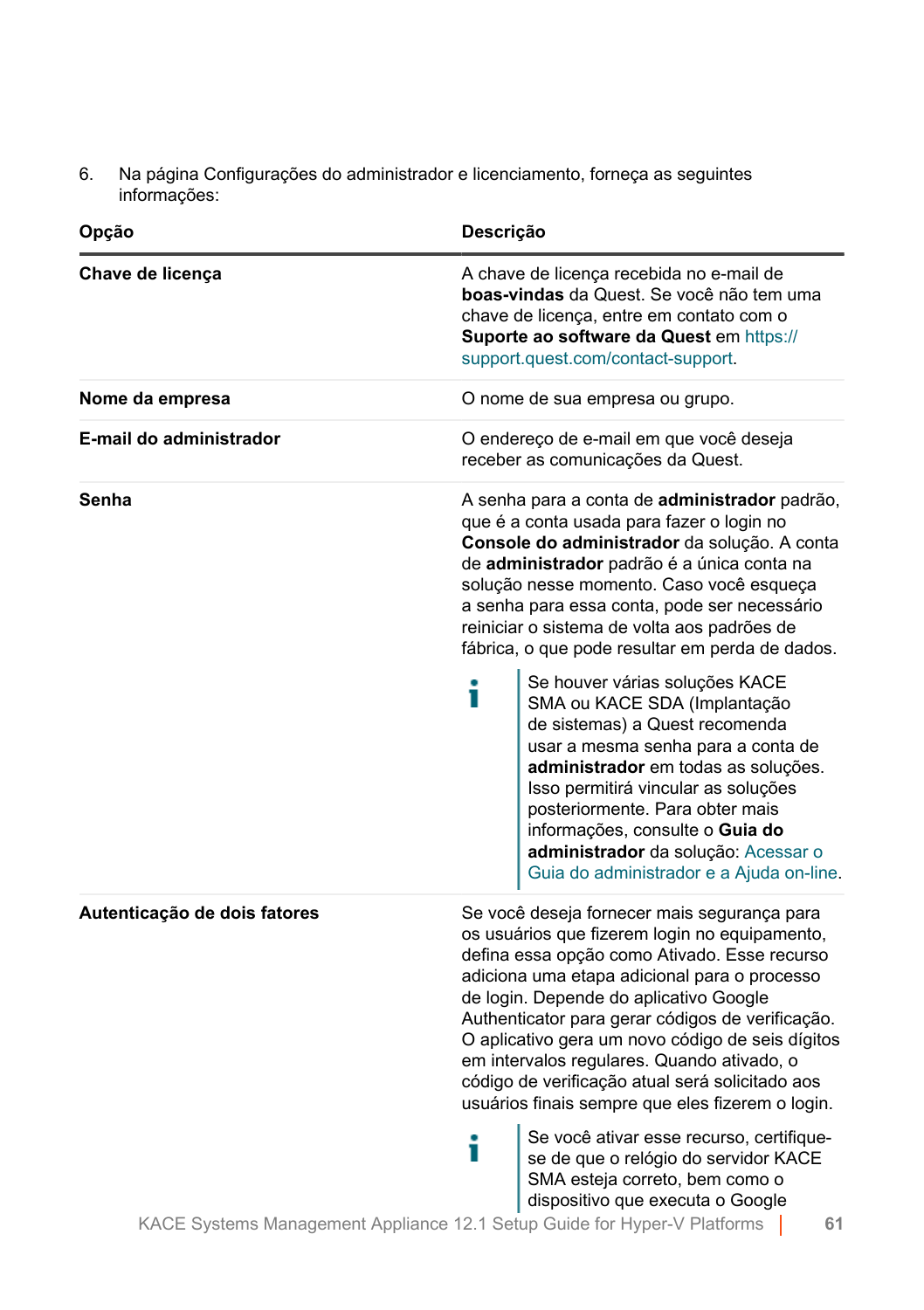6. Na página Configurações do administrador e licenciamento, forneça as seguintes informações:

| Opção | Descrição |
|---|---|
| **Chave de licença** | A chave de licença recebida no e-mail de **boas-vindas** da Quest. Se você não tem uma chave de licença, entre em contato com o **Suporte ao software da Quest** em https://support.quest.com/contact-support. |
| **Nome da empresa** | O nome de sua empresa ou grupo. |
| **E-mail do administrador** | O endereço de e-mail em que você deseja receber as comunicações da Quest. |
| **Senha** | A senha para a conta de **administrador** padrão, que é a conta usada para fazer o login no **Console do administrador** da solução. A conta de **administrador** padrão é a única conta na solução nesse momento. Caso você esqueça a senha para essa conta, pode ser necessário reiniciar o sistema de volta aos padrões de fábrica, o que pode resultar em perda de dados.<br><br>Se houver várias soluções KACE SMA ou KACE SDA (Implantação de sistemas) a Quest recomenda usar a mesma senha para a conta de **administrador** em todas as soluções. Isso permitirá vincular as soluções posteriormente. Para obter mais informações, consulte o **Guia do administrador** da solução: Acessar o Guia do administrador e a Ajuda on-line. |
| **Autenticação de dois fatores** | Se você deseja fornecer mais segurança para os usuários que fizerem login no equipamento, defina essa opção como Ativado. Esse recurso adiciona uma etapa adicional para o processo de login. Depende do aplicativo Google Authenticator para gerar códigos de verificação. O aplicativo gera um novo código de seis dígitos em intervalos regulares. Quando ativado, o código de verificação atual será solicitado aos usuários finais sempre que eles fizerem o login.<br><br>Se você ativar esse recurso, certifique-se de que o relógio do servidor KACE SMA esteja correto, bem como o dispositivo que executa o Google |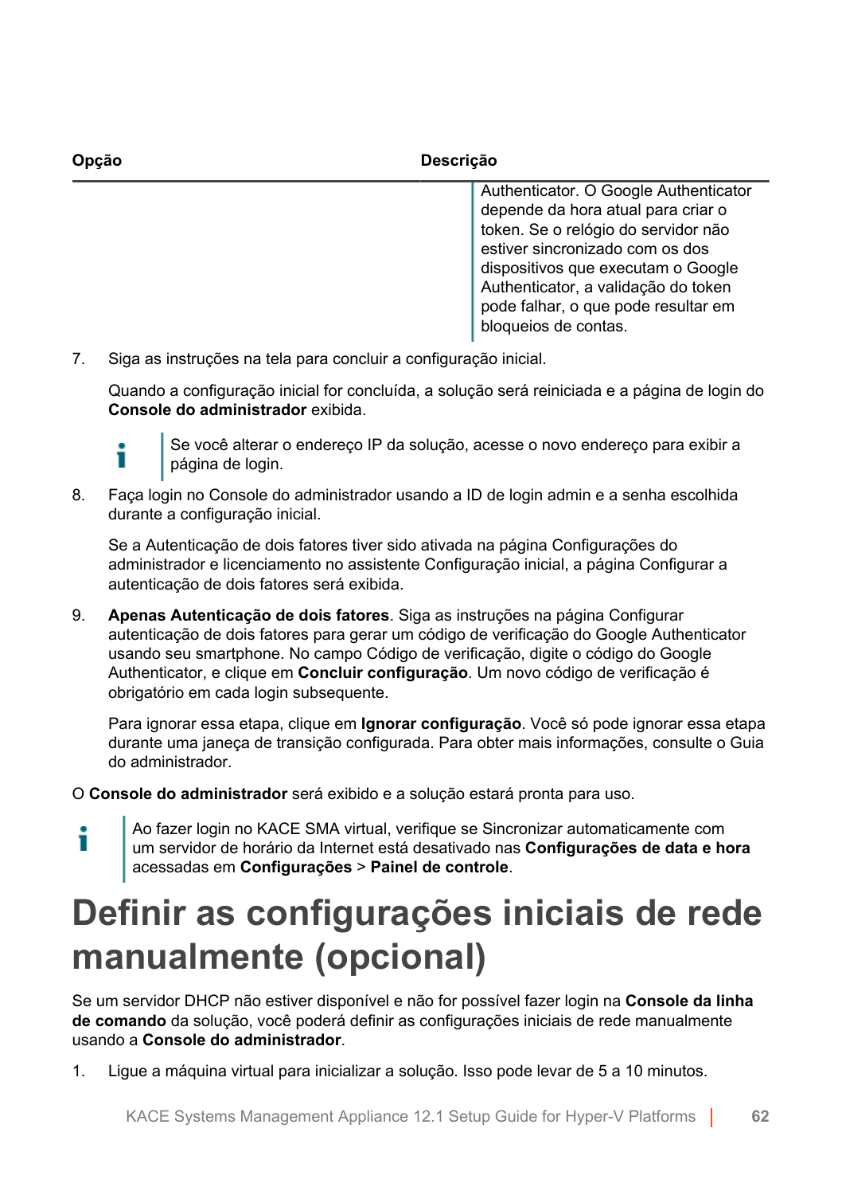| Opção | Descrição |
| --- | --- |
| | Authenticator. O Google Authenticator depende da hora atual para criar o token. Se o relógio do servidor não estiver sincronizado com os dos dispositivos que executam o Google Authenticator, a validação do token pode falhar, o que pode resultar em bloqueios de contas. |

7. Siga as instruções na tela para concluir a configuração inicial.

   Quando a configuração inicial for concluída, a solução será reiniciada e a página de login do **Console do administrador** exibida.

   > Se você alterar o endereço IP da solução, acesse o novo endereço para exibir a página de login.

8. Faça login no Console do administrador usando a ID de login admin e a senha escolhida durante a configuração inicial.

   Se a Autenticação de dois fatores tiver sido ativada na página Configurações do administrador e licenciamento no assistente Configuração inicial, a página Configurar a autenticação de dois fatores será exibida.

9. **Apenas Autenticação de dois fatores**. Siga as instruções na página Configurar autenticação de dois fatores para gerar um código de verificação do Google Authenticator usando seu smartphone. No campo Código de verificação, digite o código do Google Authenticator, e clique em **Concluir configuração**. Um novo código de verificação é obrigatório em cada login subsequente.

   Para ignorar essa etapa, clique em **Ignorar configuração**. Você só pode ignorar essa etapa durante uma janeça de transição configurada. Para obter mais informações, consulte o Guia do administrador.

O **Console do administrador** será exibido e a solução estará pronta para uso.

> Ao fazer login no KACE SMA virtual, verifique se Sincronizar automaticamente com um servidor de horário da Internet está desativado nas **Configurações de data e hora** acessadas em **Configurações** > **Painel de controle**.

# Definir as configurações iniciais de rede manualmente (opcional)

Se um servidor DHCP não estiver disponível e não for possível fazer login na **Console da linha de comando** da solução, você poderá definir as configurações iniciais de rede manualmente usando a **Console do administrador**.

1. Ligue a máquina virtual para inicializar a solução. Isso pode levar de 5 a 10 minutos.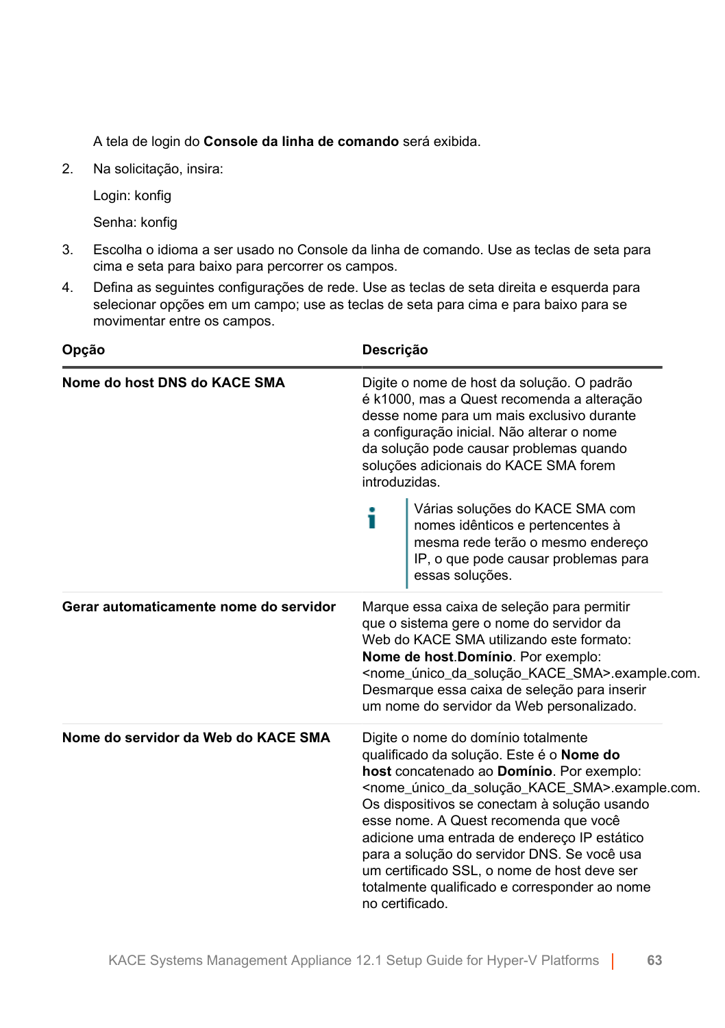A tela de login do **Console da linha de comando** será exibida.

2. Na solicitação, insira:

   Login: konfig

   Senha: konfig

3. Escolha o idioma a ser usado no Console da linha de comando. Use as teclas de seta para cima e seta para baixo para percorrer os campos.
4. Defina as seguintes configurações de rede. Use as teclas de seta direita e esquerda para selecionar opções em um campo; use as teclas de seta para cima e para baixo para se movimentar entre os campos.

| Opção | Descrição |
|---|---|
| **Nome do host DNS do KACE SMA** | Digite o nome de host da solução. O padrão é k1000, mas a Quest recomenda a alteração desse nome para um mais exclusivo durante a configuração inicial. Não alterar o nome da solução pode causar problemas quando soluções adicionais do KACE SMA forem introduzidas.<br><br>Várias soluções do KACE SMA com nomes idênticos e pertencentes à mesma rede terão o mesmo endereço IP, o que pode causar problemas para essas soluções. |
| **Gerar automaticamente nome do servidor** | Marque essa caixa de seleção para permitir que o sistema gere o nome do servidor da Web do KACE SMA utilizando este formato: **Nome de host**.**Domínio**. Por exemplo: <nome_único_da_solução_KACE_SMA>.example.com. Desmarque essa caixa de seleção para inserir um nome do servidor da Web personalizado. |
| **Nome do servidor da Web do KACE SMA** | Digite o nome do domínio totalmente qualificado da solução. Este é o **Nome do host** concatenado ao **Domínio**. Por exemplo: <nome_único_da_solução_KACE_SMA>.example.com. Os dispositivos se conectam à solução usando esse nome. A Quest recomenda que você adicione uma entrada de endereço IP estático para a solução do servidor DNS. Se você usa um certificado SSL, o nome de host deve ser totalmente qualificado e corresponder ao nome no certificado. |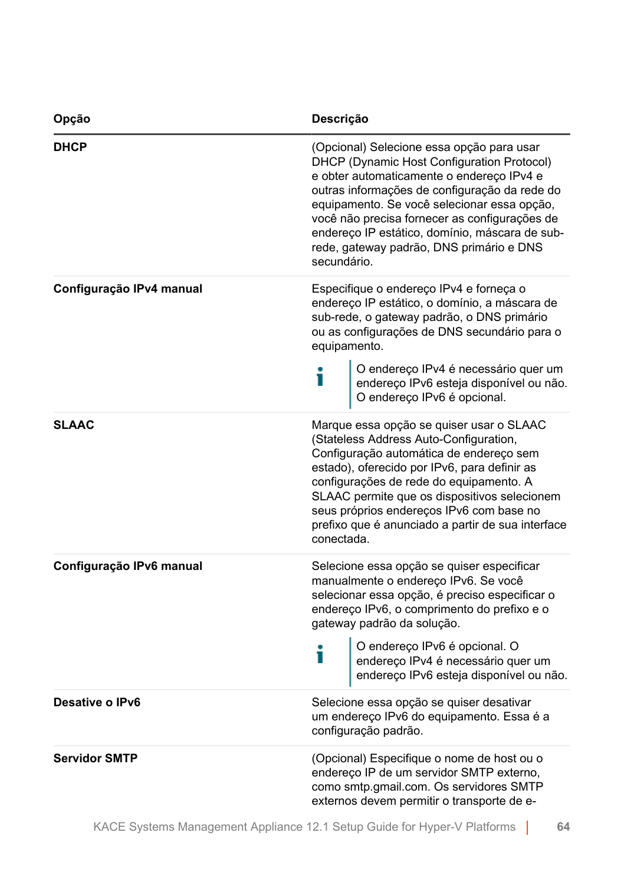| Opção | Descrição |
|---|---|
| **DHCP** | (Opcional) Selecione essa opção para usar DHCP (Dynamic Host Configuration Protocol) e obter automaticamente o endereço IPv4 e outras informações de configuração da rede do equipamento. Se você selecionar essa opção, você não precisa fornecer as configurações de endereço IP estático, domínio, máscara de sub-rede, gateway padrão, DNS primário e DNS secundário. |
| **Configuração IPv4 manual** | Especifique o endereço IPv4 e forneça o endereço IP estático, o domínio, a máscara de sub-rede, o gateway padrão, o DNS primário ou as configurações de DNS secundário para o equipamento. <br><br> O endereço IPv4 é necessário quer um endereço IPv6 esteja disponível ou não. O endereço IPv6 é opcional. |
| **SLAAC** | Marque essa opção se quiser usar o SLAAC (Stateless Address Auto-Configuration, Configuração automática de endereço sem estado), oferecido por IPv6, para definir as configurações de rede do equipamento. A SLAAC permite que os dispositivos selecionem seus próprios endereços IPv6 com base no prefixo que é anunciado a partir de sua interface conectada. |
| **Configuração IPv6 manual** | Selecione essa opção se quiser especificar manualmente o endereço IPv6. Se você selecionar essa opção, é preciso especificar o endereço IPv6, o comprimento do prefixo e o gateway padrão da solução. <br><br> O endereço IPv6 é opcional. O endereço IPv4 é necessário quer um endereço IPv6 esteja disponível ou não. |
| **Desative o IPv6** | Selecione essa opção se quiser desativar um endereço IPv6 do equipamento. Essa é a configuração padrão. |
| **Servidor SMTP** | (Opcional) Especifique o nome de host ou o endereço IP de um servidor SMTP externo, como smtp.gmail.com. Os servidores SMTP externos devem permitir o transporte de e- |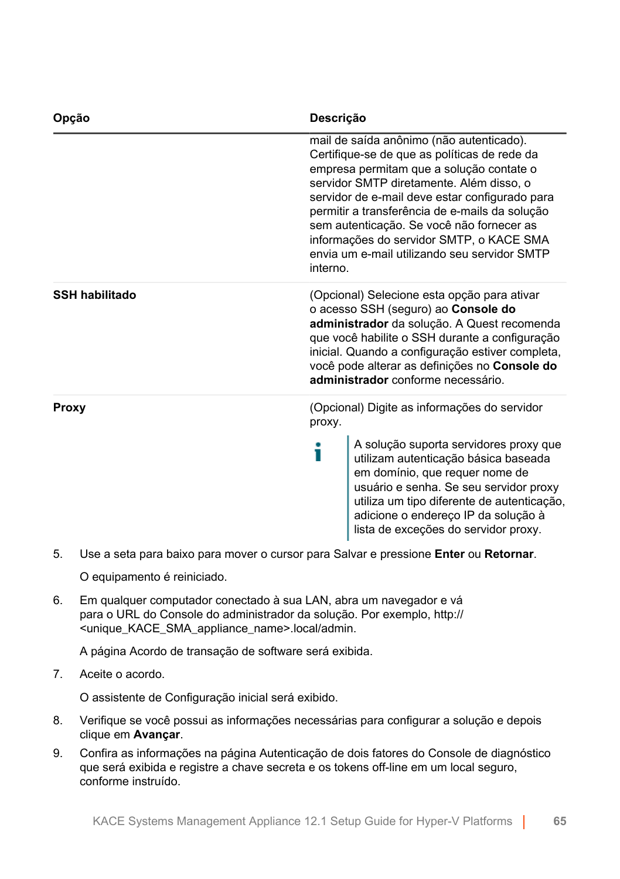| Opção | Descrição |
|---|---|
| | mail de saída anônimo (não autenticado). Certifique-se de que as políticas de rede da empresa permitam que a solução contate o servidor SMTP diretamente. Além disso, o servidor de e-mail deve estar configurado para permitir a transferência de e-mails da solução sem autenticação. Se você não fornecer as informações do servidor SMTP, o KACE SMA envia um e-mail utilizando seu servidor SMTP interno. |
| **SSH habilitado** | (Opcional) Selecione esta opção para ativar o acesso SSH (seguro) ao **Console do administrador** da solução. A Quest recomenda que você habilite o SSH durante a configuração inicial. Quando a configuração estiver completa, você pode alterar as definições no **Console do administrador** conforme necessário. |
| **Proxy** | (Opcional) Digite as informações do servidor proxy. <br><br> A solução suporta servidores proxy que utilizam autenticação básica baseada em domínio, que requer nome de usuário e senha. Se seu servidor proxy utiliza um tipo diferente de autenticação, adicione o endereço IP da solução à lista de exceções do servidor proxy. |

5. Use a seta para baixo para mover o cursor para Salvar e pressione **Enter** ou **Retornar**.

   O equipamento é reiniciado.

6. Em qualquer computador conectado à sua LAN, abra um navegador e vá para o URL do Console do administrador da solução. Por exemplo, http://<unique_KACE_SMA_appliance_name>.local/admin.

   A página Acordo de transação de software será exibida.

7. Aceite o acordo.

   O assistente de Configuração inicial será exibido.

8. Verifique se você possui as informações necessárias para configurar a solução e depois clique em **Avançar**.

9. Confira as informações na página Autenticação de dois fatores do Console de diagnóstico que será exibida e registre a chave secreta e os tokens off-line em um local seguro, conforme instruído.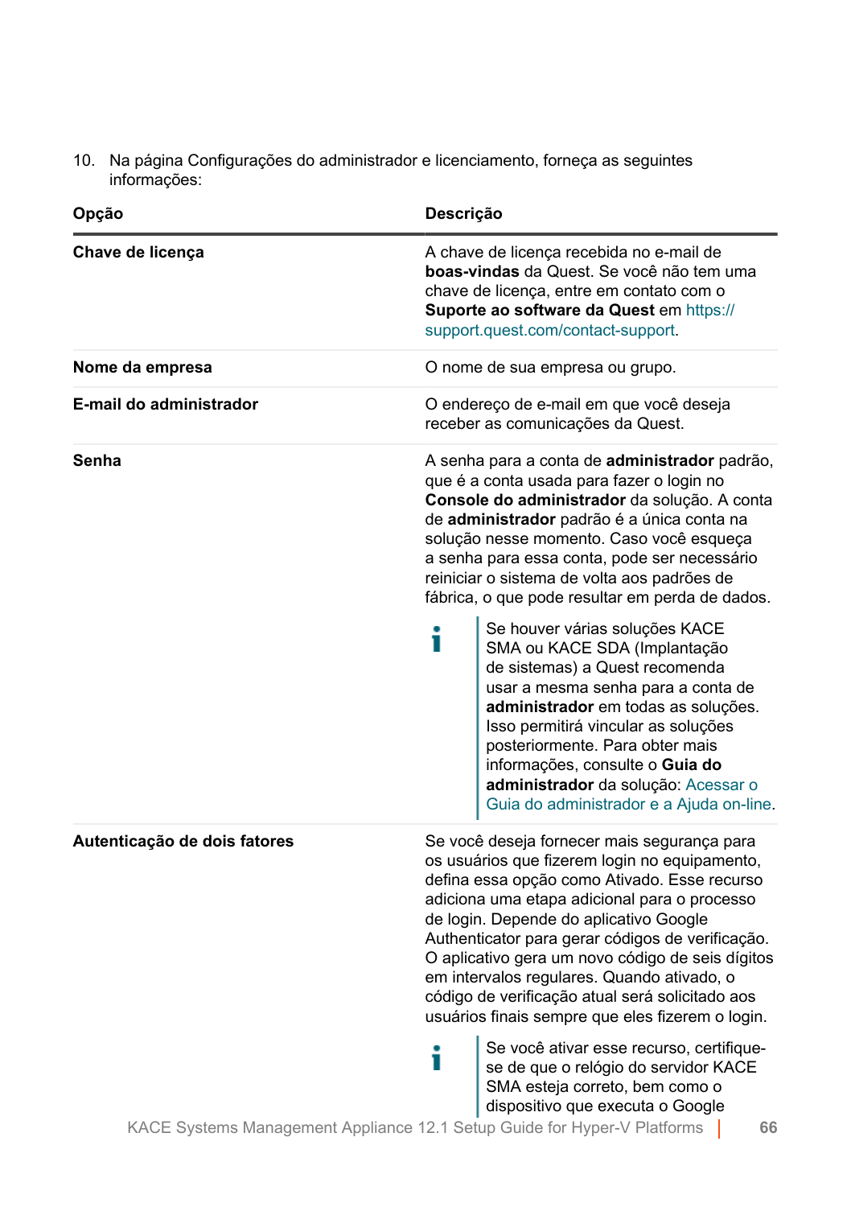10. Na página Configurações do administrador e licenciamento, forneça as seguintes informações:

| Opção | Descrição |
| --- | --- |
| **Chave de licença** | A chave de licença recebida no e-mail de **boas-vindas** da Quest. Se você não tem uma chave de licença, entre em contato com o **Suporte ao software da Quest** em https://support.quest.com/contact-support. |
| **Nome da empresa** | O nome de sua empresa ou grupo. |
| **E-mail do administrador** | O endereço de e-mail em que você deseja receber as comunicações da Quest. |
| **Senha** | A senha para a conta de **administrador** padrão, que é a conta usada para fazer o login no **Console do administrador** da solução. A conta de **administrador** padrão é a única conta na solução nesse momento. Caso você esqueça a senha para essa conta, pode ser necessário reiniciar o sistema de volta aos padrões de fábrica, o que pode resultar em perda de dados. <br><br> ℹ Se houver várias soluções KACE SMA ou KACE SDA (Implantação de sistemas) a Quest recomenda usar a mesma senha para a conta de **administrador** em todas as soluções. Isso permitirá vincular as soluções posteriormente. Para obter mais informações, consulte o **Guia do administrador** da solução: Acessar o Guia do administrador e a Ajuda on-line. |
| **Autenticação de dois fatores** | Se você deseja fornecer mais segurança para os usuários que fizerem login no equipamento, defina essa opção como Ativado. Esse recurso adiciona uma etapa adicional para o processo de login. Depende do aplicativo Google Authenticator para gerar códigos de verificação. O aplicativo gera um novo código de seis dígitos em intervalos regulares. Quando ativado, o código de verificação atual será solicitado aos usuários finais sempre que eles fizerem o login. <br><br> ℹ Se você ativar esse recurso, certifique-se de que o relógio do servidor KACE SMA esteja correto, bem como o dispositivo que executa o Google |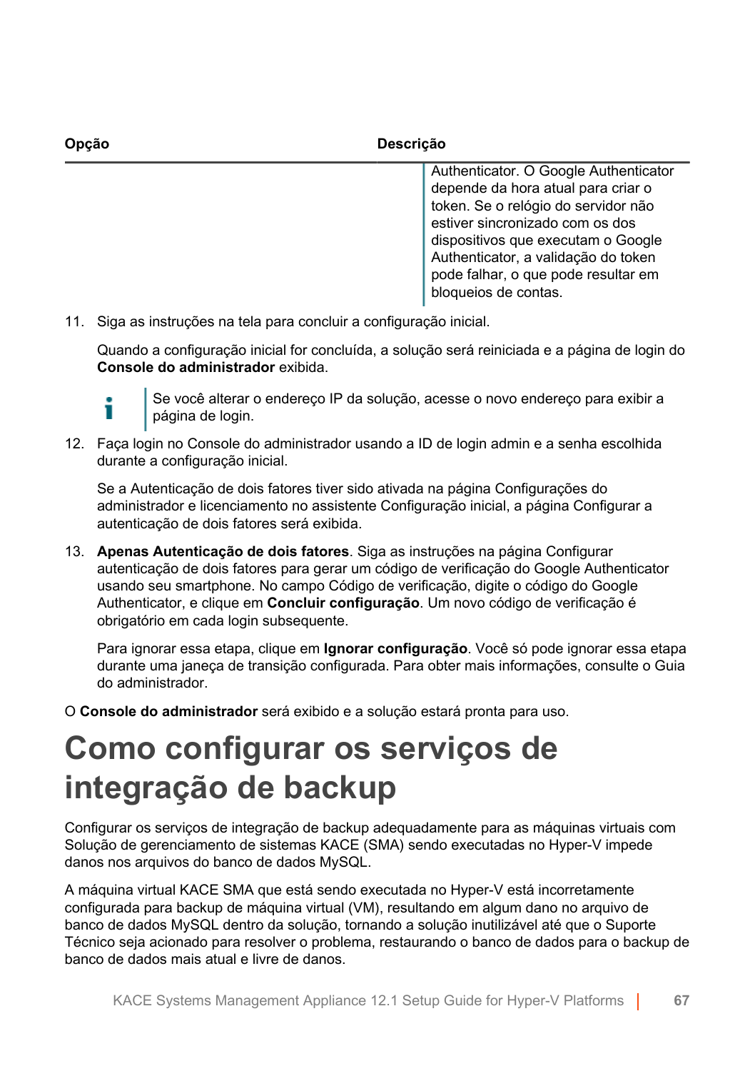| Opção | Descrição |
| --- | --- |
| | Authenticator. O Google Authenticator depende da hora atual para criar o token. Se o relógio do servidor não estiver sincronizado com os dos dispositivos que executam o Google Authenticator, a validação do token pode falhar, o que pode resultar em bloqueios de contas. |

11. Siga as instruções na tela para concluir a configuração inicial.

    Quando a configuração inicial for concluída, a solução será reiniciada e a página de login do **Console do administrador** exibida.

    > Se você alterar o endereço IP da solução, acesse o novo endereço para exibir a página de login.

12. Faça login no Console do administrador usando a ID de login admin e a senha escolhida durante a configuração inicial.

    Se a Autenticação de dois fatores tiver sido ativada na página Configurações do administrador e licenciamento no assistente Configuração inicial, a página Configurar a autenticação de dois fatores será exibida.

13. **Apenas Autenticação de dois fatores**. Siga as instruções na página Configurar autenticação de dois fatores para gerar um código de verificação do Google Authenticator usando seu smartphone. No campo Código de verificação, digite o código do Google Authenticator, e clique em **Concluir configuração**. Um novo código de verificação é obrigatório em cada login subsequente.

    Para ignorar essa etapa, clique em **Ignorar configuração**. Você só pode ignorar essa etapa durante uma janeça de transição configurada. Para obter mais informações, consulte o Guia do administrador.

O **Console do administrador** será exibido e a solução estará pronta para uso.

# Como configurar os serviços de integração de backup

Configurar os serviços de integração de backup adequadamente para as máquinas virtuais com Solução de gerenciamento de sistemas KACE (SMA) sendo executadas no Hyper-V impede danos nos arquivos do banco de dados MySQL.

A máquina virtual KACE SMA que está sendo executada no Hyper-V está incorretamente configurada para backup de máquina virtual (VM), resultando em algum dano no arquivo de banco de dados MySQL dentro da solução, tornando a solução inutilizável até que o Suporte Técnico seja acionado para resolver o problema, restaurando o banco de dados para o backup de banco de dados mais atual e livre de danos.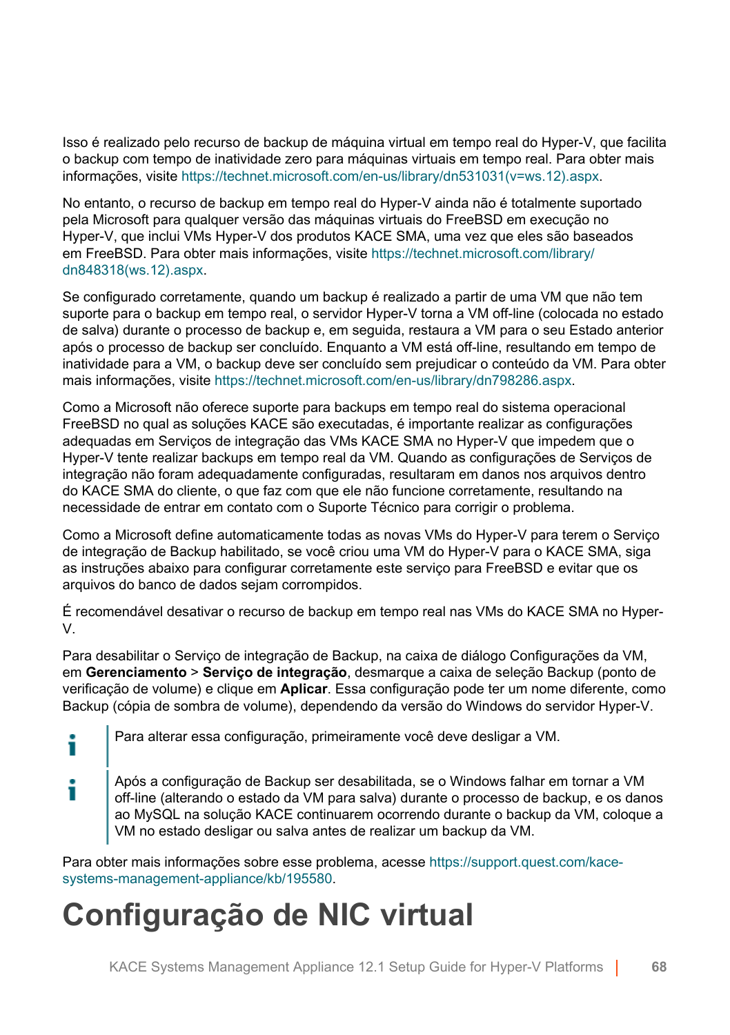Isso é realizado pelo recurso de backup de máquina virtual em tempo real do Hyper-V, que facilita o backup com tempo de inatividade zero para máquinas virtuais em tempo real. Para obter mais informações, visite https://technet.microsoft.com/en-us/library/dn531031(v=ws.12).aspx.

No entanto, o recurso de backup em tempo real do Hyper-V ainda não é totalmente suportado pela Microsoft para qualquer versão das máquinas virtuais do FreeBSD em execução no Hyper-V, que inclui VMs Hyper-V dos produtos KACE SMA, uma vez que eles são baseados em FreeBSD. Para obter mais informações, visite https://technet.microsoft.com/library/dn848318(ws.12).aspx.

Se configurado corretamente, quando um backup é realizado a partir de uma VM que não tem suporte para o backup em tempo real, o servidor Hyper-V torna a VM off-line (colocada no estado de salva) durante o processo de backup e, em seguida, restaura a VM para o seu Estado anterior após o processo de backup ser concluído. Enquanto a VM está off-line, resultando em tempo de inatividade para a VM, o backup deve ser concluído sem prejudicar o conteúdo da VM. Para obter mais informações, visite https://technet.microsoft.com/en-us/library/dn798286.aspx.

Como a Microsoft não oferece suporte para backups em tempo real do sistema operacional FreeBSD no qual as soluções KACE são executadas, é importante realizar as configurações adequadas em Serviços de integração das VMs KACE SMA no Hyper-V que impedem que o Hyper-V tente realizar backups em tempo real da VM. Quando as configurações de Serviços de integração não foram adequadamente configuradas, resultaram em danos nos arquivos dentro do KACE SMA do cliente, o que faz com que ele não funcione corretamente, resultando na necessidade de entrar em contato com o Suporte Técnico para corrigir o problema.

Como a Microsoft define automaticamente todas as novas VMs do Hyper-V para terem o Serviço de integração de Backup habilitado, se você criou uma VM do Hyper-V para o KACE SMA, siga as instruções abaixo para configurar corretamente este serviço para FreeBSD e evitar que os arquivos do banco de dados sejam corrompidos.

É recomendável desativar o recurso de backup em tempo real nas VMs do KACE SMA no Hyper-V.

Para desabilitar o Serviço de integração de Backup, na caixa de diálogo Configurações da VM, em **Gerenciamento** > **Serviço de integração**, desmarque a caixa de seleção Backup (ponto de verificação de volume) e clique em **Aplicar**. Essa configuração pode ter um nome diferente, como Backup (cópia de sombra de volume), dependendo da versão do Windows do servidor Hyper-V.

> Para alterar essa configuração, primeiramente você deve desligar a VM.

> Após a configuração de Backup ser desabilitada, se o Windows falhar em tornar a VM off-line (alterando o estado da VM para salva) durante o processo de backup, e os danos ao MySQL na solução KACE continuarem ocorrendo durante o backup da VM, coloque a VM no estado desligar ou salva antes de realizar um backup da VM.

Para obter mais informações sobre esse problema, acesse https://support.quest.com/kace-systems-management-appliance/kb/195580.

# Configuração de NIC virtual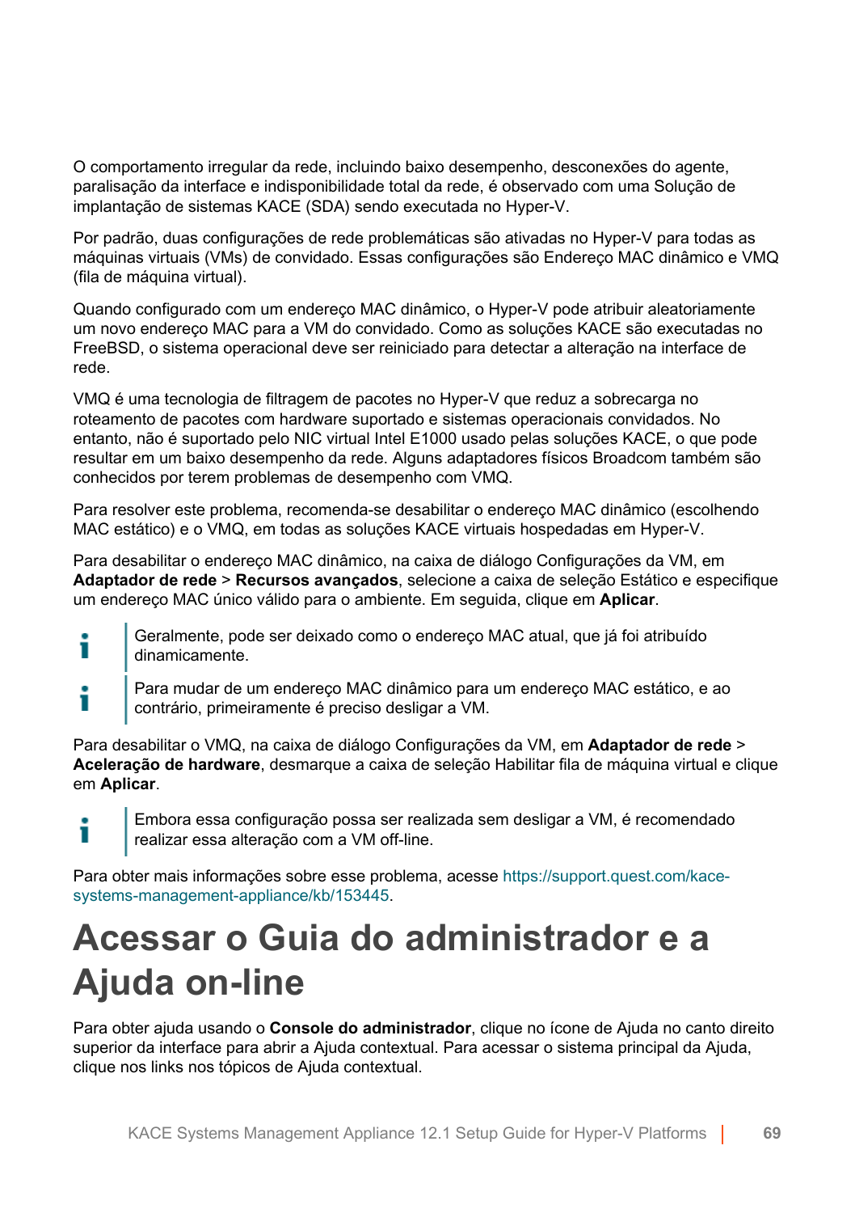O comportamento irregular da rede, incluindo baixo desempenho, desconexões do agente, paralisação da interface e indisponibilidade total da rede, é observado com uma Solução de implantação de sistemas KACE (SDA) sendo executada no Hyper-V.

Por padrão, duas configurações de rede problemáticas são ativadas no Hyper-V para todas as máquinas virtuais (VMs) de convidado. Essas configurações são Endereço MAC dinâmico e VMQ (fila de máquina virtual).

Quando configurado com um endereço MAC dinâmico, o Hyper-V pode atribuir aleatoriamente um novo endereço MAC para a VM do convidado. Como as soluções KACE são executadas no FreeBSD, o sistema operacional deve ser reiniciado para detectar a alteração na interface de rede.

VMQ é uma tecnologia de filtragem de pacotes no Hyper-V que reduz a sobrecarga no roteamento de pacotes com hardware suportado e sistemas operacionais convidados. No entanto, não é suportado pelo NIC virtual Intel E1000 usado pelas soluções KACE, o que pode resultar em um baixo desempenho da rede. Alguns adaptadores físicos Broadcom também são conhecidos por terem problemas de desempenho com VMQ.

Para resolver este problema, recomenda-se desabilitar o endereço MAC dinâmico (escolhendo MAC estático) e o VMQ, em todas as soluções KACE virtuais hospedadas em Hyper-V.

Para desabilitar o endereço MAC dinâmico, na caixa de diálogo Configurações da VM, em **Adaptador de rede** > **Recursos avançados**, selecione a caixa de seleção Estático e especifique um endereço MAC único válido para o ambiente. Em seguida, clique em **Aplicar**.

> Geralmente, pode ser deixado como o endereço MAC atual, que já foi atribuído dinamicamente.

> Para mudar de um endereço MAC dinâmico para um endereço MAC estático, e ao contrário, primeiramente é preciso desligar a VM.

Para desabilitar o VMQ, na caixa de diálogo Configurações da VM, em **Adaptador de rede** > **Aceleração de hardware**, desmarque a caixa de seleção Habilitar fila de máquina virtual e clique em **Aplicar**.

> Embora essa configuração possa ser realizada sem desligar a VM, é recomendado realizar essa alteração com a VM off-line.

Para obter mais informações sobre esse problema, acesse https://support.quest.com/kace-systems-management-appliance/kb/153445.

# Acessar o Guia do administrador e a Ajuda on-line

Para obter ajuda usando o **Console do administrador**, clique no ícone de Ajuda no canto direito superior da interface para abrir a Ajuda contextual. Para acessar o sistema principal da Ajuda, clique nos links nos tópicos de Ajuda contextual.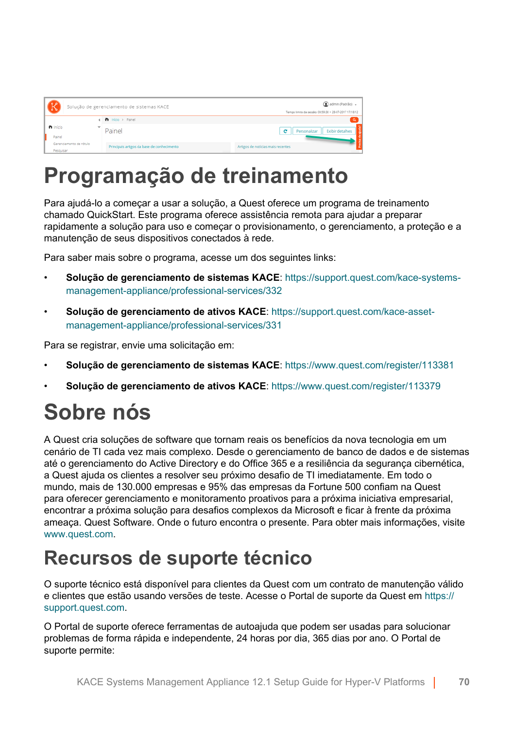# Programação de treinamento

Para ajudá-lo a começar a usar a solução, a Quest oferece um programa de treinamento chamado QuickStart. Este programa oferece assistência remota para ajudar a preparar rapidamente a solução para uso e começar o provisionamento, o gerenciamento, a proteção e a manutenção de seus dispositivos conectados à rede.

Para saber mais sobre o programa, acesse um dos seguintes links:

- **Solução de gerenciamento de sistemas KACE**: https://support.quest.com/kace-systems-management-appliance/professional-services/332
- **Solução de gerenciamento de ativos KACE**: https://support.quest.com/kace-asset-management-appliance/professional-services/331

Para se registrar, envie uma solicitação em:

- **Solução de gerenciamento de sistemas KACE**: https://www.quest.com/register/113381
- **Solução de gerenciamento de ativos KACE**: https://www.quest.com/register/113379

# Sobre nós

A Quest cria soluções de software que tornam reais os benefícios da nova tecnologia em um cenário de TI cada vez mais complexo. Desde o gerenciamento de banco de dados e de sistemas até o gerenciamento do Active Directory e do Office 365 e a resiliência da segurança cibernética, a Quest ajuda os clientes a resolver seu próximo desafio de TI imediatamente. Em todo o mundo, mais de 130.000 empresas e 95% das empresas da Fortune 500 confiam na Quest para oferecer gerenciamento e monitoramento proativos para a próxima iniciativa empresarial, encontrar a próxima solução para desafios complexos da Microsoft e ficar à frente da próxima ameaça. Quest Software. Onde o futuro encontra o presente. Para obter mais informações, visite www.quest.com.

# Recursos de suporte técnico

O suporte técnico está disponível para clientes da Quest com um contrato de manutenção válido e clientes que estão usando versões de teste. Acesse o Portal de suporte da Quest em https://support.quest.com.

O Portal de suporte oferece ferramentas de autoajuda que podem ser usadas para solucionar problemas de forma rápida e independente, 24 horas por dia, 365 dias por ano. O Portal de suporte permite: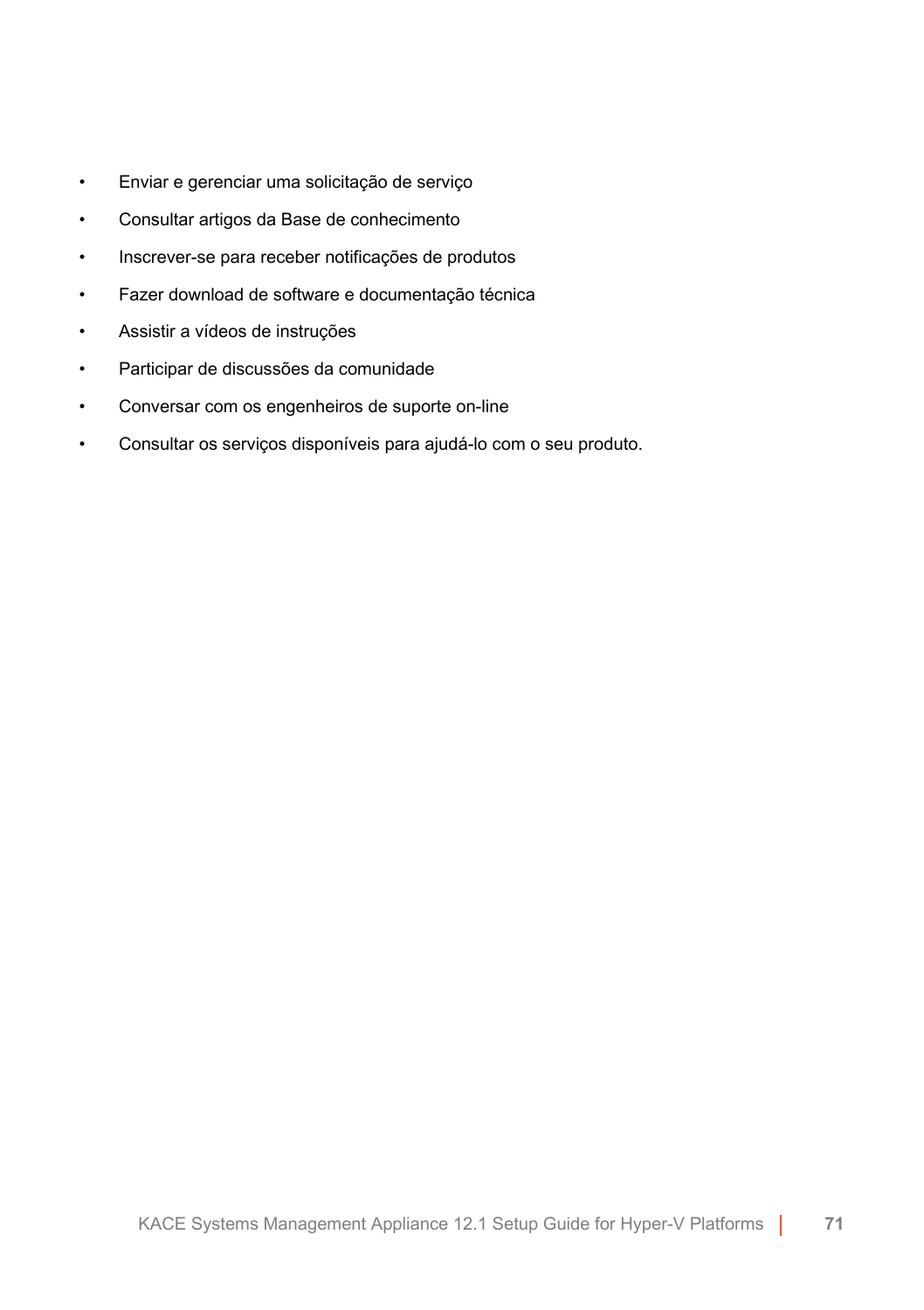- Enviar e gerenciar uma solicitação de serviço
- Consultar artigos da Base de conhecimento
- Inscrever-se para receber notificações de produtos
- Fazer download de software e documentação técnica
- Assistir a vídeos de instruções
- Participar de discussões da comunidade
- Conversar com os engenheiros de suporte on-line
- Consultar os serviços disponíveis para ajudá-lo com o seu produto.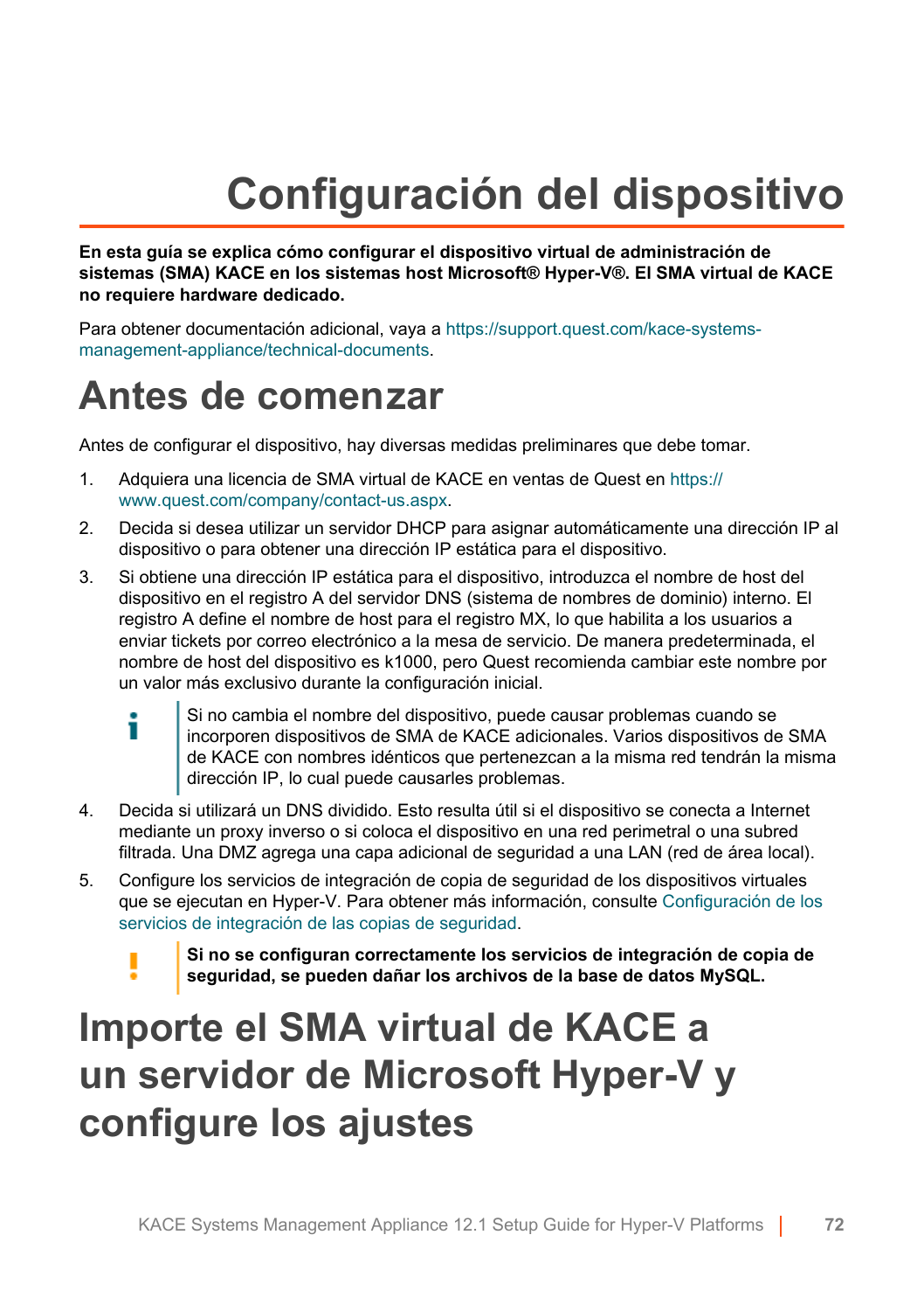# Configuración del dispositivo

**En esta guía se explica cómo configurar el dispositivo virtual de administración de sistemas (SMA) KACE en los sistemas host Microsoft® Hyper-V®. El SMA virtual de KACE no requiere hardware dedicado.**

Para obtener documentación adicional, vaya a https://support.quest.com/kace-systems-management-appliance/technical-documents.

## Antes de comenzar

Antes de configurar el dispositivo, hay diversas medidas preliminares que debe tomar.

1. Adquiera una licencia de SMA virtual de KACE en ventas de Quest en https://www.quest.com/company/contact-us.aspx.
2. Decida si desea utilizar un servidor DHCP para asignar automáticamente una dirección IP al dispositivo o para obtener una dirección IP estática para el dispositivo.
3. Si obtiene una dirección IP estática para el dispositivo, introduzca el nombre de host del dispositivo en el registro A del servidor DNS (sistema de nombres de dominio) interno. El registro A define el nombre de host para el registro MX, lo que habilita a los usuarios a enviar tickets por correo electrónico a la mesa de servicio. De manera predeterminada, el nombre de host del dispositivo es k1000, pero Quest recomienda cambiar este nombre por un valor más exclusivo durante la configuración inicial.

   > Si no cambia el nombre del dispositivo, puede causar problemas cuando se incorporen dispositivos de SMA de KACE adicionales. Varios dispositivos de SMA de KACE con nombres idénticos que pertenezcan a la misma red tendrán la misma dirección IP, lo cual puede causarles problemas.

4. Decida si utilizará un DNS dividido. Esto resulta útil si el dispositivo se conecta a Internet mediante un proxy inverso o si coloca el dispositivo en una red perimetral o una subred filtrada. Una DMZ agrega una capa adicional de seguridad a una LAN (red de área local).
5. Configure los servicios de integración de copia de seguridad de los dispositivos virtuales que se ejecutan en Hyper-V. Para obtener más información, consulte Configuración de los servicios de integración de las copias de seguridad.

   > **Si no se configuran correctamente los servicios de integración de copia de seguridad, se pueden dañar los archivos de la base de datos MySQL.**

## Importe el SMA virtual de KACE a un servidor de Microsoft Hyper-V y configure los ajustes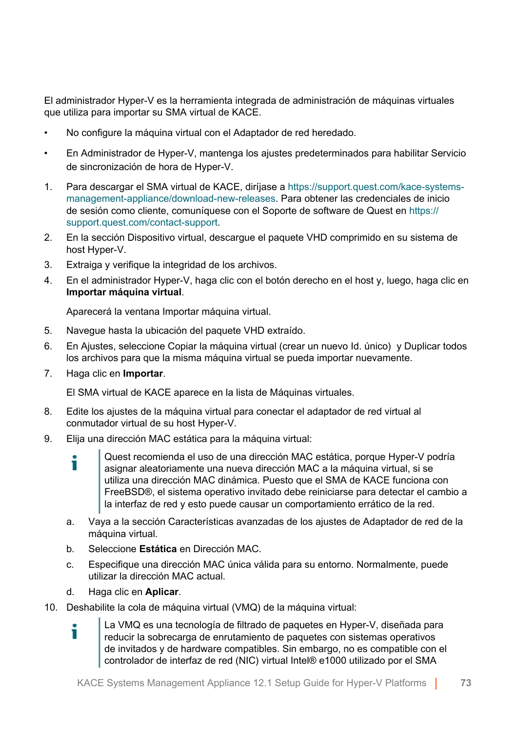El administrador Hyper-V es la herramienta integrada de administración de máquinas virtuales que utiliza para importar su SMA virtual de KACE.

- No configure la máquina virtual con el Adaptador de red heredado.
- En Administrador de Hyper-V, mantenga los ajustes predeterminados para habilitar Servicio de sincronización de hora de Hyper-V.

1. Para descargar el SMA virtual de KACE, diríjase a https://support.quest.com/kace-systems-management-appliance/download-new-releases. Para obtener las credenciales de inicio de sesión como cliente, comuníquese con el Soporte de software de Quest en https://support.quest.com/contact-support.
2. En la sección Dispositivo virtual, descargue el paquete VHD comprimido en su sistema de host Hyper-V.
3. Extraiga y verifique la integridad de los archivos.
4. En el administrador Hyper-V, haga clic con el botón derecho en el host y, luego, haga clic en **Importar máquina virtual**.

   Aparecerá la ventana Importar máquina virtual.
5. Navegue hasta la ubicación del paquete VHD extraído.
6. En Ajustes, seleccione Copiar la máquina virtual (crear un nuevo Id. único) y Duplicar todos los archivos para que la misma máquina virtual se pueda importar nuevamente.
7. Haga clic en **Importar**.

   El SMA virtual de KACE aparece en la lista de Máquinas virtuales.
8. Edite los ajustes de la máquina virtual para conectar el adaptador de red virtual al conmutador virtual de su host Hyper-V.
9. Elija una dirección MAC estática para la máquina virtual:

   > Quest recomienda el uso de una dirección MAC estática, porque Hyper-V podría asignar aleatoriamente una nueva dirección MAC a la máquina virtual, si se utiliza una dirección MAC dinámica. Puesto que el SMA de KACE funciona con FreeBSD®, el sistema operativo invitado debe reiniciarse para detectar el cambio a la interfaz de red y esto puede causar un comportamiento errático de la red.

   a. Vaya a la sección Características avanzadas de los ajustes de Adaptador de red de la máquina virtual.
   b. Seleccione **Estática** en Dirección MAC.
   c. Especifique una dirección MAC única válida para su entorno. Normalmente, puede utilizar la dirección MAC actual.
   d. Haga clic en **Aplicar**.
10. Deshabilite la cola de máquina virtual (VMQ) de la máquina virtual:

    > La VMQ es una tecnología de filtrado de paquetes en Hyper-V, diseñada para reducir la sobrecarga de enrutamiento de paquetes con sistemas operativos de invitados y de hardware compatibles. Sin embargo, no es compatible con el controlador de interfaz de red (NIC) virtual Intel® e1000 utilizado por el SMA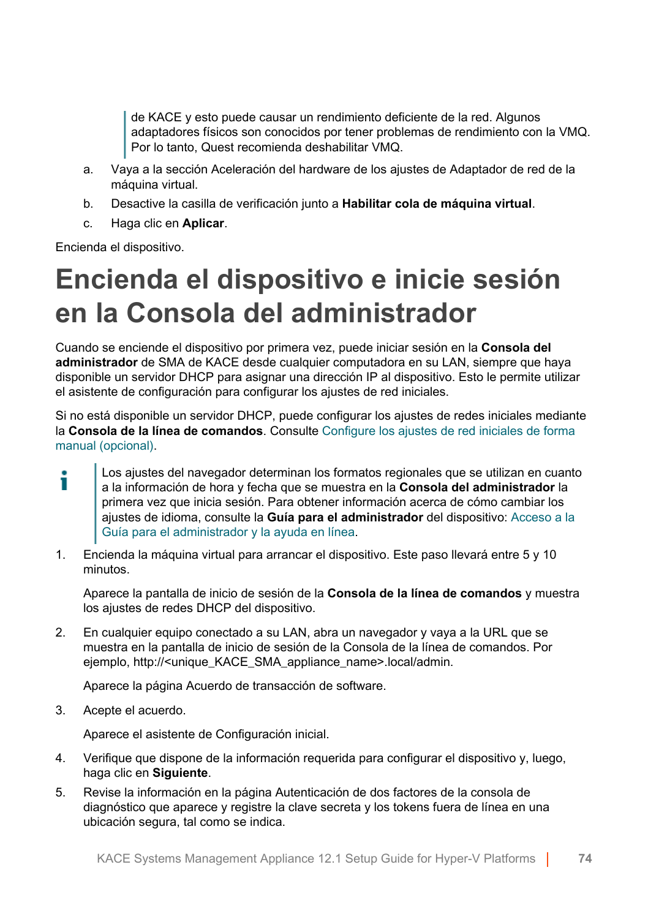> de KACE y esto puede causar un rendimiento deficiente de la red. Algunos adaptadores físicos son conocidos por tener problemas de rendimiento con la VMQ. Por lo tanto, Quest recomienda deshabilitar VMQ.

a. Vaya a la sección Aceleración del hardware de los ajustes de Adaptador de red de la máquina virtual.

b. Desactive la casilla de verificación junto a **Habilitar cola de máquina virtual**.

c. Haga clic en **Aplicar**.

Encienda el dispositivo.

# Encienda el dispositivo e inicie sesión en la Consola del administrador

Cuando se enciende el dispositivo por primera vez, puede iniciar sesión en la **Consola del administrador** de SMA de KACE desde cualquier computadora en su LAN, siempre que haya disponible un servidor DHCP para asignar una dirección IP al dispositivo. Esto le permite utilizar el asistente de configuración para configurar los ajustes de red iniciales.

Si no está disponible un servidor DHCP, puede configurar los ajustes de redes iniciales mediante la **Consola de la línea de comandos**. Consulte Configure los ajustes de red iniciales de forma manual (opcional).

> Los ajustes del navegador determinan los formatos regionales que se utilizan en cuanto a la información de hora y fecha que se muestra en la **Consola del administrador** la primera vez que inicia sesión. Para obtener información acerca de cómo cambiar los ajustes de idioma, consulte la **Guía para el administrador** del dispositivo: Acceso a la Guía para el administrador y la ayuda en línea.

1. Encienda la máquina virtual para arrancar el dispositivo. Este paso llevará entre 5 y 10 minutos.

   Aparece la pantalla de inicio de sesión de la **Consola de la línea de comandos** y muestra los ajustes de redes DHCP del dispositivo.

2. En cualquier equipo conectado a su LAN, abra un navegador y vaya a la URL que se muestra en la pantalla de inicio de sesión de la Consola de la línea de comandos. Por ejemplo, http://<unique_KACE_SMA_appliance_name>.local/admin.

   Aparece la página Acuerdo de transacción de software.

3. Acepte el acuerdo.

   Aparece el asistente de Configuración inicial.

4. Verifique que dispone de la información requerida para configurar el dispositivo y, luego, haga clic en **Siguiente**.

5. Revise la información en la página Autenticación de dos factores de la consola de diagnóstico que aparece y registre la clave secreta y los tokens fuera de línea en una ubicación segura, tal como se indica.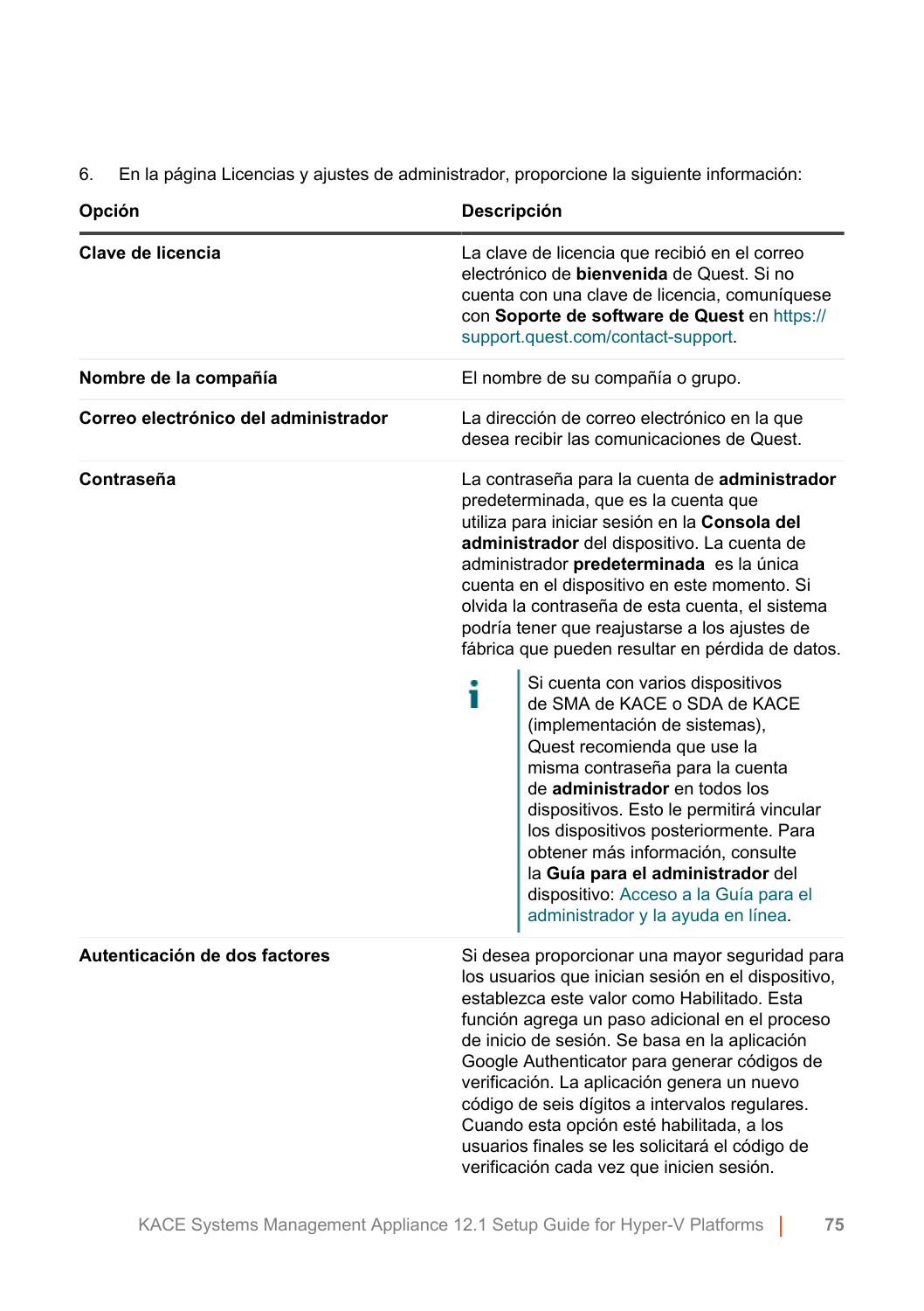6. En la página Licencias y ajustes de administrador, proporcione la siguiente información:

| Opción | Descripción |
|---|---|
| **Clave de licencia** | La clave de licencia que recibió en el correo electrónico de **bienvenida** de Quest. Si no cuenta con una clave de licencia, comuníquese con **Soporte de software de Quest** en https://support.quest.com/contact-support. |
| **Nombre de la compañía** | El nombre de su compañía o grupo. |
| **Correo electrónico del administrador** | La dirección de correo electrónico en la que desea recibir las comunicaciones de Quest. |
| **Contraseña** | La contraseña para la cuenta de **administrador** predeterminada, que es la cuenta que utiliza para iniciar sesión en la **Consola del administrador** del dispositivo. La cuenta de administrador **predeterminada** es la única cuenta en el dispositivo en este momento. Si olvida la contraseña de esta cuenta, el sistema podría tener que reajustarse a los ajustes de fábrica que pueden resultar en pérdida de datos.<br><br>Si cuenta con varios dispositivos de SMA de KACE o SDA de KACE (implementación de sistemas), Quest recomienda que use la misma contraseña para la cuenta de **administrador** en todos los dispositivos. Esto le permitirá vincular los dispositivos posteriormente. Para obtener más información, consulte la **Guía para el administrador** del dispositivo: Acceso a la Guía para el administrador y la ayuda en línea. |
| **Autenticación de dos factores** | Si desea proporcionar una mayor seguridad para los usuarios que inician sesión en el dispositivo, establezca este valor como Habilitado. Esta función agrega un paso adicional en el proceso de inicio de sesión. Se basa en la aplicación Google Authenticator para generar códigos de verificación. La aplicación genera un nuevo código de seis dígitos a intervalos regulares. Cuando esta opción esté habilitada, a los usuarios finales se les solicitará el código de verificación cada vez que inicien sesión. |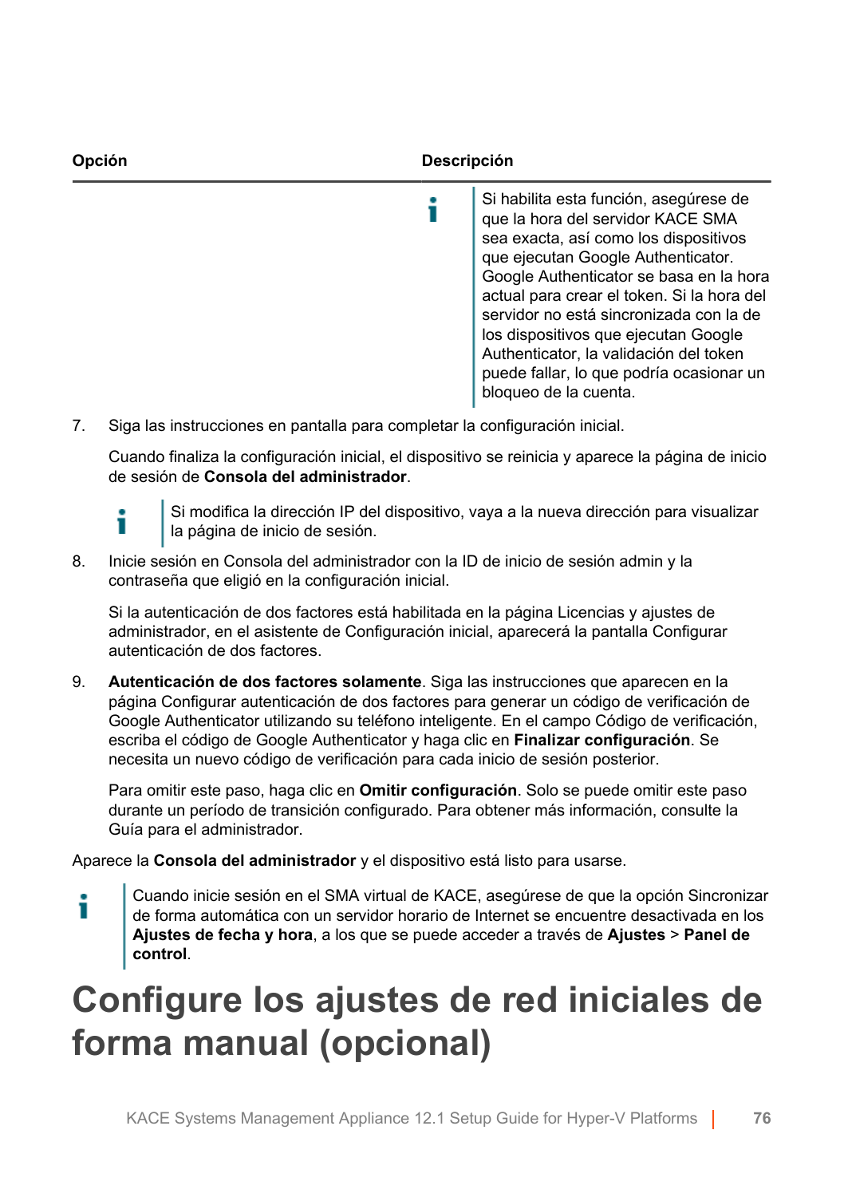| Opción | Descripción |
|---|---|
| | Si habilita esta función, asegúrese de que la hora del servidor KACE SMA sea exacta, así como los dispositivos que ejecutan Google Authenticator. Google Authenticator se basa en la hora actual para crear el token. Si la hora del servidor no está sincronizada con la de los dispositivos que ejecutan Google Authenticator, la validación del token puede fallar, lo que podría ocasionar un bloqueo de la cuenta. |

7. Siga las instrucciones en pantalla para completar la configuración inicial.

   Cuando finaliza la configuración inicial, el dispositivo se reinicia y aparece la página de inicio de sesión de **Consola del administrador**.

   > Si modifica la dirección IP del dispositivo, vaya a la nueva dirección para visualizar la página de inicio de sesión.

8. Inicie sesión en Consola del administrador con la ID de inicio de sesión admin y la contraseña que eligió en la configuración inicial.

   Si la autenticación de dos factores está habilitada en la página Licencias y ajustes de administrador, en el asistente de Configuración inicial, aparecerá la pantalla Configurar autenticación de dos factores.

9. **Autenticación de dos factores solamente**. Siga las instrucciones que aparecen en la página Configurar autenticación de dos factores para generar un código de verificación de Google Authenticator utilizando su teléfono inteligente. En el campo Código de verificación, escriba el código de Google Authenticator y haga clic en **Finalizar configuración**. Se necesita un nuevo código de verificación para cada inicio de sesión posterior.

   Para omitir este paso, haga clic en **Omitir configuración**. Solo se puede omitir este paso durante un período de transición configurado. Para obtener más información, consulte la Guía para el administrador.

Aparece la **Consola del administrador** y el dispositivo está listo para usarse.

> Cuando inicie sesión en el SMA virtual de KACE, asegúrese de que la opción Sincronizar de forma automática con un servidor horario de Internet se encuentre desactivada en los **Ajustes de fecha y hora**, a los que se puede acceder a través de **Ajustes** > **Panel de control**.

# Configure los ajustes de red iniciales de forma manual (opcional)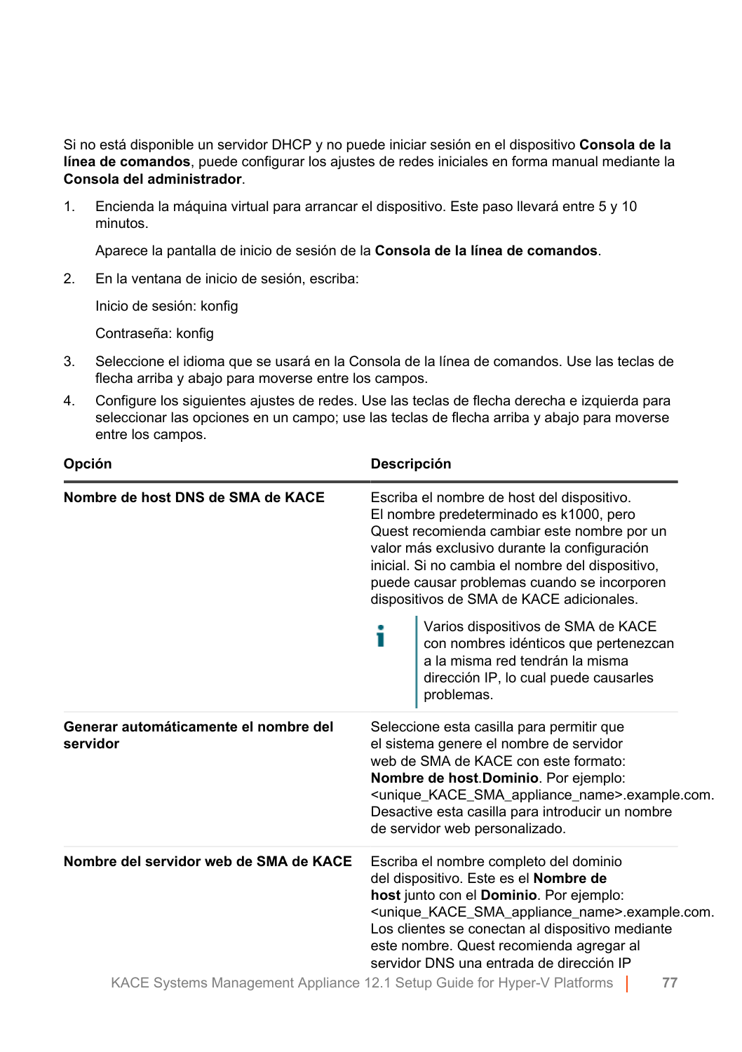Si no está disponible un servidor DHCP y no puede iniciar sesión en el dispositivo **Consola de la línea de comandos**, puede configurar los ajustes de redes iniciales en forma manual mediante la **Consola del administrador**.

1. Encienda la máquina virtual para arrancar el dispositivo. Este paso llevará entre 5 y 10 minutos.

   Aparece la pantalla de inicio de sesión de la **Consola de la línea de comandos**.

2. En la ventana de inicio de sesión, escriba:

   Inicio de sesión: konfig

   Contraseña: konfig

3. Seleccione el idioma que se usará en la Consola de la línea de comandos. Use las teclas de flecha arriba y abajo para moverse entre los campos.
4. Configure los siguientes ajustes de redes. Use las teclas de flecha derecha e izquierda para seleccionar las opciones en un campo; use las teclas de flecha arriba y abajo para moverse entre los campos.

| Opción | Descripción |
| --- | --- |
| **Nombre de host DNS de SMA de KACE** | Escriba el nombre de host del dispositivo. El nombre predeterminado es k1000, pero Quest recomienda cambiar este nombre por un valor más exclusivo durante la configuración inicial. Si no cambia el nombre del dispositivo, puede causar problemas cuando se incorporen dispositivos de SMA de KACE adicionales. <br><br> Varios dispositivos de SMA de KACE con nombres idénticos que pertenezcan a la misma red tendrán la misma dirección IP, lo cual puede causarles problemas. |
| **Generar automáticamente el nombre del servidor** | Seleccione esta casilla para permitir que el sistema genere el nombre de servidor web de SMA de KACE con este formato: **Nombre de host**.**Dominio**. Por ejemplo: <unique_KACE_SMA_appliance_name>.example.com. Desactive esta casilla para introducir un nombre de servidor web personalizado. |
| **Nombre del servidor web de SMA de KACE** | Escriba el nombre completo del dominio del dispositivo. Este es el **Nombre de host** junto con el **Dominio**. Por ejemplo: <unique_KACE_SMA_appliance_name>.example.com. Los clientes se conectan al dispositivo mediante este nombre. Quest recomienda agregar al servidor DNS una entrada de dirección IP |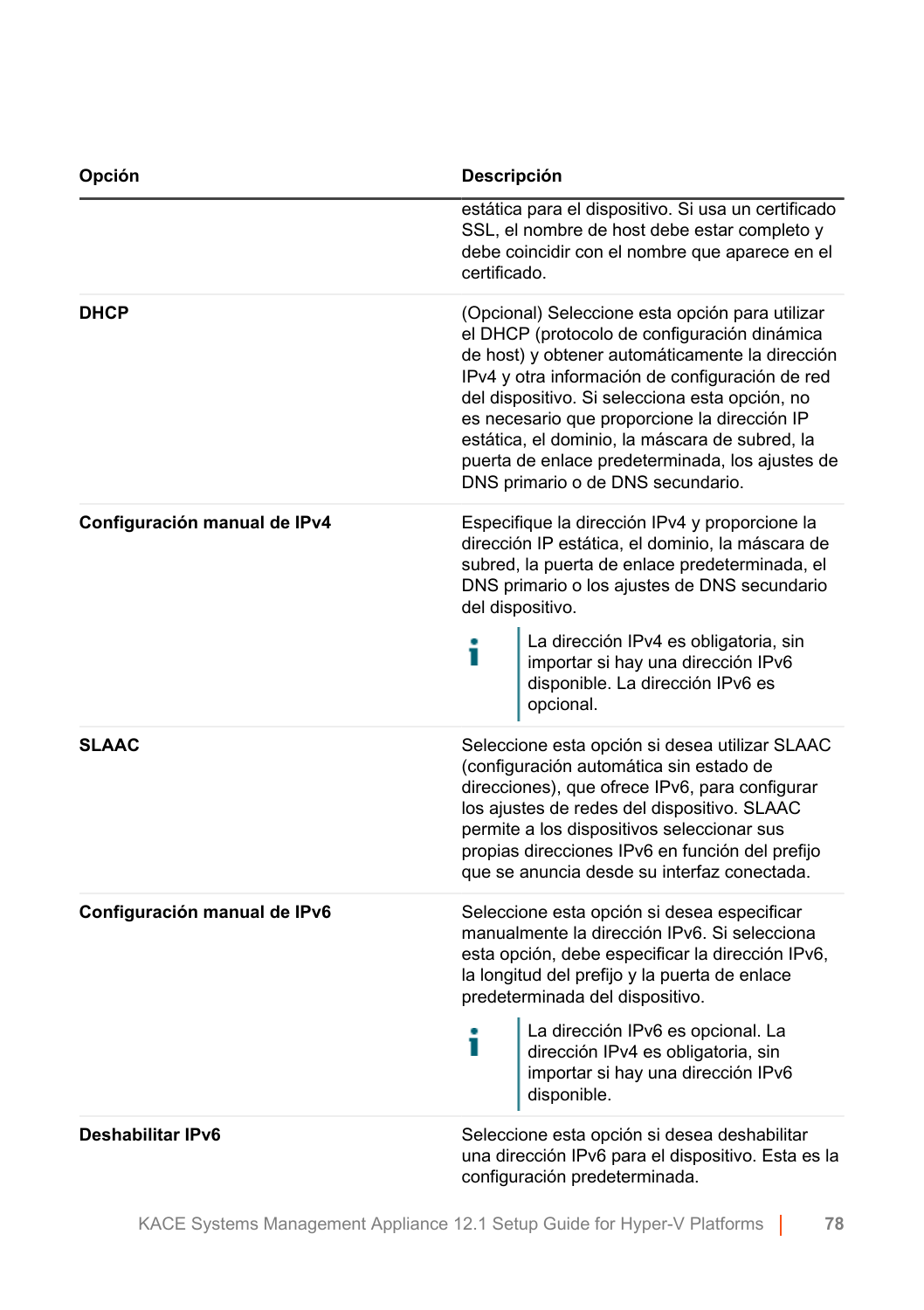| Opción | Descripción |
|---|---|
| | estática para el dispositivo. Si usa un certificado SSL, el nombre de host debe estar completo y debe coincidir con el nombre que aparece en el certificado. |
| **DHCP** | (Opcional) Seleccione esta opción para utilizar el DHCP (protocolo de configuración dinámica de host) y obtener automáticamente la dirección IPv4 y otra información de configuración de red del dispositivo. Si selecciona esta opción, no es necesario que proporcione la dirección IP estática, el dominio, la máscara de subred, la puerta de enlace predeterminada, los ajustes de DNS primario o de DNS secundario. |
| **Configuración manual de IPv4** | Especifique la dirección IPv4 y proporcione la dirección IP estática, el dominio, la máscara de subred, la puerta de enlace predeterminada, el DNS primario o los ajustes de DNS secundario del dispositivo. <br><br> La dirección IPv4 es obligatoria, sin importar si hay una dirección IPv6 disponible. La dirección IPv6 es opcional. |
| **SLAAC** | Seleccione esta opción si desea utilizar SLAAC (configuración automática sin estado de direcciones), que ofrece IPv6, para configurar los ajustes de redes del dispositivo. SLAAC permite a los dispositivos seleccionar sus propias direcciones IPv6 en función del prefijo que se anuncia desde su interfaz conectada. |
| **Configuración manual de IPv6** | Seleccione esta opción si desea especificar manualmente la dirección IPv6. Si selecciona esta opción, debe especificar la dirección IPv6, la longitud del prefijo y la puerta de enlace predeterminada del dispositivo. <br><br> La dirección IPv6 es opcional. La dirección IPv4 es obligatoria, sin importar si hay una dirección IPv6 disponible. |
| **Deshabilitar IPv6** | Seleccione esta opción si desea deshabilitar una dirección IPv6 para el dispositivo. Esta es la configuración predeterminada. |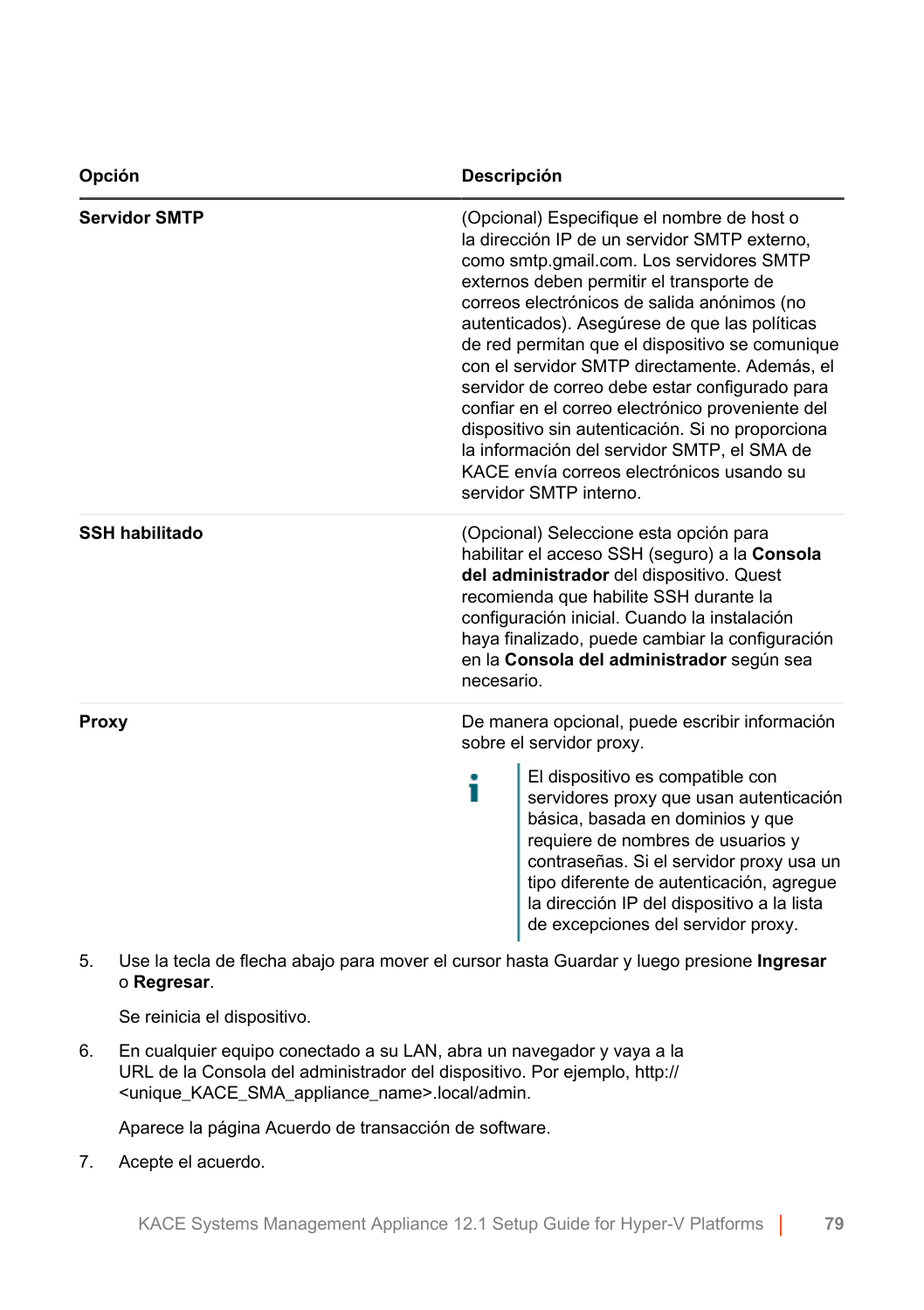| Opción | Descripción |
| --- | --- |
| **Servidor SMTP** | (Opcional) Especifique el nombre de host o la dirección IP de un servidor SMTP externo, como smtp.gmail.com. Los servidores SMTP externos deben permitir el transporte de correos electrónicos de salida anónimos (no autenticados). Asegúrese de que las políticas de red permitan que el dispositivo se comunique con el servidor SMTP directamente. Además, el servidor de correo debe estar configurado para confiar en el correo electrónico proveniente del dispositivo sin autenticación. Si no proporciona la información del servidor SMTP, el SMA de KACE envía correos electrónicos usando su servidor SMTP interno. |
| **SSH habilitado** | (Opcional) Seleccione esta opción para habilitar el acceso SSH (seguro) a la **Consola del administrador** del dispositivo. Quest recomienda que habilite SSH durante la configuración inicial. Cuando la instalación haya finalizado, puede cambiar la configuración en la **Consola del administrador** según sea necesario. |
| **Proxy** | De manera opcional, puede escribir información sobre el servidor proxy. <br><br> El dispositivo es compatible con servidores proxy que usan autenticación básica, basada en dominios y que requiere de nombres de usuarios y contraseñas. Si el servidor proxy usa un tipo diferente de autenticación, agregue la dirección IP del dispositivo a la lista de excepciones del servidor proxy. |

5. Use la tecla de flecha abajo para mover el cursor hasta Guardar y luego presione **Ingresar** o **Regresar**.

   Se reinicia el dispositivo.

6. En cualquier equipo conectado a su LAN, abra un navegador y vaya a la URL de la Consola del administrador del dispositivo. Por ejemplo, http://<unique_KACE_SMA_appliance_name>.local/admin.

   Aparece la página Acuerdo de transacción de software.

7. Acepte el acuerdo.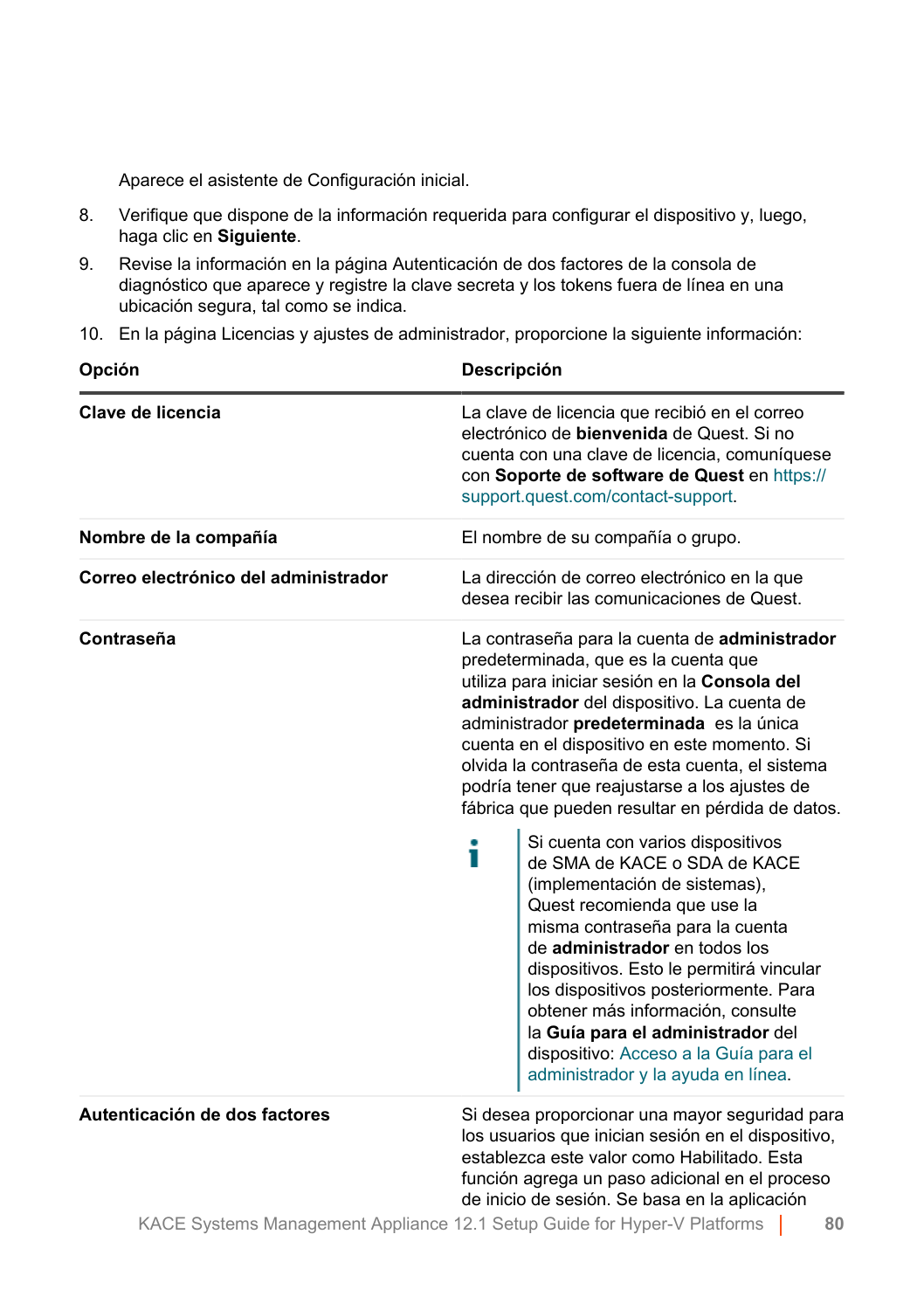Aparece el asistente de Configuración inicial.

8. Verifique que dispone de la información requerida para configurar el dispositivo y, luego, haga clic en **Siguiente**.
9. Revise la información en la página Autenticación de dos factores de la consola de diagnóstico que aparece y registre la clave secreta y los tokens fuera de línea en una ubicación segura, tal como se indica.
10. En la página Licencias y ajustes de administrador, proporcione la siguiente información:

| Opción | Descripción |
|---|---|
| **Clave de licencia** | La clave de licencia que recibió en el correo electrónico de **bienvenida** de Quest. Si no cuenta con una clave de licencia, comuníquese con **Soporte de software de Quest** en https://support.quest.com/contact-support. |
| **Nombre de la compañía** | El nombre de su compañía o grupo. |
| **Correo electrónico del administrador** | La dirección de correo electrónico en la que desea recibir las comunicaciones de Quest. |
| **Contraseña** | La contraseña para la cuenta de **administrador** predeterminada, que es la cuenta que utiliza para iniciar sesión en la **Consola del administrador** del dispositivo. La cuenta de administrador **predeterminada** es la única cuenta en el dispositivo en este momento. Si olvida la contraseña de esta cuenta, el sistema podría tener que reajustarse a los ajustes de fábrica que pueden resultar en pérdida de datos. <br><br> ℹ Si cuenta con varios dispositivos de SMA de KACE o SDA de KACE (implementación de sistemas), Quest recomienda que use la misma contraseña para la cuenta de **administrador** en todos los dispositivos. Esto le permitirá vincular los dispositivos posteriormente. Para obtener más información, consulte la **Guía para el administrador** del dispositivo: Acceso a la Guía para el administrador y la ayuda en línea. |
| **Autenticación de dos factores** | Si desea proporcionar una mayor seguridad para los usuarios que inician sesión en el dispositivo, establezca este valor como Habilitado. Esta función agrega un paso adicional en el proceso de inicio de sesión. Se basa en la aplicación |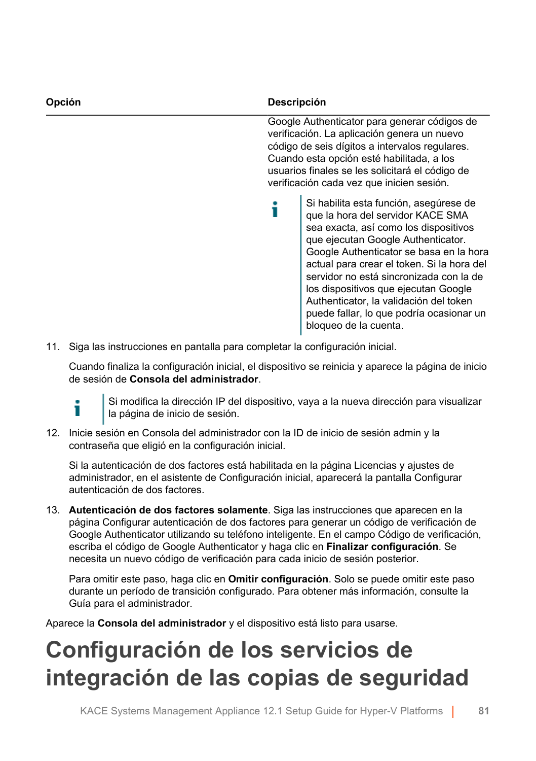| Opción | Descripción |
|---|---|
| | Google Authenticator para generar códigos de verificación. La aplicación genera un nuevo código de seis dígitos a intervalos regulares. Cuando esta opción esté habilitada, a los usuarios finales se les solicitará el código de verificación cada vez que inicien sesión. <br><br> Si habilita esta función, asegúrese de que la hora del servidor KACE SMA sea exacta, así como los dispositivos que ejecutan Google Authenticator. Google Authenticator se basa en la hora actual para crear el token. Si la hora del servidor no está sincronizada con la de los dispositivos que ejecutan Google Authenticator, la validación del token puede fallar, lo que podría ocasionar un bloqueo de la cuenta. |

11. Siga las instrucciones en pantalla para completar la configuración inicial.

    Cuando finaliza la configuración inicial, el dispositivo se reinicia y aparece la página de inicio de sesión de **Consola del administrador**.

    Si modifica la dirección IP del dispositivo, vaya a la nueva dirección para visualizar la página de inicio de sesión.

12. Inicie sesión en Consola del administrador con la ID de inicio de sesión admin y la contraseña que eligió en la configuración inicial.

    Si la autenticación de dos factores está habilitada en la página Licencias y ajustes de administrador, en el asistente de Configuración inicial, aparecerá la pantalla Configurar autenticación de dos factores.

13. **Autenticación de dos factores solamente**. Siga las instrucciones que aparecen en la página Configurar autenticación de dos factores para generar un código de verificación de Google Authenticator utilizando su teléfono inteligente. En el campo Código de verificación, escriba el código de Google Authenticator y haga clic en **Finalizar configuración**. Se necesita un nuevo código de verificación para cada inicio de sesión posterior.

    Para omitir este paso, haga clic en **Omitir configuración**. Solo se puede omitir este paso durante un período de transición configurado. Para obtener más información, consulte la Guía para el administrador.

Aparece la **Consola del administrador** y el dispositivo está listo para usarse.

# Configuración de los servicios de integración de las copias de seguridad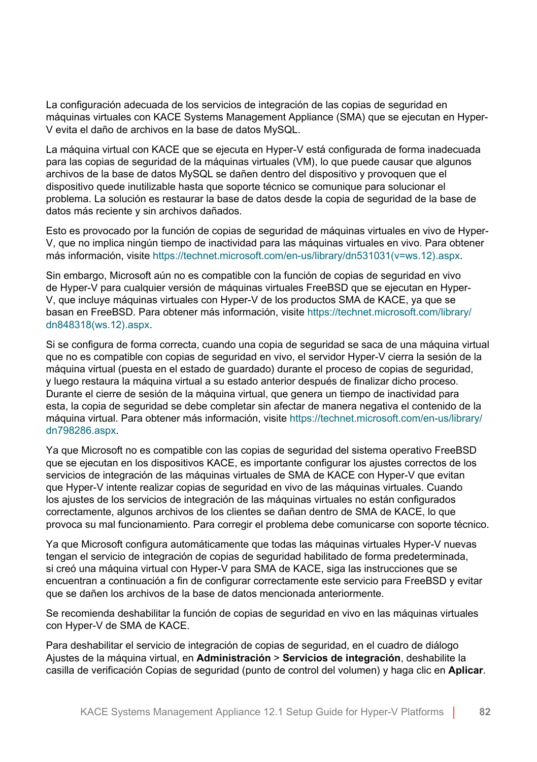La configuración adecuada de los servicios de integración de las copias de seguridad en máquinas virtuales con KACE Systems Management Appliance (SMA) que se ejecutan en Hyper-V evita el daño de archivos en la base de datos MySQL.

La máquina virtual con KACE que se ejecuta en Hyper-V está configurada de forma inadecuada para las copias de seguridad de la máquinas virtuales (VM), lo que puede causar que algunos archivos de la base de datos MySQL se dañen dentro del dispositivo y provoquen que el dispositivo quede inutilizable hasta que soporte técnico se comunique para solucionar el problema. La solución es restaurar la base de datos desde la copia de seguridad de la base de datos más reciente y sin archivos dañados.

Esto es provocado por la función de copias de seguridad de máquinas virtuales en vivo de Hyper-V, que no implica ningún tiempo de inactividad para las máquinas virtuales en vivo. Para obtener más información, visite https://technet.microsoft.com/en-us/library/dn531031(v=ws.12).aspx.

Sin embargo, Microsoft aún no es compatible con la función de copias de seguridad en vivo de Hyper-V para cualquier versión de máquinas virtuales FreeBSD que se ejecutan en Hyper-V, que incluye máquinas virtuales con Hyper-V de los productos SMA de KACE, ya que se basan en FreeBSD. Para obtener más información, visite https://technet.microsoft.com/library/dn848318(ws.12).aspx.

Si se configura de forma correcta, cuando una copia de seguridad se saca de una máquina virtual que no es compatible con copias de seguridad en vivo, el servidor Hyper-V cierra la sesión de la máquina virtual (puesta en el estado de guardado) durante el proceso de copias de seguridad, y luego restaura la máquina virtual a su estado anterior después de finalizar dicho proceso. Durante el cierre de sesión de la máquina virtual, que genera un tiempo de inactividad para esta, la copia de seguridad se debe completar sin afectar de manera negativa el contenido de la máquina virtual. Para obtener más información, visite https://technet.microsoft.com/en-us/library/dn798286.aspx.

Ya que Microsoft no es compatible con las copias de seguridad del sistema operativo FreeBSD que se ejecutan en los dispositivos KACE, es importante configurar los ajustes correctos de los servicios de integración de las máquinas virtuales de SMA de KACE con Hyper-V que evitan que Hyper-V intente realizar copias de seguridad en vivo de las máquinas virtuales. Cuando los ajustes de los servicios de integración de las máquinas virtuales no están configurados correctamente, algunos archivos de los clientes se dañan dentro de SMA de KACE, lo que provoca su mal funcionamiento. Para corregir el problema debe comunicarse con soporte técnico.

Ya que Microsoft configura automáticamente que todas las máquinas virtuales Hyper-V nuevas tengan el servicio de integración de copias de seguridad habilitado de forma predeterminada, si creó una máquina virtual con Hyper-V para SMA de KACE, siga las instrucciones que se encuentran a continuación a fin de configurar correctamente este servicio para FreeBSD y evitar que se dañen los archivos de la base de datos mencionada anteriormente.

Se recomienda deshabilitar la función de copias de seguridad en vivo en las máquinas virtuales con Hyper-V de SMA de KACE.

Para deshabilitar el servicio de integración de copias de seguridad, en el cuadro de diálogo Ajustes de la máquina virtual, en **Administración** > **Servicios de integración**, deshabilite la casilla de verificación Copias de seguridad (punto de control del volumen) y haga clic en **Aplicar**.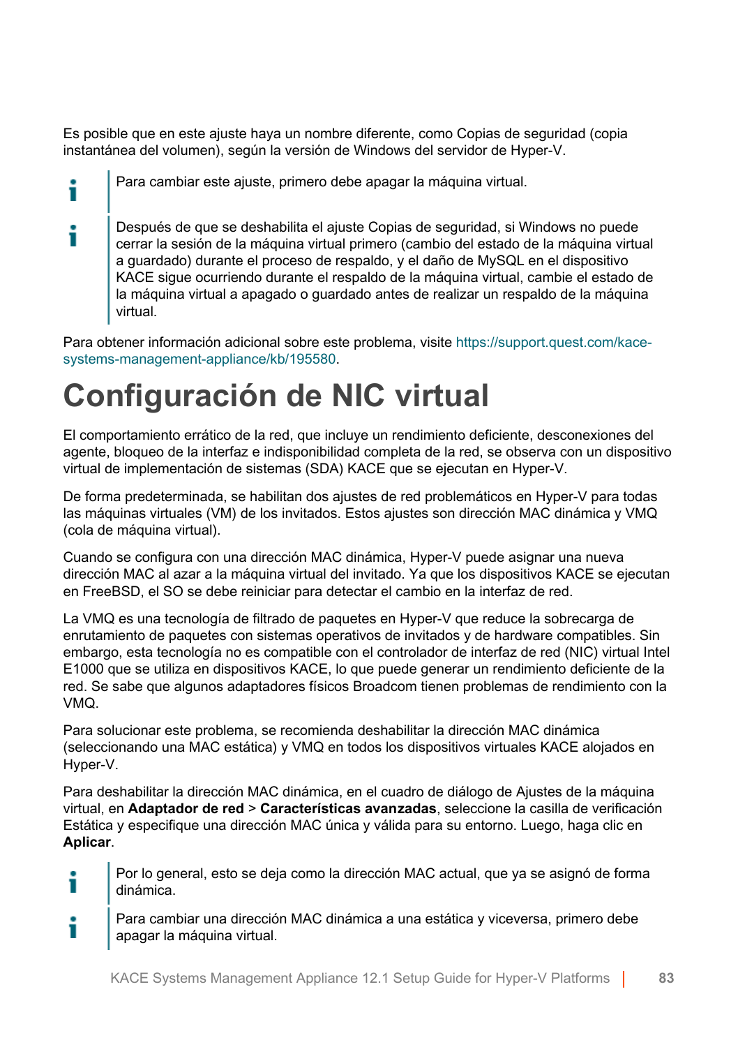Es posible que en este ajuste haya un nombre diferente, como Copias de seguridad (copia instantánea del volumen), según la versión de Windows del servidor de Hyper-V.

> Para cambiar este ajuste, primero debe apagar la máquina virtual.

> Después de que se deshabilita el ajuste Copias de seguridad, si Windows no puede cerrar la sesión de la máquina virtual primero (cambio del estado de la máquina virtual a guardado) durante el proceso de respaldo, y el daño de MySQL en el dispositivo KACE sigue ocurriendo durante el respaldo de la máquina virtual, cambie el estado de la máquina virtual a apagado o guardado antes de realizar un respaldo de la máquina virtual.

Para obtener información adicional sobre este problema, visite https://support.quest.com/kace-systems-management-appliance/kb/195580.

# Configuración de NIC virtual

El comportamiento errático de la red, que incluye un rendimiento deficiente, desconexiones del agente, bloqueo de la interfaz e indisponibilidad completa de la red, se observa con un dispositivo virtual de implementación de sistemas (SDA) KACE que se ejecutan en Hyper-V.

De forma predeterminada, se habilitan dos ajustes de red problemáticos en Hyper-V para todas las máquinas virtuales (VM) de los invitados. Estos ajustes son dirección MAC dinámica y VMQ (cola de máquina virtual).

Cuando se configura con una dirección MAC dinámica, Hyper-V puede asignar una nueva dirección MAC al azar a la máquina virtual del invitado. Ya que los dispositivos KACE se ejecutan en FreeBSD, el SO se debe reiniciar para detectar el cambio en la interfaz de red.

La VMQ es una tecnología de filtrado de paquetes en Hyper-V que reduce la sobrecarga de enrutamiento de paquetes con sistemas operativos de invitados y de hardware compatibles. Sin embargo, esta tecnología no es compatible con el controlador de interfaz de red (NIC) virtual Intel E1000 que se utiliza en dispositivos KACE, lo que puede generar un rendimiento deficiente de la red. Se sabe que algunos adaptadores físicos Broadcom tienen problemas de rendimiento con la VMQ.

Para solucionar este problema, se recomienda deshabilitar la dirección MAC dinámica (seleccionando una MAC estática) y VMQ en todos los dispositivos virtuales KACE alojados en Hyper-V.

Para deshabilitar la dirección MAC dinámica, en el cuadro de diálogo de Ajustes de la máquina virtual, en **Adaptador de red** > **Características avanzadas**, seleccione la casilla de verificación Estática y especifique una dirección MAC única y válida para su entorno. Luego, haga clic en **Aplicar**.

> Por lo general, esto se deja como la dirección MAC actual, que ya se asignó de forma dinámica.

> Para cambiar una dirección MAC dinámica a una estática y viceversa, primero debe apagar la máquina virtual.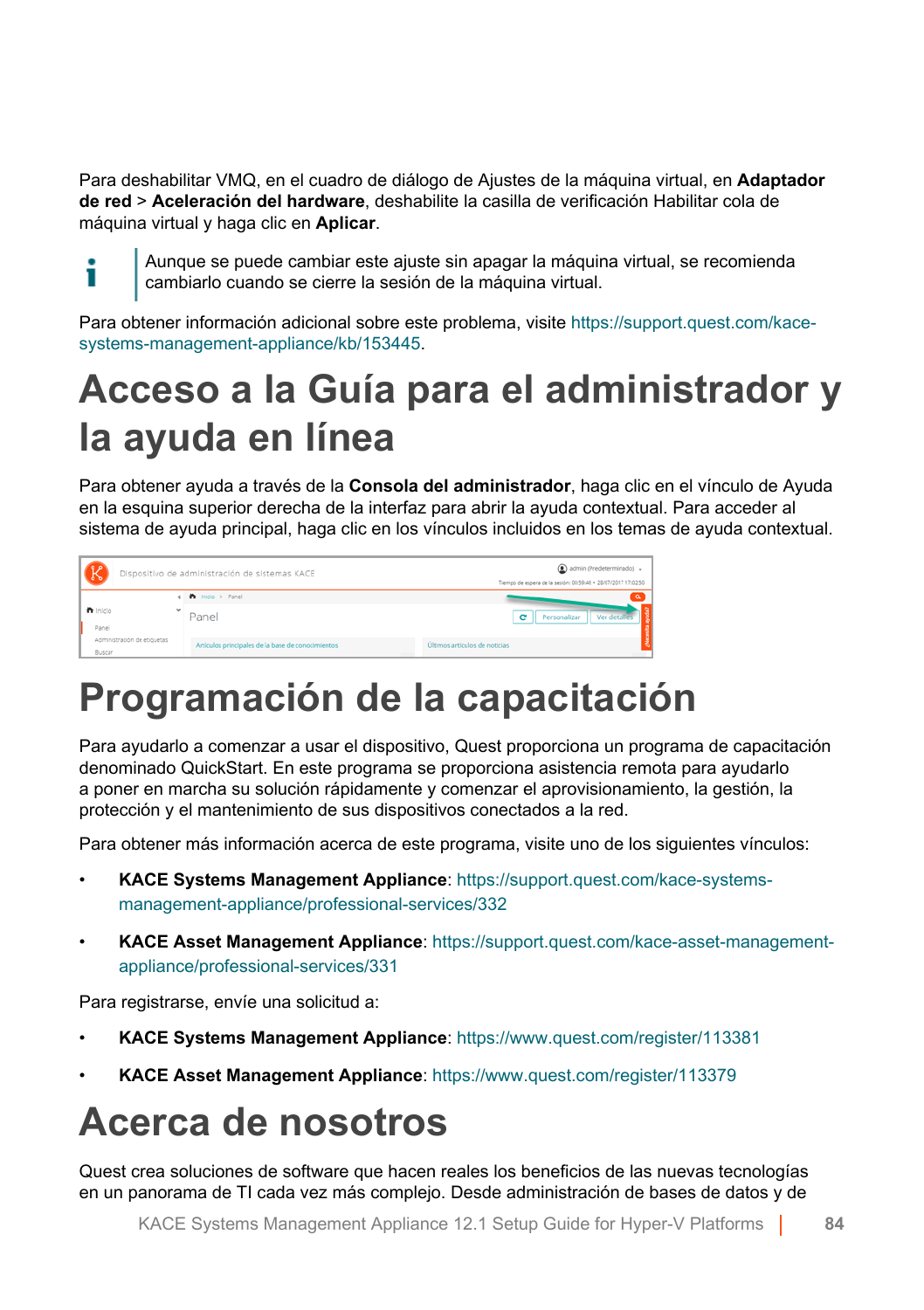Para deshabilitar VMQ, en el cuadro de diálogo de Ajustes de la máquina virtual, en **Adaptador de red** > **Aceleración del hardware**, deshabilite la casilla de verificación Habilitar cola de máquina virtual y haga clic en **Aplicar**.

> Aunque se puede cambiar este ajuste sin apagar la máquina virtual, se recomienda cambiarlo cuando se cierre la sesión de la máquina virtual.

Para obtener información adicional sobre este problema, visite https://support.quest.com/kace-systems-management-appliance/kb/153445.

# Acceso a la Guía para el administrador y la ayuda en línea

Para obtener ayuda a través de la **Consola del administrador**, haga clic en el vínculo de Ayuda en la esquina superior derecha de la interfaz para abrir la ayuda contextual. Para acceder al sistema de ayuda principal, haga clic en los vínculos incluidos en los temas de ayuda contextual.

# Programación de la capacitación

Para ayudarlo a comenzar a usar el dispositivo, Quest proporciona un programa de capacitación denominado QuickStart. En este programa se proporciona asistencia remota para ayudarlo a poner en marcha su solución rápidamente y comenzar el aprovisionamiento, la gestión, la protección y el mantenimiento de sus dispositivos conectados a la red.

Para obtener más información acerca de este programa, visite uno de los siguientes vínculos:

- **KACE Systems Management Appliance**: https://support.quest.com/kace-systems-management-appliance/professional-services/332
- **KACE Asset Management Appliance**: https://support.quest.com/kace-asset-management-appliance/professional-services/331

Para registrarse, envíe una solicitud a:

- **KACE Systems Management Appliance**: https://www.quest.com/register/113381
- **KACE Asset Management Appliance**: https://www.quest.com/register/113379

# Acerca de nosotros

Quest crea soluciones de software que hacen reales los beneficios de las nuevas tecnologías en un panorama de TI cada vez más complejo. Desde administración de bases de datos y de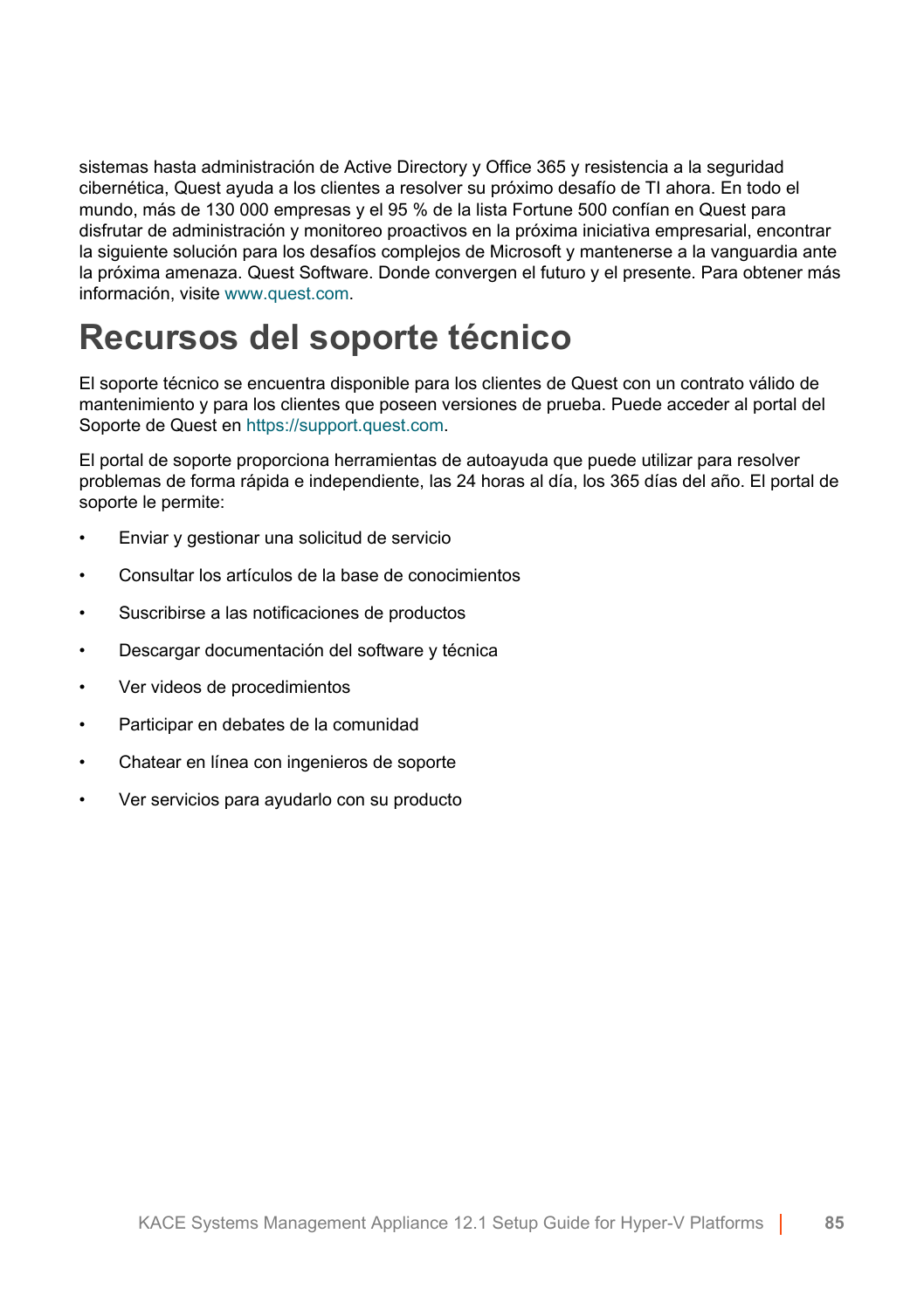sistemas hasta administración de Active Directory y Office 365 y resistencia a la seguridad cibernética, Quest ayuda a los clientes a resolver su próximo desafío de TI ahora. En todo el mundo, más de 130 000 empresas y el 95 % de la lista Fortune 500 confían en Quest para disfrutar de administración y monitoreo proactivos en la próxima iniciativa empresarial, encontrar la siguiente solución para los desafíos complejos de Microsoft y mantenerse a la vanguardia ante la próxima amenaza. Quest Software. Donde convergen el futuro y el presente. Para obtener más información, visite www.quest.com.

# Recursos del soporte técnico

El soporte técnico se encuentra disponible para los clientes de Quest con un contrato válido de mantenimiento y para los clientes que poseen versiones de prueba. Puede acceder al portal del Soporte de Quest en https://support.quest.com.

El portal de soporte proporciona herramientas de autoayuda que puede utilizar para resolver problemas de forma rápida e independiente, las 24 horas al día, los 365 días del año. El portal de soporte le permite:

- Enviar y gestionar una solicitud de servicio
- Consultar los artículos de la base de conocimientos
- Suscribirse a las notificaciones de productos
- Descargar documentación del software y técnica
- Ver videos de procedimientos
- Participar en debates de la comunidad
- Chatear en línea con ingenieros de soporte
- Ver servicios para ayudarlo con su producto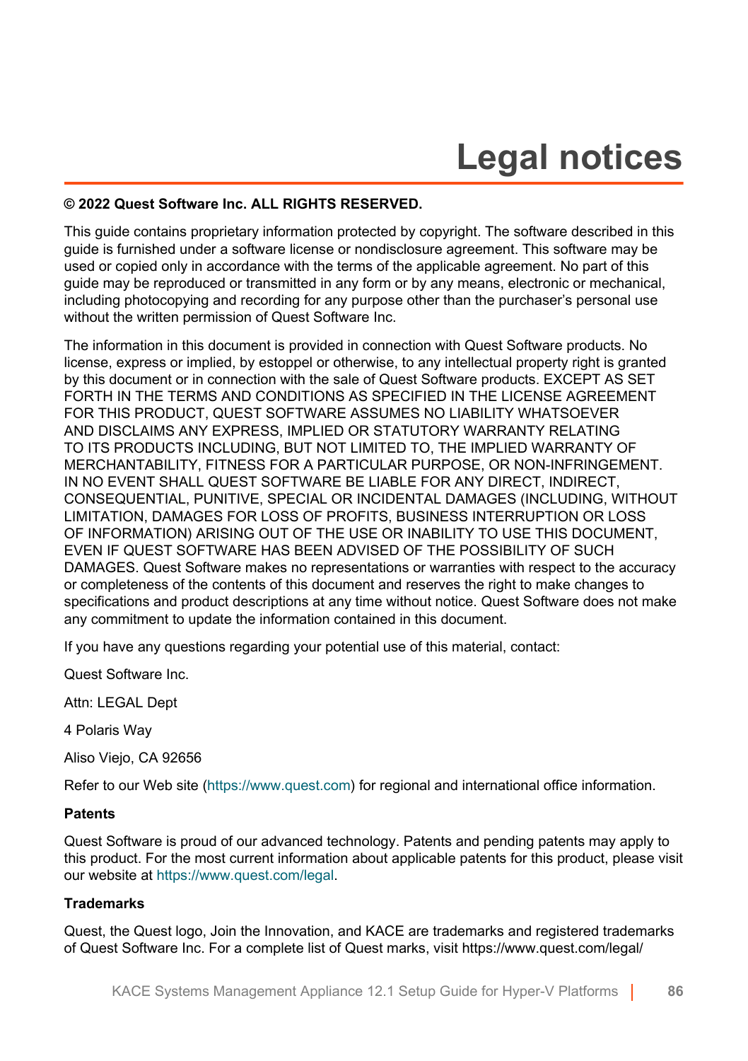# Legal notices

**© 2022 Quest Software Inc. ALL RIGHTS RESERVED.**

This guide contains proprietary information protected by copyright. The software described in this guide is furnished under a software license or nondisclosure agreement. This software may be used or copied only in accordance with the terms of the applicable agreement. No part of this guide may be reproduced or transmitted in any form or by any means, electronic or mechanical, including photocopying and recording for any purpose other than the purchaser's personal use without the written permission of Quest Software Inc.

The information in this document is provided in connection with Quest Software products. No license, express or implied, by estoppel or otherwise, to any intellectual property right is granted by this document or in connection with the sale of Quest Software products. EXCEPT AS SET FORTH IN THE TERMS AND CONDITIONS AS SPECIFIED IN THE LICENSE AGREEMENT FOR THIS PRODUCT, QUEST SOFTWARE ASSUMES NO LIABILITY WHATSOEVER AND DISCLAIMS ANY EXPRESS, IMPLIED OR STATUTORY WARRANTY RELATING TO ITS PRODUCTS INCLUDING, BUT NOT LIMITED TO, THE IMPLIED WARRANTY OF MERCHANTABILITY, FITNESS FOR A PARTICULAR PURPOSE, OR NON-INFRINGEMENT. IN NO EVENT SHALL QUEST SOFTWARE BE LIABLE FOR ANY DIRECT, INDIRECT, CONSEQUENTIAL, PUNITIVE, SPECIAL OR INCIDENTAL DAMAGES (INCLUDING, WITHOUT LIMITATION, DAMAGES FOR LOSS OF PROFITS, BUSINESS INTERRUPTION OR LOSS OF INFORMATION) ARISING OUT OF THE USE OR INABILITY TO USE THIS DOCUMENT, EVEN IF QUEST SOFTWARE HAS BEEN ADVISED OF THE POSSIBILITY OF SUCH DAMAGES. Quest Software makes no representations or warranties with respect to the accuracy or completeness of the contents of this document and reserves the right to make changes to specifications and product descriptions at any time without notice. Quest Software does not make any commitment to update the information contained in this document.

If you have any questions regarding your potential use of this material, contact:

Quest Software Inc.

Attn: LEGAL Dept

4 Polaris Way

Aliso Viejo, CA 92656

Refer to our Web site (https://www.quest.com) for regional and international office information.

**Patents**

Quest Software is proud of our advanced technology. Patents and pending patents may apply to this product. For the most current information about applicable patents for this product, please visit our website at https://www.quest.com/legal.

**Trademarks**

Quest, the Quest logo, Join the Innovation, and KACE are trademarks and registered trademarks of Quest Software Inc. For a complete list of Quest marks, visit https://www.quest.com/legal/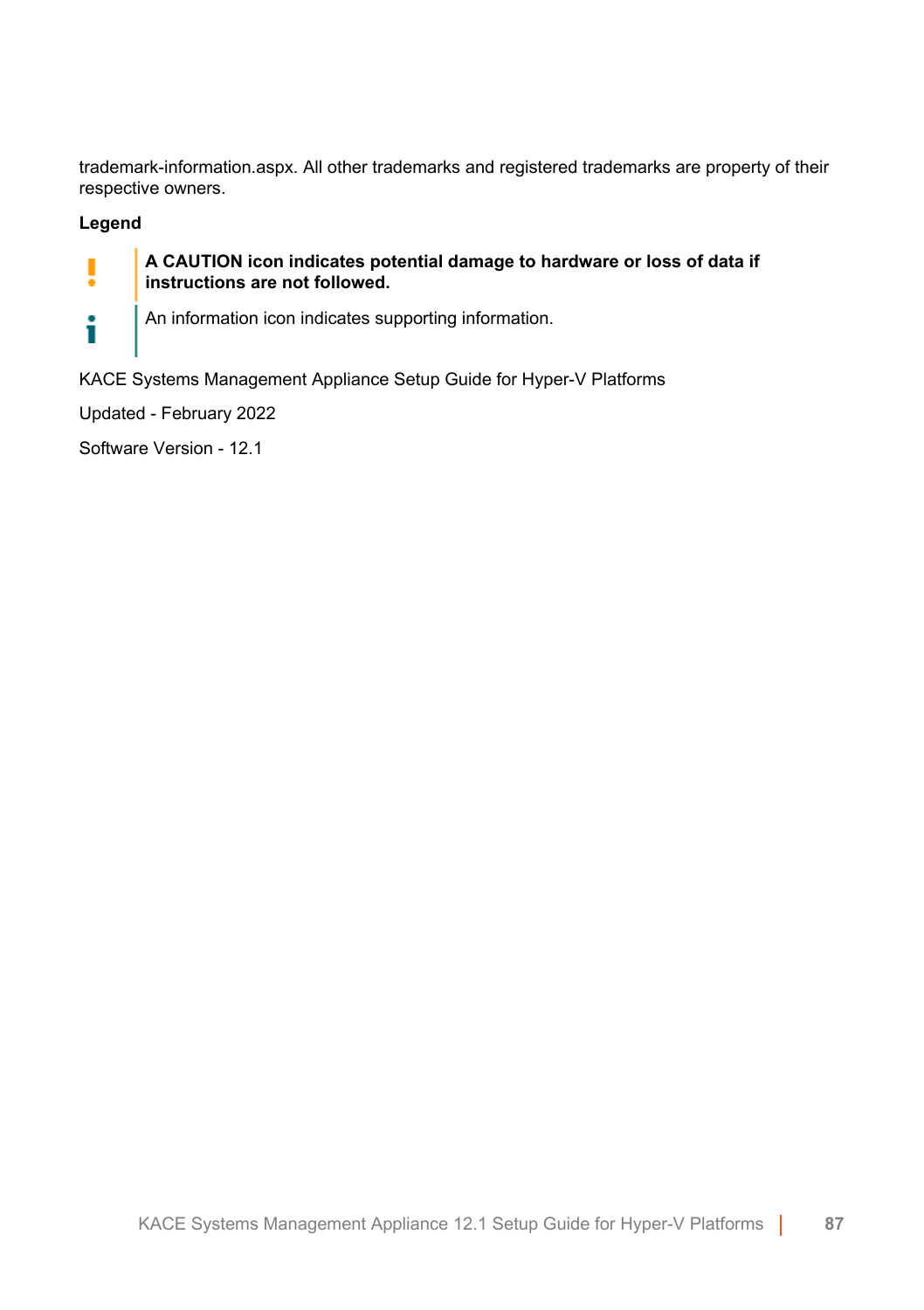trademark-information.aspx. All other trademarks and registered trademarks are property of their respective owners.

**Legend**

**A CAUTION icon indicates potential damage to hardware or loss of data if instructions are not followed.**

An information icon indicates supporting information.

KACE Systems Management Appliance Setup Guide for Hyper-V Platforms

Updated - February 2022

Software Version - 12.1